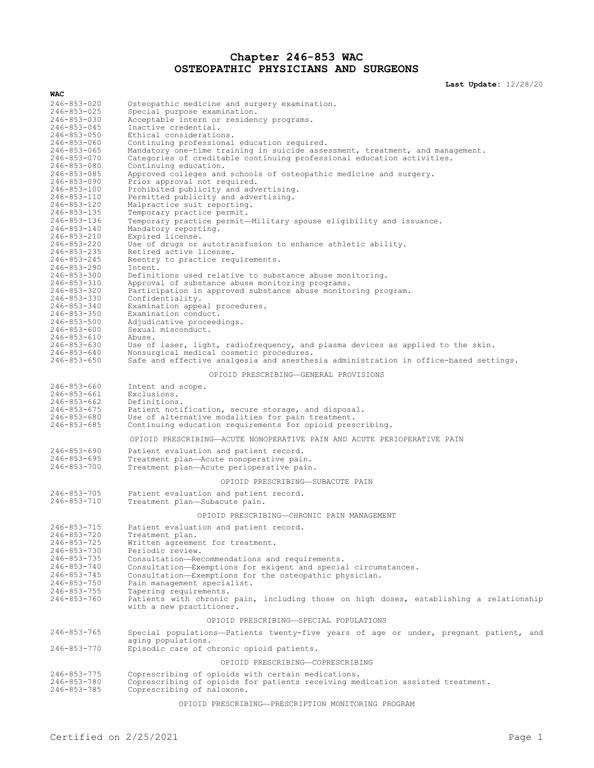# Chapter 246-853 WAC
# OSTEOPATHIC PHYSICIANS AND SURGEONS

**Last Update:** 12/28/20

| **WAC** | |
|---|---|
| 246-853-020 | Osteopathic medicine and surgery examination. |
| 246-853-025 | Special purpose examination. |
| 246-853-030 | Acceptable intern or residency programs. |
| 246-853-045 | Inactive credential. |
| 246-853-050 | Ethical considerations. |
| 246-853-060 | Continuing professional education required. |
| 246-853-065 | Mandatory one-time training in suicide assessment, treatment, and management. |
| 246-853-070 | Categories of creditable continuing professional education activities. |
| 246-853-080 | Continuing education. |
| 246-853-085 | Approved colleges and schools of osteopathic medicine and surgery. |
| 246-853-090 | Prior approval not required. |
| 246-853-100 | Prohibited publicity and advertising. |
| 246-853-110 | Permitted publicity and advertising. |
| 246-853-120 | Malpractice suit reporting. |
| 246-853-135 | Temporary practice permit. |
| 246-853-136 | Temporary practice permit—Military spouse eligibility and issuance. |
| 246-853-140 | Mandatory reporting. |
| 246-853-210 | Expired license. |
| 246-853-220 | Use of drugs or autotransfusion to enhance athletic ability. |
| 246-853-235 | Retired active license. |
| 246-853-245 | Reentry to practice requirements. |
| 246-853-290 | Intent. |
| 246-853-300 | Definitions used relative to substance abuse monitoring. |
| 246-853-310 | Approval of substance abuse monitoring programs. |
| 246-853-320 | Participation in approved substance abuse monitoring program. |
| 246-853-330 | Confidentiality. |
| 246-853-340 | Examination appeal procedures. |
| 246-853-350 | Examination conduct. |
| 246-853-500 | Adjudicative proceedings. |
| 246-853-600 | Sexual misconduct. |
| 246-853-610 | Abuse. |
| 246-853-630 | Use of laser, light, radiofrequency, and plasma devices as applied to the skin. |
| 246-853-640 | Nonsurgical medical cosmetic procedures. |
| 246-853-650 | Safe and effective analgesia and anesthesia administration in office-based settings. |

OPIOID PRESCRIBING—GENERAL PROVISIONS

| | |
|---|---|
| 246-853-660 | Intent and scope. |
| 246-853-661 | Exclusions. |
| 246-853-662 | Definitions. |
| 246-853-675 | Patient notification, secure storage, and disposal. |
| 246-853-680 | Use of alternative modalities for pain treatment. |
| 246-853-685 | Continuing education requirements for opioid prescribing. |

OPIOID PRESCRIBING—ACUTE NONOPERATIVE PAIN AND ACUTE PERIOPERATIVE PAIN

| | |
|---|---|
| 246-853-690 | Patient evaluation and patient record. |
| 246-853-695 | Treatment plan—Acute nonoperative pain. |
| 246-853-700 | Treatment plan—Acute perioperative pain. |

OPIOID PRESCRIBING—SUBACUTE PAIN

| | |
|---|---|
| 246-853-705 | Patient evaluation and patient record. |
| 246-853-710 | Treatment plan—Subacute pain. |

OPIOID PRESCRIBING—CHRONIC PAIN MANAGEMENT

| | |
|---|---|
| 246-853-715 | Patient evaluation and patient record. |
| 246-853-720 | Treatment plan. |
| 246-853-725 | Written agreement for treatment. |
| 246-853-730 | Periodic review. |
| 246-853-735 | Consultation—Recommendations and requirements. |
| 246-853-740 | Consultation—Exemptions for exigent and special circumstances. |
| 246-853-745 | Consultation—Exemptions for the osteopathic physician. |
| 246-853-750 | Pain management specialist. |
| 246-853-755 | Tapering requirements. |
| 246-853-760 | Patients with chronic pain, including those on high doses, establishing a relationship with a new practitioner. |

OPIOID PRESCRIBING—SPECIAL POPULATIONS

| | |
|---|---|
| 246-853-765 | Special populations—Patients twenty-five years of age or under, pregnant patient, and aging populations. |
| 246-853-770 | Episodic care of chronic opioid patients. |

OPIOID PRESCRIBING—COPRESCRIBING

| | |
|---|---|
| 246-853-775 | Coprescribing of opioids with certain medications. |
| 246-853-780 | Coprescribing of opioids for patients receiving medication assisted treatment. |
| 246-853-785 | Coprescribing of naloxone. |

OPIOID PRESCRIBING—PRESCRIPTION MONITORING PROGRAM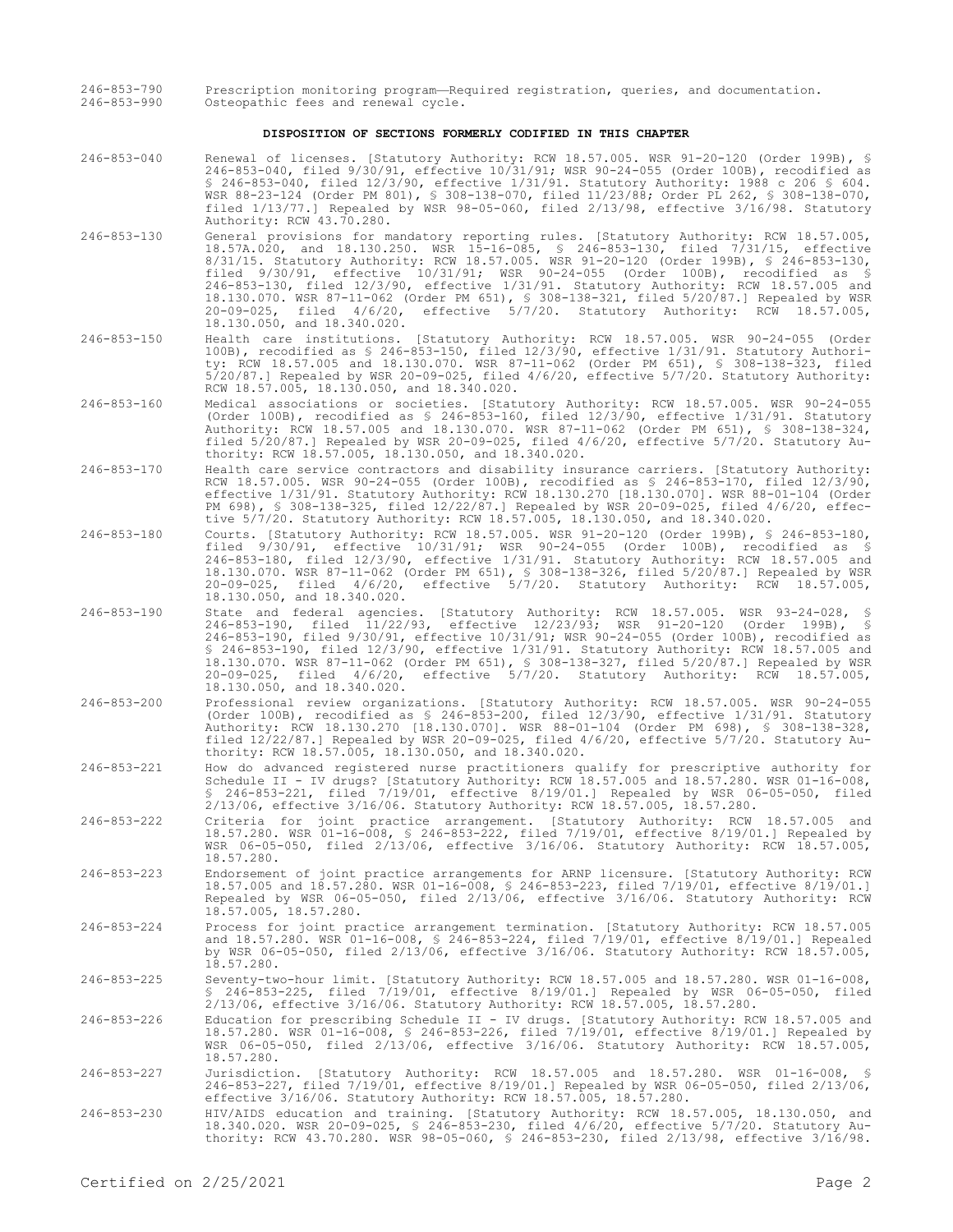246-853-790 Prescription monitoring program—Required registration, queries, and documentation.
246-853-990 Osteopathic fees and renewal cycle.

**DISPOSITION OF SECTIONS FORMERLY CODIFIED IN THIS CHAPTER**

246-853-040 Renewal of licenses. [Statutory Authority: RCW 18.57.005. WSR 91-20-120 (Order 199B), § 246-853-040, filed 9/30/91, effective 10/31/91; WSR 90-24-055 (Order 100B), recodified as § 246-853-040, filed 12/3/90, effective 1/31/91. Statutory Authority: 1988 c 206 § 604. WSR 88-23-124 (Order PM 801), § 308-138-070, filed 11/23/88; Order PL 262, § 308-138-070, filed 1/13/77.] Repealed by WSR 98-05-060, filed 2/13/98, effective 3/16/98. Statutory Authority: RCW 43.70.280.

246-853-130 General provisions for mandatory reporting rules. [Statutory Authority: RCW 18.57.005, 18.57A.020, and 18.130.250. WSR 15-16-085, § 246-853-130, filed 7/31/15, effective 8/31/15. Statutory Authority: RCW 18.57.005. WSR 91-20-120 (Order 199B), § 246-853-130, filed 9/30/91, effective 10/31/91; WSR 90-24-055 (Order 100B), recodified as § 246-853-130, filed 12/3/90, effective 1/31/91. Statutory Authority: RCW 18.57.005 and 18.130.070. WSR 87-11-062 (Order PM 651), § 308-138-321, filed 5/20/87.] Repealed by WSR 20-09-025, filed 4/6/20, effective 5/7/20. Statutory Authority: RCW 18.57.005, 18.130.050, and 18.340.020.

246-853-150 Health care institutions. [Statutory Authority: RCW 18.57.005. WSR 90-24-055 (Order 100B), recodified as § 246-853-150, filed 12/3/90, effective 1/31/91. Statutory Authority: RCW 18.57.005 and 18.130.070. WSR 87-11-062 (Order PM 651), § 308-138-323, filed 5/20/87.] Repealed by WSR 20-09-025, filed 4/6/20, effective 5/7/20. Statutory Authority: RCW 18.57.005, 18.130.050, and 18.340.020.

246-853-160 Medical associations or societies. [Statutory Authority: RCW 18.57.005. WSR 90-24-055 (Order 100B), recodified as § 246-853-160, filed 12/3/90, effective 1/31/91. Statutory Authority: RCW 18.57.005 and 18.130.070. WSR 87-11-062 (Order PM 651), § 308-138-324, filed 5/20/87.] Repealed by WSR 20-09-025, filed 4/6/20, effective 5/7/20. Statutory Authority: RCW 18.57.005, 18.130.050, and 18.340.020.

246-853-170 Health care service contractors and disability insurance carriers. [Statutory Authority: RCW 18.57.005. WSR 90-24-055 (Order 100B), recodified as § 246-853-170, filed 12/3/90, effective 1/31/91. Statutory Authority: RCW 18.130.270 [18.130.070]. WSR 88-01-104 (Order PM 698), § 308-138-325, filed 12/22/87.] Repealed by WSR 20-09-025, filed 4/6/20, effective 5/7/20. Statutory Authority: RCW 18.57.005, 18.130.050, and 18.340.020.

246-853-180 Courts. [Statutory Authority: RCW 18.57.005. WSR 91-20-120 (Order 199B), § 246-853-180, filed 9/30/91, effective 10/31/91; WSR 90-24-055 (Order 100B), recodified as § 246-853-180, filed 12/3/90, effective 1/31/91. Statutory Authority: RCW 18.57.005 and 18.130.070. WSR 87-11-062 (Order PM 651), § 308-138-326, filed 5/20/87.] Repealed by WSR 20-09-025, filed 4/6/20, effective 5/7/20. Statutory Authority: RCW 18.57.005, 18.130.050, and 18.340.020.

246-853-190 State and federal agencies. [Statutory Authority: RCW 18.57.005. WSR 93-24-028, § 246-853-190, filed 11/22/93, effective 12/23/93; WSR 91-20-120 (Order 199B), § 246-853-190, filed 9/30/91, effective 10/31/91; WSR 90-24-055 (Order 100B), recodified as § 246-853-190, filed 12/3/90, effective 1/31/91. Statutory Authority: RCW 18.57.005 and 18.130.070. WSR 87-11-062 (Order PM 651), § 308-138-327, filed 5/20/87.] Repealed by WSR 20-09-025, filed 4/6/20, effective 5/7/20. Statutory Authority: RCW 18.57.005, 18.130.050, and 18.340.020.

246-853-200 Professional review organizations. [Statutory Authority: RCW 18.57.005. WSR 90-24-055 (Order 100B), recodified as § 246-853-200, filed 12/3/90, effective 1/31/91. Statutory Authority: RCW 18.130.270 [18.130.070]. WSR 88-01-104 (Order PM 698), § 308-138-328, filed 12/22/87.] Repealed by WSR 20-09-025, filed 4/6/20, effective 5/7/20. Statutory Authority: RCW 18.57.005, 18.130.050, and 18.340.020.

246-853-221 How do advanced registered nurse practitioners qualify for prescriptive authority for Schedule II - IV drugs? [Statutory Authority: RCW 18.57.005 and 18.57.280. WSR 01-16-008, § 246-853-221, filed 7/19/01, effective 8/19/01.] Repealed by WSR 06-05-050, filed 2/13/06, effective 3/16/06. Statutory Authority: RCW 18.57.005, 18.57.280.

246-853-222 Criteria for joint practice arrangement. [Statutory Authority: RCW 18.57.005 and 18.57.280. WSR 01-16-008, § 246-853-222, filed 7/19/01, effective 8/19/01.] Repealed by WSR 06-05-050, filed 2/13/06, effective 3/16/06. Statutory Authority: RCW 18.57.005, 18.57.280.

246-853-223 Endorsement of joint practice arrangements for ARNP licensure. [Statutory Authority: RCW 18.57.005 and 18.57.280. WSR 01-16-008, § 246-853-223, filed 7/19/01, effective 8/19/01.] Repealed by WSR 06-05-050, filed 2/13/06, effective 3/16/06. Statutory Authority: RCW 18.57.005, 18.57.280.

246-853-224 Process for joint practice arrangement termination. [Statutory Authority: RCW 18.57.005 and 18.57.280. WSR 01-16-008, § 246-853-224, filed 7/19/01, effective 8/19/01.] Repealed by WSR 06-05-050, filed 2/13/06, effective 3/16/06. Statutory Authority: RCW 18.57.005, 18.57.280.

246-853-225 Seventy-two-hour limit. [Statutory Authority: RCW 18.57.005 and 18.57.280. WSR 01-16-008, § 246-853-225, filed 7/19/01, effective 8/19/01.] Repealed by WSR 06-05-050, filed 2/13/06, effective 3/16/06. Statutory Authority: RCW 18.57.005, 18.57.280.

246-853-226 Education for prescribing Schedule II - IV drugs. [Statutory Authority: RCW 18.57.005 and 18.57.280. WSR 01-16-008, § 246-853-226, filed 7/19/01, effective 8/19/01.] Repealed by WSR 06-05-050, filed 2/13/06, effective 3/16/06. Statutory Authority: RCW 18.57.005, 18.57.280.

246-853-227 Jurisdiction. [Statutory Authority: RCW 18.57.005 and 18.57.280. WSR 01-16-008, § 246-853-227, filed 7/19/01, effective 8/19/01.] Repealed by WSR 06-05-050, filed 2/13/06, effective 3/16/06. Statutory Authority: RCW 18.57.005, 18.57.280.

246-853-230 HIV/AIDS education and training. [Statutory Authority: RCW 18.57.005, 18.130.050, and 18.340.020. WSR 20-09-025, § 246-853-230, filed 4/6/20, effective 5/7/20. Statutory Authority: RCW 43.70.280. WSR 98-05-060, § 246-853-230, filed 2/13/98, effective 3/16/98.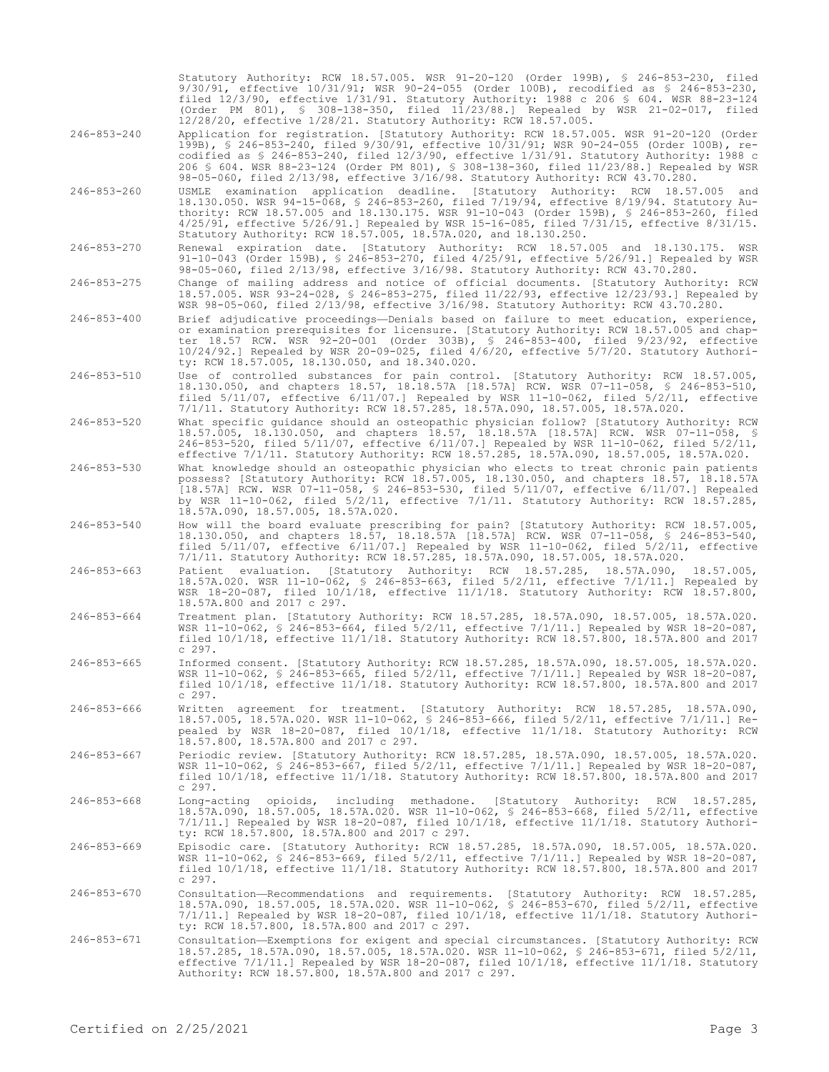Statutory Authority: RCW 18.57.005. WSR 91-20-120 (Order 199B), § 246-853-230, filed 9/30/91, effective 10/31/91; WSR 90-24-055 (Order 100B), recodified as § 246-853-230, filed 12/3/90, effective 1/31/91. Statutory Authority: 1988 c 206 § 604. WSR 88-23-124 (Order PM 801), § 308-138-350, filed 11/23/88.] Repealed by WSR 21-02-017, filed 12/28/20, effective 1/28/21. Statutory Authority: RCW 18.57.005.

246-853-240 Application for registration. [Statutory Authority: RCW 18.57.005. WSR 91-20-120 (Order 199B), § 246-853-240, filed 9/30/91, effective 10/31/91; WSR 90-24-055 (Order 100B), recodified as § 246-853-240, filed 12/3/90, effective 1/31/91. Statutory Authority: 1988 c 206 § 604. WSR 88-23-124 (Order PM 801), § 308-138-360, filed 11/23/88.] Repealed by WSR 98-05-060, filed 2/13/98, effective 3/16/98. Statutory Authority: RCW 43.70.280.

246-853-260 USMLE examination application deadline. [Statutory Authority: RCW 18.57.005 and 18.130.050. WSR 94-15-068, § 246-853-260, filed 7/19/94, effective 8/19/94. Statutory Authority: RCW 18.57.005 and 18.130.175. WSR 91-10-043 (Order 159B), § 246-853-260, filed 4/25/91, effective 5/26/91.] Repealed by WSR 15-16-085, filed 7/31/15, effective 8/31/15. Statutory Authority: RCW 18.57.005, 18.57A.020, and 18.130.250.

246-853-270 Renewal expiration date. [Statutory Authority: RCW 18.57.005 and 18.130.175. WSR 91-10-043 (Order 159B), § 246-853-270, filed 4/25/91, effective 5/26/91.] Repealed by WSR 98-05-060, filed 2/13/98, effective 3/16/98. Statutory Authority: RCW 43.70.280.

246-853-275 Change of mailing address and notice of official documents. [Statutory Authority: RCW 18.57.005. WSR 93-24-028, § 246-853-275, filed 11/22/93, effective 12/23/93.] Repealed by WSR 98-05-060, filed 2/13/98, effective 3/16/98. Statutory Authority: RCW 43.70.280.

246-853-400 Brief adjudicative proceedings—Denials based on failure to meet education, experience, or examination prerequisites for licensure. [Statutory Authority: RCW 18.57.005 and chapter 18.57 RCW. WSR 92-20-001 (Order 303B), § 246-853-400, filed 9/23/92, effective 10/24/92.] Repealed by WSR 20-09-025, filed 4/6/20, effective 5/7/20. Statutory Authority: RCW 18.57.005, 18.130.050, and 18.340.020.

246-853-510 Use of controlled substances for pain control. [Statutory Authority: RCW 18.57.005, 18.130.050, and chapters 18.57, 18.18.57A [18.57A] RCW. WSR 07-11-058, § 246-853-510, filed 5/11/07, effective 6/11/07.] Repealed by WSR 11-10-062, filed 5/2/11, effective 7/1/11. Statutory Authority: RCW 18.57.285, 18.57A.090, 18.57.005, 18.57A.020.

246-853-520 What specific guidance should an osteopathic physician follow? [Statutory Authority: RCW 18.57.005, 18.130.050, and chapters 18.57, 18.18.57A [18.57A] RCW. WSR 07-11-058, § 246-853-520, filed 5/11/07, effective 6/11/07.] Repealed by WSR 11-10-062, filed 5/2/11, effective 7/1/11. Statutory Authority: RCW 18.57.285, 18.57A.090, 18.57.005, 18.57A.020.

246-853-530 What knowledge should an osteopathic physician who elects to treat chronic pain patients possess? [Statutory Authority: RCW 18.57.005, 18.130.050, and chapters 18.57, 18.18.57A [18.57A] RCW. WSR 07-11-058, § 246-853-530, filed 5/11/07, effective 6/11/07.] Repealed by WSR 11-10-062, filed 5/2/11, effective 7/1/11. Statutory Authority: RCW 18.57.285, 18.57A.090, 18.57.005, 18.57A.020.

246-853-540 How will the board evaluate prescribing for pain? [Statutory Authority: RCW 18.57.005, 18.130.050, and chapters 18.57, 18.18.57A [18.57A] RCW. WSR 07-11-058, § 246-853-540, filed 5/11/07, effective 6/11/07.] Repealed by WSR 11-10-062, filed 5/2/11, effective 7/1/11. Statutory Authority: RCW 18.57.285, 18.57A.090, 18.57.005, 18.57A.020.

246-853-663 Patient evaluation. [Statutory Authority: RCW 18.57.285, 18.57A.090, 18.57.005, 18.57A.020. WSR 11-10-062, § 246-853-663, filed 5/2/11, effective 7/1/11.] Repealed by WSR 18-20-087, filed 10/1/18, effective 11/1/18. Statutory Authority: RCW 18.57.800, 18.57A.800 and 2017 c 297.

246-853-664 Treatment plan. [Statutory Authority: RCW 18.57.285, 18.57A.090, 18.57.005, 18.57A.020. WSR 11-10-062, § 246-853-664, filed 5/2/11, effective 7/1/11.] Repealed by WSR 18-20-087, filed 10/1/18, effective 11/1/18. Statutory Authority: RCW 18.57.800, 18.57A.800 and 2017 c 297.

246-853-665 Informed consent. [Statutory Authority: RCW 18.57.285, 18.57A.090, 18.57.005, 18.57A.020. WSR 11-10-062, § 246-853-665, filed 5/2/11, effective 7/1/11.] Repealed by WSR 18-20-087, filed 10/1/18, effective 11/1/18. Statutory Authority: RCW 18.57.800, 18.57A.800 and 2017 c 297.

246-853-666 Written agreement for treatment. [Statutory Authority: RCW 18.57.285, 18.57A.090, 18.57.005, 18.57A.020. WSR 11-10-062, § 246-853-666, filed 5/2/11, effective 7/1/11.] Repealed by WSR 18-20-087, filed 10/1/18, effective 11/1/18. Statutory Authority: RCW 18.57.800, 18.57A.800 and 2017 c 297.

246-853-667 Periodic review. [Statutory Authority: RCW 18.57.285, 18.57A.090, 18.57.005, 18.57A.020. WSR 11-10-062, § 246-853-667, filed 5/2/11, effective 7/1/11.] Repealed by WSR 18-20-087, filed 10/1/18, effective 11/1/18. Statutory Authority: RCW 18.57.800, 18.57A.800 and 2017 c 297.

246-853-668 Long-acting opioids, including methadone. [Statutory Authority: RCW 18.57.285, 18.57A.090, 18.57.005, 18.57A.020. WSR 11-10-062, § 246-853-668, filed 5/2/11, effective 7/1/11.] Repealed by WSR 18-20-087, filed 10/1/18, effective 11/1/18. Statutory Authority: RCW 18.57.800, 18.57A.800 and 2017 c 297.

246-853-669 Episodic care. [Statutory Authority: RCW 18.57.285, 18.57A.090, 18.57.005, 18.57A.020. WSR 11-10-062, § 246-853-669, filed 5/2/11, effective 7/1/11.] Repealed by WSR 18-20-087, filed 10/1/18, effective 11/1/18. Statutory Authority: RCW 18.57.800, 18.57A.800 and 2017 c 297.

246-853-670 Consultation—Recommendations and requirements. [Statutory Authority: RCW 18.57.285, 18.57A.090, 18.57.005, 18.57A.020. WSR 11-10-062, § 246-853-670, filed 5/2/11, effective 7/1/11.] Repealed by WSR 18-20-087, filed 10/1/18, effective 11/1/18. Statutory Authority: RCW 18.57.800, 18.57A.800 and 2017 c 297.

246-853-671 Consultation—Exemptions for exigent and special circumstances. [Statutory Authority: RCW 18.57.285, 18.57A.090, 18.57.005, 18.57A.020. WSR 11-10-062, § 246-853-671, filed 5/2/11, effective 7/1/11.] Repealed by WSR 18-20-087, filed 10/1/18, effective 11/1/18. Statutory Authority: RCW 18.57.800, 18.57A.800 and 2017 c 297.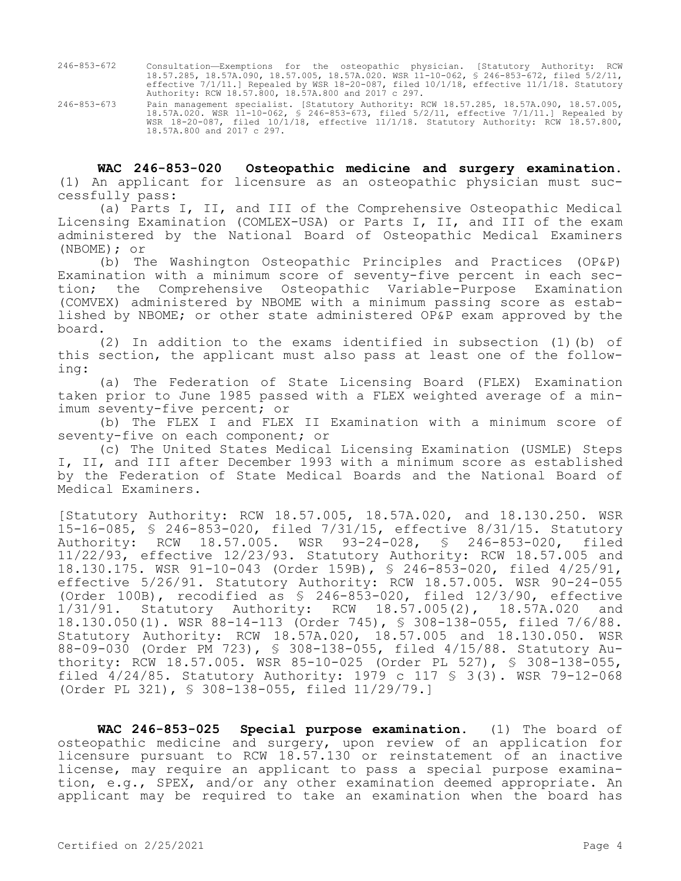| | |
|---|---|
| 246-853-672 | Consultation—Exemptions for the osteopathic physician. [Statutory Authority: RCW 18.57.285, 18.57A.090, 18.57.005, 18.57A.020. WSR 11-10-062, § 246-853-672, filed 5/2/11, effective 7/1/11.] Repealed by WSR 18-20-087, filed 10/1/18, effective 11/1/18. Statutory Authority: RCW 18.57.800, 18.57A.800 and 2017 c 297. |
| 246-853-673 | Pain management specialist. [Statutory Authority: RCW 18.57.285, 18.57A.090, 18.57.005, 18.57A.020. WSR 11-10-062, § 246-853-673, filed 5/2/11, effective 7/1/11.] Repealed by WSR 18-20-087, filed 10/1/18, effective 11/1/18. Statutory Authority: RCW 18.57.800, 18.57A.800 and 2017 c 297. |

**WAC 246-853-020 Osteopathic medicine and surgery examination.** (1) An applicant for licensure as an osteopathic physician must successfully pass:

(a) Parts I, II, and III of the Comprehensive Osteopathic Medical Licensing Examination (COMLEX-USA) or Parts I, II, and III of the exam administered by the National Board of Osteopathic Medical Examiners (NBOME); or

(b) The Washington Osteopathic Principles and Practices (OP&P) Examination with a minimum score of seventy-five percent in each section; the Comprehensive Osteopathic Variable-Purpose Examination (COMVEX) administered by NBOME with a minimum passing score as established by NBOME; or other state administered OP&P exam approved by the board.

(2) In addition to the exams identified in subsection (1)(b) of this section, the applicant must also pass at least one of the following:

(a) The Federation of State Licensing Board (FLEX) Examination taken prior to June 1985 passed with a FLEX weighted average of a minimum seventy-five percent; or

(b) The FLEX I and FLEX II Examination with a minimum score of seventy-five on each component; or

(c) The United States Medical Licensing Examination (USMLE) Steps I, II, and III after December 1993 with a minimum score as established by the Federation of State Medical Boards and the National Board of Medical Examiners.

[Statutory Authority: RCW 18.57.005, 18.57A.020, and 18.130.250. WSR 15-16-085, § 246-853-020, filed 7/31/15, effective 8/31/15. Statutory Authority: RCW 18.57.005. WSR 93-24-028, § 246-853-020, filed 11/22/93, effective 12/23/93. Statutory Authority: RCW 18.57.005 and 18.130.175. WSR 91-10-043 (Order 159B), § 246-853-020, filed 4/25/91, effective 5/26/91. Statutory Authority: RCW 18.57.005. WSR 90-24-055 (Order 100B), recodified as § 246-853-020, filed 12/3/90, effective 1/31/91. Statutory Authority: RCW 18.57.005(2), 18.57A.020 and 18.130.050(1). WSR 88-14-113 (Order 745), § 308-138-055, filed 7/6/88. Statutory Authority: RCW 18.57A.020, 18.57.005 and 18.130.050. WSR 88-09-030 (Order PM 723), § 308-138-055, filed 4/15/88. Statutory Authority: RCW 18.57.005. WSR 85-10-025 (Order PL 527), § 308-138-055, filed 4/24/85. Statutory Authority: 1979 c 117 § 3(3). WSR 79-12-068 (Order PL 321), § 308-138-055, filed 11/29/79.]

**WAC 246-853-025 Special purpose examination.** (1) The board of osteopathic medicine and surgery, upon review of an application for licensure pursuant to RCW 18.57.130 or reinstatement of an inactive license, may require an applicant to pass a special purpose examination, e.g., SPEX, and/or any other examination deemed appropriate. An applicant may be required to take an examination when the board has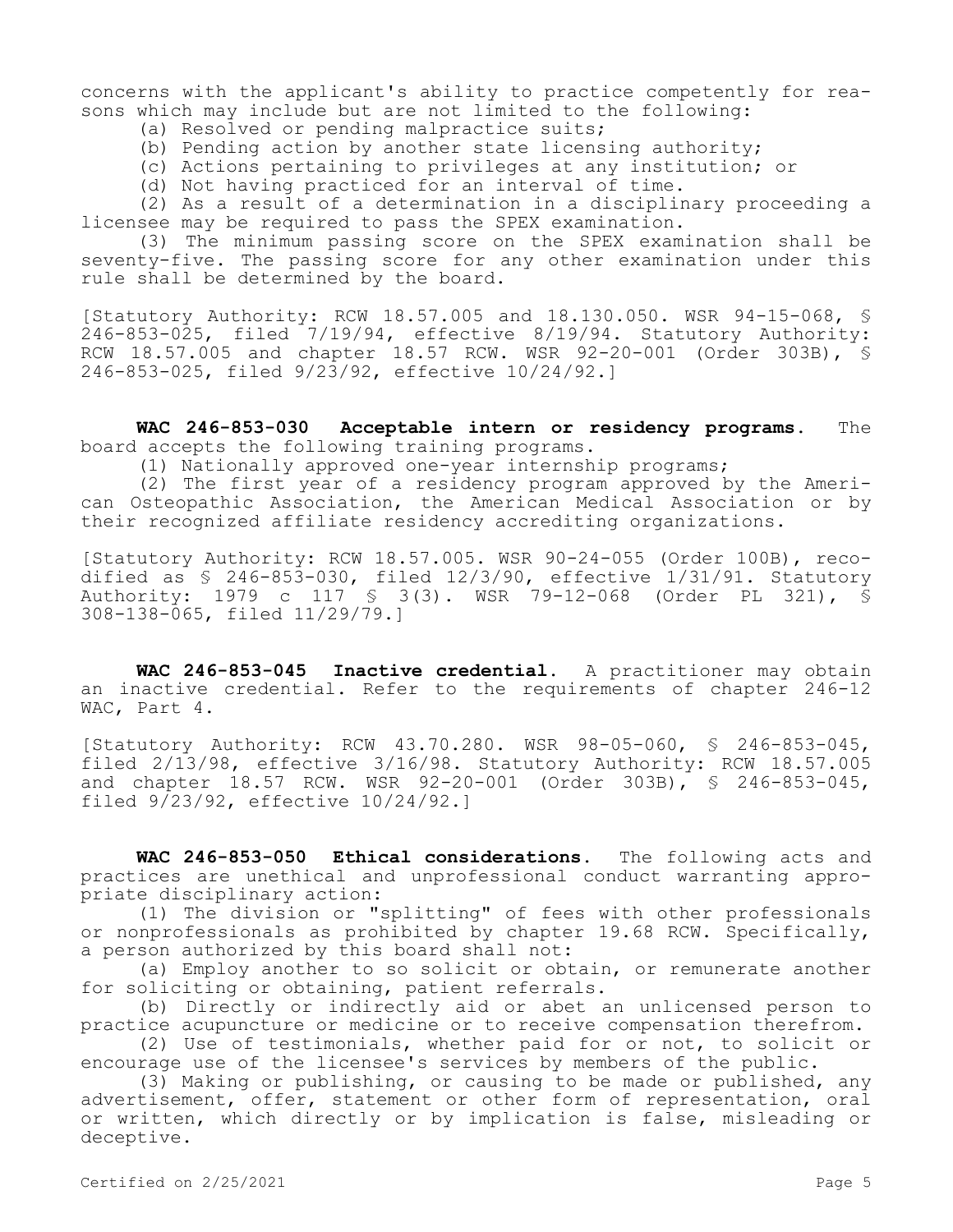concerns with the applicant's ability to practice competently for reasons which may include but are not limited to the following:

(a) Resolved or pending malpractice suits;

(b) Pending action by another state licensing authority;

(c) Actions pertaining to privileges at any institution; or

(d) Not having practiced for an interval of time.

(2) As a result of a determination in a disciplinary proceeding a licensee may be required to pass the SPEX examination.

(3) The minimum passing score on the SPEX examination shall be seventy-five. The passing score for any other examination under this rule shall be determined by the board.

[Statutory Authority: RCW 18.57.005 and 18.130.050. WSR 94-15-068, § 246-853-025, filed 7/19/94, effective 8/19/94. Statutory Authority: RCW 18.57.005 and chapter 18.57 RCW. WSR 92-20-001 (Order 303B), § 246-853-025, filed 9/23/92, effective 10/24/92.]

**WAC 246-853-030 Acceptable intern or residency programs.** The board accepts the following training programs.

(1) Nationally approved one-year internship programs;

(2) The first year of a residency program approved by the American Osteopathic Association, the American Medical Association or by their recognized affiliate residency accrediting organizations.

[Statutory Authority: RCW 18.57.005. WSR 90-24-055 (Order 100B), recodified as § 246-853-030, filed 12/3/90, effective 1/31/91. Statutory Authority: 1979 c 117 § 3(3). WSR 79-12-068 (Order PL 321), § 308-138-065, filed 11/29/79.]

**WAC 246-853-045 Inactive credential.** A practitioner may obtain an inactive credential. Refer to the requirements of chapter 246-12 WAC, Part 4.

[Statutory Authority: RCW 43.70.280. WSR 98-05-060, § 246-853-045, filed 2/13/98, effective 3/16/98. Statutory Authority: RCW 18.57.005 and chapter 18.57 RCW. WSR 92-20-001 (Order 303B), § 246-853-045, filed 9/23/92, effective 10/24/92.]

**WAC 246-853-050 Ethical considerations.** The following acts and practices are unethical and unprofessional conduct warranting appropriate disciplinary action:

(1) The division or "splitting" of fees with other professionals or nonprofessionals as prohibited by chapter 19.68 RCW. Specifically, a person authorized by this board shall not:

(a) Employ another to so solicit or obtain, or remunerate another for soliciting or obtaining, patient referrals.

(b) Directly or indirectly aid or abet an unlicensed person to practice acupuncture or medicine or to receive compensation therefrom.

(2) Use of testimonials, whether paid for or not, to solicit or encourage use of the licensee's services by members of the public.

(3) Making or publishing, or causing to be made or published, any advertisement, offer, statement or other form of representation, oral or written, which directly or by implication is false, misleading or deceptive.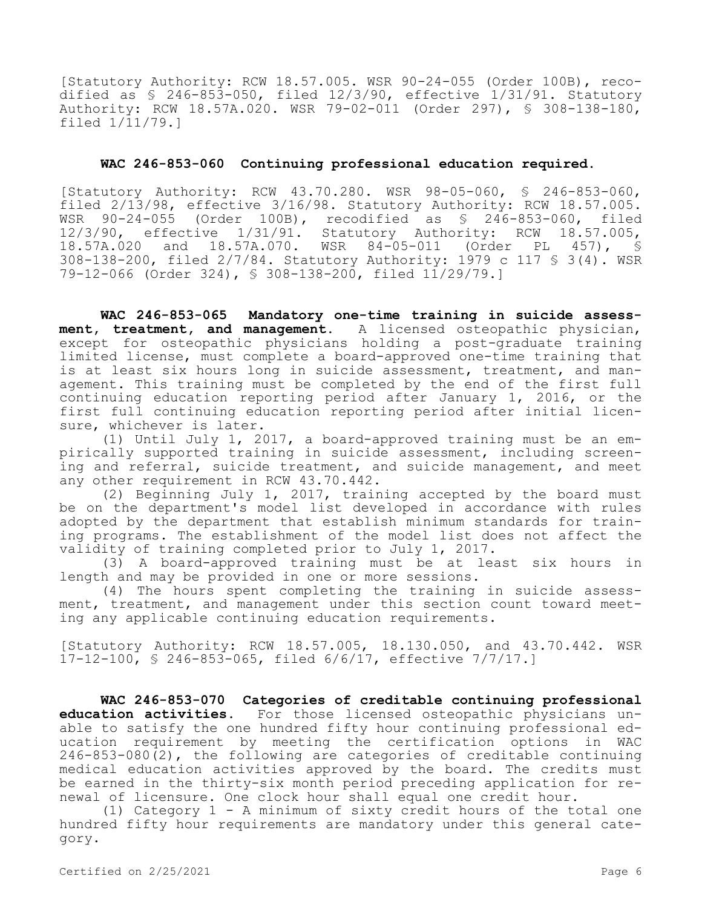[Statutory Authority: RCW 18.57.005. WSR 90-24-055 (Order 100B), recodified as § 246-853-050, filed 12/3/90, effective 1/31/91. Statutory Authority: RCW 18.57A.020. WSR 79-02-011 (Order 297), § 308-138-180, filed 1/11/79.]

**WAC 246-853-060 Continuing professional education required.**

[Statutory Authority: RCW 43.70.280. WSR 98-05-060, § 246-853-060, filed 2/13/98, effective 3/16/98. Statutory Authority: RCW 18.57.005. WSR 90-24-055 (Order 100B), recodified as § 246-853-060, filed 12/3/90, effective 1/31/91. Statutory Authority: RCW 18.57.005, 18.57A.020 and 18.57A.070. WSR 84-05-011 (Order PL 457), § 308-138-200, filed 2/7/84. Statutory Authority: 1979 c 117 § 3(4). WSR 79-12-066 (Order 324), § 308-138-200, filed 11/29/79.]

**WAC 246-853-065 Mandatory one-time training in suicide assessment, treatment, and management.** A licensed osteopathic physician, except for osteopathic physicians holding a post-graduate training limited license, must complete a board-approved one-time training that is at least six hours long in suicide assessment, treatment, and management. This training must be completed by the end of the first full continuing education reporting period after January 1, 2016, or the first full continuing education reporting period after initial licensure, whichever is later.

(1) Until July 1, 2017, a board-approved training must be an empirically supported training in suicide assessment, including screening and referral, suicide treatment, and suicide management, and meet any other requirement in RCW 43.70.442.

(2) Beginning July 1, 2017, training accepted by the board must be on the department's model list developed in accordance with rules adopted by the department that establish minimum standards for training programs. The establishment of the model list does not affect the validity of training completed prior to July 1, 2017.

(3) A board-approved training must be at least six hours in length and may be provided in one or more sessions.

(4) The hours spent completing the training in suicide assessment, treatment, and management under this section count toward meeting any applicable continuing education requirements.

[Statutory Authority: RCW 18.57.005, 18.130.050, and 43.70.442. WSR 17-12-100, § 246-853-065, filed 6/6/17, effective 7/7/17.]

**WAC 246-853-070 Categories of creditable continuing professional education activities.** For those licensed osteopathic physicians unable to satisfy the one hundred fifty hour continuing professional education requirement by meeting the certification options in WAC 246-853-080(2), the following are categories of creditable continuing medical education activities approved by the board. The credits must be earned in the thirty-six month period preceding application for renewal of licensure. One clock hour shall equal one credit hour.

(1) Category 1 - A minimum of sixty credit hours of the total one hundred fifty hour requirements are mandatory under this general category.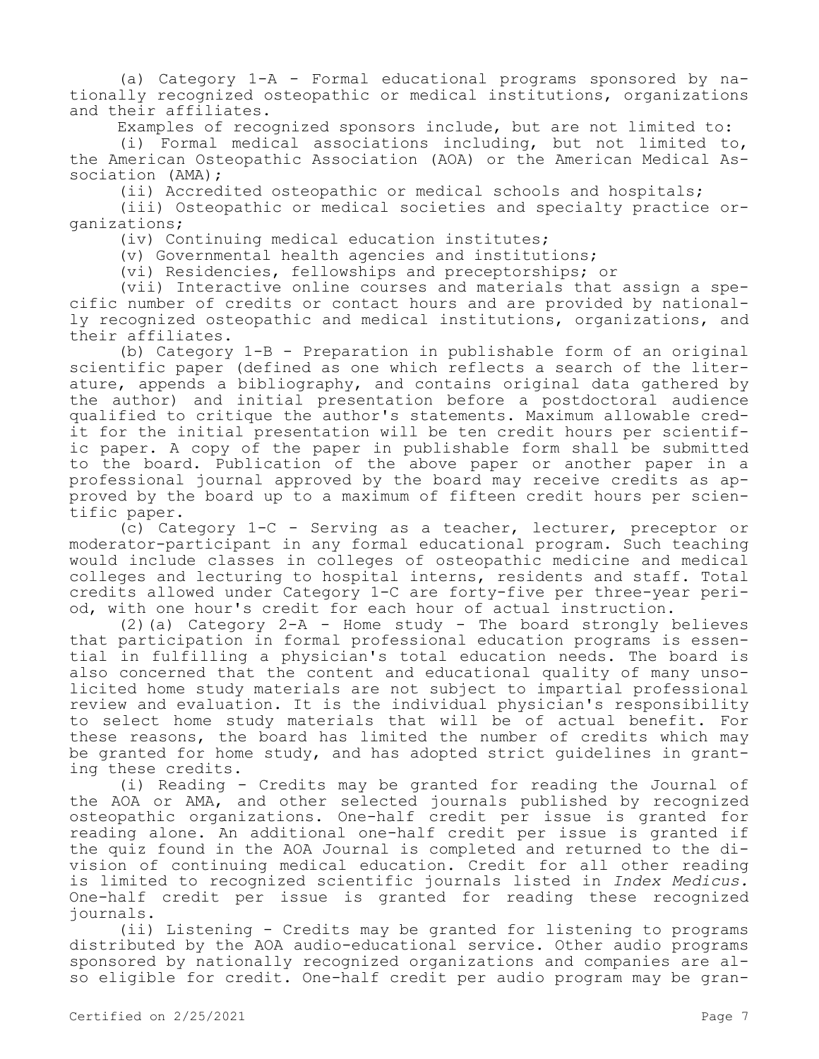(a) Category 1-A - Formal educational programs sponsored by nationally recognized osteopathic or medical institutions, organizations and their affiliates.

Examples of recognized sponsors include, but are not limited to:

(i) Formal medical associations including, but not limited to, the American Osteopathic Association (AOA) or the American Medical Association (AMA);

(ii) Accredited osteopathic or medical schools and hospitals;

(iii) Osteopathic or medical societies and specialty practice organizations;

(iv) Continuing medical education institutes;

(v) Governmental health agencies and institutions;

(vi) Residencies, fellowships and preceptorships; or

(vii) Interactive online courses and materials that assign a specific number of credits or contact hours and are provided by nationally recognized osteopathic and medical institutions, organizations, and their affiliates.

(b) Category 1-B - Preparation in publishable form of an original scientific paper (defined as one which reflects a search of the literature, appends a bibliography, and contains original data gathered by the author) and initial presentation before a postdoctoral audience qualified to critique the author's statements. Maximum allowable credit for the initial presentation will be ten credit hours per scientific paper. A copy of the paper in publishable form shall be submitted to the board. Publication of the above paper or another paper in a professional journal approved by the board may receive credits as approved by the board up to a maximum of fifteen credit hours per scientific paper.

(c) Category 1-C - Serving as a teacher, lecturer, preceptor or moderator-participant in any formal educational program. Such teaching would include classes in colleges of osteopathic medicine and medical colleges and lecturing to hospital interns, residents and staff. Total credits allowed under Category 1-C are forty-five per three-year period, with one hour's credit for each hour of actual instruction.

(2)(a) Category 2-A - Home study - The board strongly believes that participation in formal professional education programs is essential in fulfilling a physician's total education needs. The board is also concerned that the content and educational quality of many unsolicited home study materials are not subject to impartial professional review and evaluation. It is the individual physician's responsibility to select home study materials that will be of actual benefit. For these reasons, the board has limited the number of credits which may be granted for home study, and has adopted strict guidelines in granting these credits.

(i) Reading - Credits may be granted for reading the Journal of the AOA or AMA, and other selected journals published by recognized osteopathic organizations. One-half credit per issue is granted for reading alone. An additional one-half credit per issue is granted if the quiz found in the AOA Journal is completed and returned to the division of continuing medical education. Credit for all other reading is limited to recognized scientific journals listed in *Index Medicus.* One-half credit per issue is granted for reading these recognized journals.

(ii) Listening - Credits may be granted for listening to programs distributed by the AOA audio-educational service. Other audio programs sponsored by nationally recognized organizations and companies are also eligible for credit. One-half credit per audio program may be gran-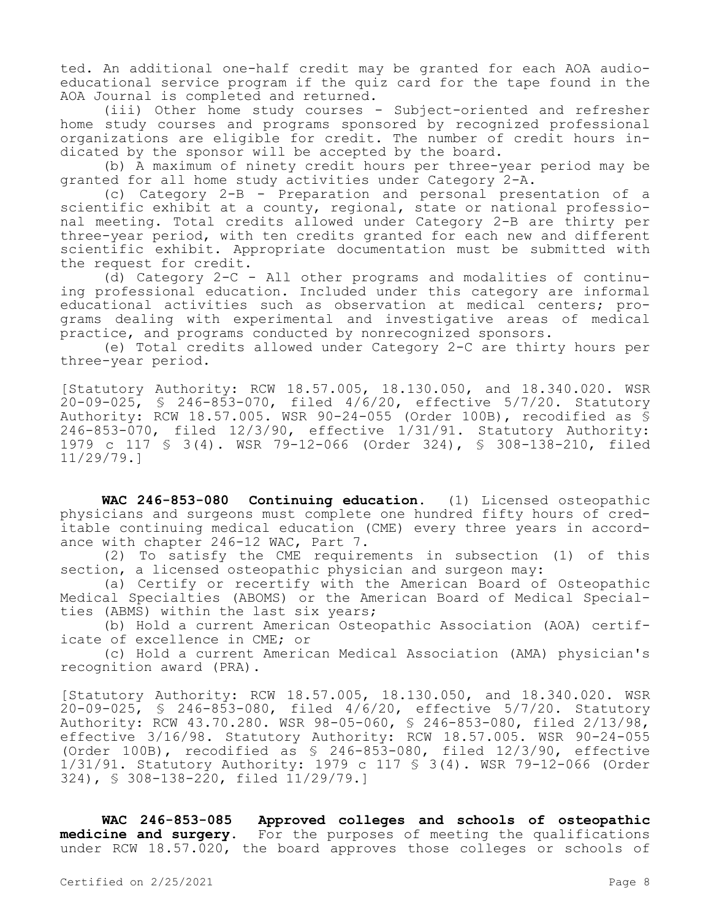ted. An additional one-half credit may be granted for each AOA audio-educational service program if the quiz card for the tape found in the AOA Journal is completed and returned.

(iii) Other home study courses - Subject-oriented and refresher home study courses and programs sponsored by recognized professional organizations are eligible for credit. The number of credit hours indicated by the sponsor will be accepted by the board.

(b) A maximum of ninety credit hours per three-year period may be granted for all home study activities under Category 2-A.

(c) Category 2-B - Preparation and personal presentation of a scientific exhibit at a county, regional, state or national professional meeting. Total credits allowed under Category 2-B are thirty per three-year period, with ten credits granted for each new and different scientific exhibit. Appropriate documentation must be submitted with the request for credit.

(d) Category 2-C - All other programs and modalities of continuing professional education. Included under this category are informal educational activities such as observation at medical centers; programs dealing with experimental and investigative areas of medical practice, and programs conducted by nonrecognized sponsors.

(e) Total credits allowed under Category 2-C are thirty hours per three-year period.

[Statutory Authority: RCW 18.57.005, 18.130.050, and 18.340.020. WSR 20-09-025, § 246-853-070, filed 4/6/20, effective 5/7/20. Statutory Authority: RCW 18.57.005. WSR 90-24-055 (Order 100B), recodified as § 246-853-070, filed 12/3/90, effective 1/31/91. Statutory Authority: 1979 c 117 § 3(4). WSR 79-12-066 (Order 324), § 308-138-210, filed 11/29/79.]

**WAC 246-853-080 Continuing education.** (1) Licensed osteopathic physicians and surgeons must complete one hundred fifty hours of creditable continuing medical education (CME) every three years in accordance with chapter 246-12 WAC, Part 7.

(2) To satisfy the CME requirements in subsection (1) of this section, a licensed osteopathic physician and surgeon may:

(a) Certify or recertify with the American Board of Osteopathic Medical Specialties (ABOMS) or the American Board of Medical Specialties (ABMS) within the last six years;

(b) Hold a current American Osteopathic Association (AOA) certificate of excellence in CME; or

(c) Hold a current American Medical Association (AMA) physician's recognition award (PRA).

[Statutory Authority: RCW 18.57.005, 18.130.050, and 18.340.020. WSR 20-09-025, § 246-853-080, filed 4/6/20, effective 5/7/20. Statutory Authority: RCW 43.70.280. WSR 98-05-060, § 246-853-080, filed 2/13/98, effective 3/16/98. Statutory Authority: RCW 18.57.005. WSR 90-24-055 (Order 100B), recodified as § 246-853-080, filed 12/3/90, effective 1/31/91. Statutory Authority: 1979 c 117 § 3(4). WSR 79-12-066 (Order 324), § 308-138-220, filed 11/29/79.]

**WAC 246-853-085 Approved colleges and schools of osteopathic medicine and surgery.** For the purposes of meeting the qualifications under RCW 18.57.020, the board approves those colleges or schools of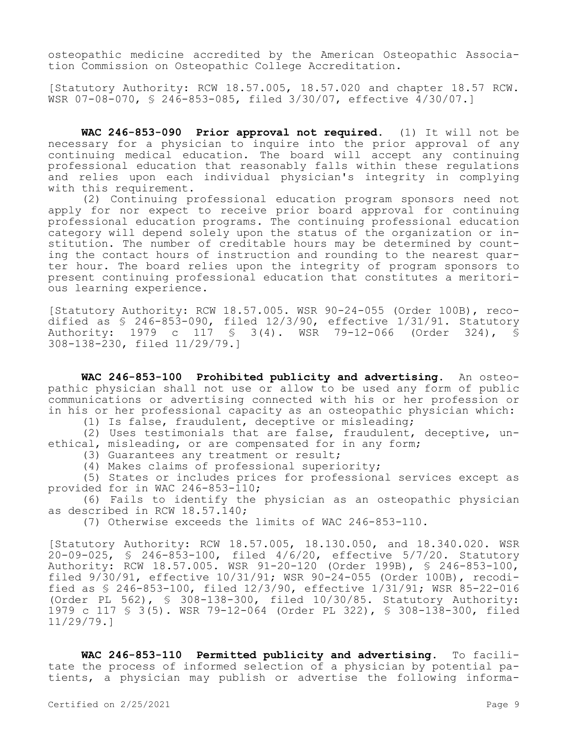osteopathic medicine accredited by the American Osteopathic Association Commission on Osteopathic College Accreditation.

[Statutory Authority: RCW 18.57.005, 18.57.020 and chapter 18.57 RCW. WSR 07-08-070, § 246-853-085, filed 3/30/07, effective 4/30/07.]

**WAC 246-853-090 Prior approval not required.** (1) It will not be necessary for a physician to inquire into the prior approval of any continuing medical education. The board will accept any continuing professional education that reasonably falls within these regulations and relies upon each individual physician's integrity in complying with this requirement.

(2) Continuing professional education program sponsors need not apply for nor expect to receive prior board approval for continuing professional education programs. The continuing professional education category will depend solely upon the status of the organization or institution. The number of creditable hours may be determined by counting the contact hours of instruction and rounding to the nearest quarter hour. The board relies upon the integrity of program sponsors to present continuing professional education that constitutes a meritorious learning experience.

[Statutory Authority: RCW 18.57.005. WSR 90-24-055 (Order 100B), recodified as § 246-853-090, filed 12/3/90, effective 1/31/91. Statutory Authority: 1979 c 117 § 3(4). WSR 79-12-066 (Order 324), § 308-138-230, filed 11/29/79.]

**WAC 246-853-100 Prohibited publicity and advertising.** An osteopathic physician shall not use or allow to be used any form of public communications or advertising connected with his or her profession or in his or her professional capacity as an osteopathic physician which:

(1) Is false, fraudulent, deceptive or misleading;

(2) Uses testimonials that are false, fraudulent, deceptive, unethical, misleading, or are compensated for in any form;

(3) Guarantees any treatment or result;

(4) Makes claims of professional superiority;

(5) States or includes prices for professional services except as provided for in WAC 246-853-110;

(6) Fails to identify the physician as an osteopathic physician as described in RCW 18.57.140;

(7) Otherwise exceeds the limits of WAC 246-853-110.

[Statutory Authority: RCW 18.57.005, 18.130.050, and 18.340.020. WSR 20-09-025, § 246-853-100, filed 4/6/20, effective 5/7/20. Statutory Authority: RCW 18.57.005. WSR 91-20-120 (Order 199B), § 246-853-100, filed 9/30/91, effective 10/31/91; WSR 90-24-055 (Order 100B), recodified as § 246-853-100, filed 12/3/90, effective 1/31/91; WSR 85-22-016 (Order PL 562), § 308-138-300, filed 10/30/85. Statutory Authority: 1979 c 117 § 3(5). WSR 79-12-064 (Order PL 322), § 308-138-300, filed 11/29/79.]

**WAC 246-853-110 Permitted publicity and advertising.** To facilitate the process of informed selection of a physician by potential patients, a physician may publish or advertise the following informa-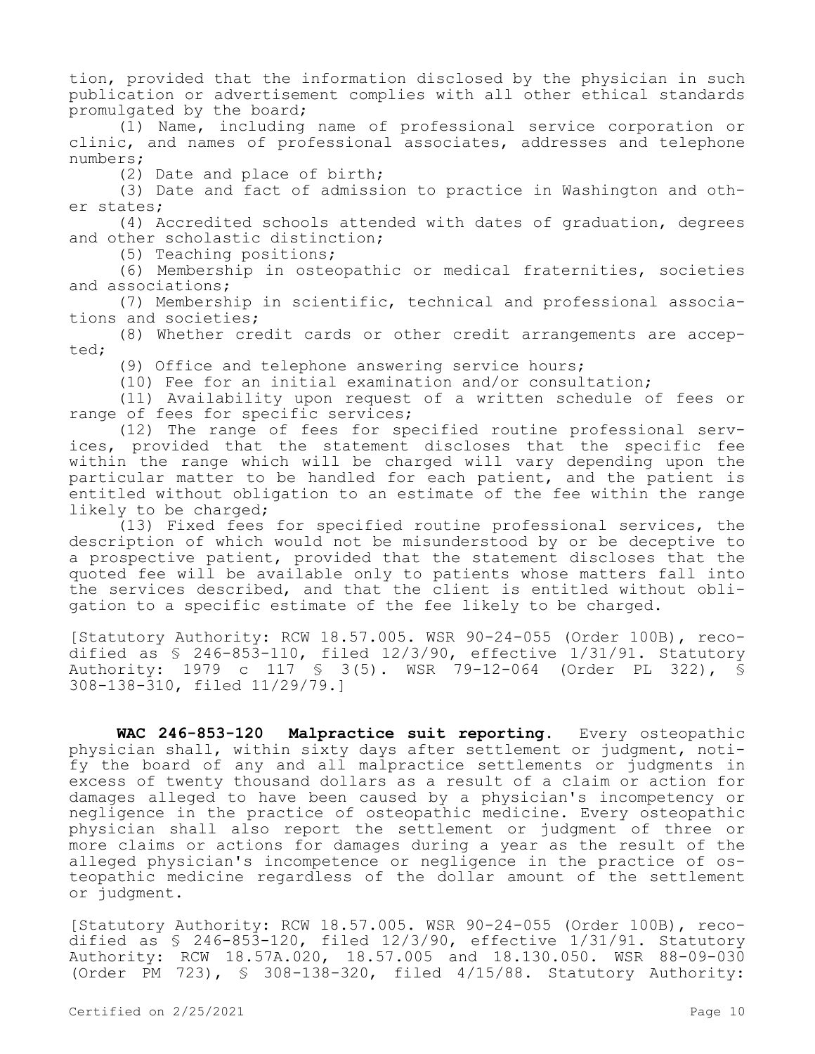tion, provided that the information disclosed by the physician in such publication or advertisement complies with all other ethical standards promulgated by the board;

(1) Name, including name of professional service corporation or clinic, and names of professional associates, addresses and telephone numbers;

(2) Date and place of birth;

(3) Date and fact of admission to practice in Washington and other states;

(4) Accredited schools attended with dates of graduation, degrees and other scholastic distinction;

(5) Teaching positions;

(6) Membership in osteopathic or medical fraternities, societies and associations;

(7) Membership in scientific, technical and professional associations and societies;

(8) Whether credit cards or other credit arrangements are accepted;

(9) Office and telephone answering service hours;

(10) Fee for an initial examination and/or consultation;

(11) Availability upon request of a written schedule of fees or range of fees for specific services;

(12) The range of fees for specified routine professional services, provided that the statement discloses that the specific fee within the range which will be charged will vary depending upon the particular matter to be handled for each patient, and the patient is entitled without obligation to an estimate of the fee within the range likely to be charged;

(13) Fixed fees for specified routine professional services, the description of which would not be misunderstood by or be deceptive to a prospective patient, provided that the statement discloses that the quoted fee will be available only to patients whose matters fall into the services described, and that the client is entitled without obligation to a specific estimate of the fee likely to be charged.

[Statutory Authority: RCW 18.57.005. WSR 90-24-055 (Order 100B), recodified as § 246-853-110, filed 12/3/90, effective 1/31/91. Statutory Authority: 1979 c 117 § 3(5). WSR 79-12-064 (Order PL 322), § 308-138-310, filed 11/29/79.]

**WAC 246-853-120 Malpractice suit reporting.** Every osteopathic physician shall, within sixty days after settlement or judgment, notify the board of any and all malpractice settlements or judgments in excess of twenty thousand dollars as a result of a claim or action for damages alleged to have been caused by a physician's incompetency or negligence in the practice of osteopathic medicine. Every osteopathic physician shall also report the settlement or judgment of three or more claims or actions for damages during a year as the result of the alleged physician's incompetence or negligence in the practice of osteopathic medicine regardless of the dollar amount of the settlement or judgment.

[Statutory Authority: RCW 18.57.005. WSR 90-24-055 (Order 100B), recodified as § 246-853-120, filed 12/3/90, effective 1/31/91. Statutory Authority: RCW 18.57A.020, 18.57.005 and 18.130.050. WSR 88-09-030 (Order PM 723), § 308-138-320, filed 4/15/88. Statutory Authority: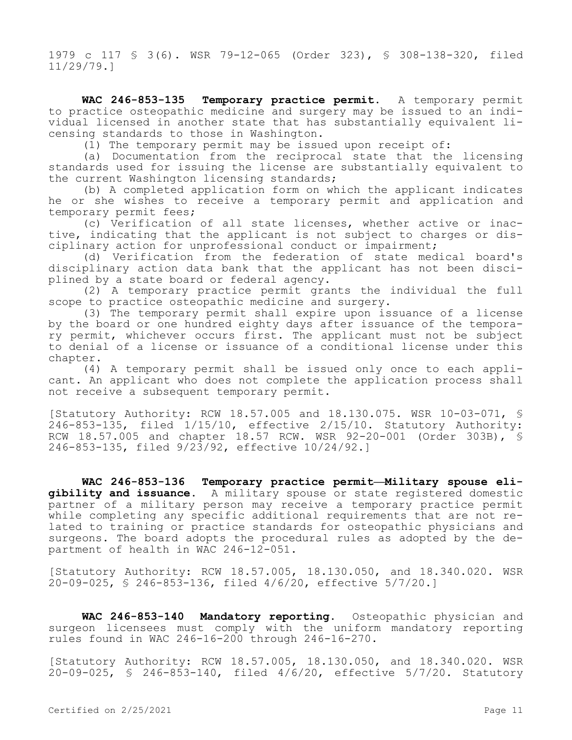1979 c 117 § 3(6). WSR 79-12-065 (Order 323), § 308-138-320, filed 11/29/79.]

**WAC 246-853-135 Temporary practice permit.** A temporary permit to practice osteopathic medicine and surgery may be issued to an individual licensed in another state that has substantially equivalent licensing standards to those in Washington.

(1) The temporary permit may be issued upon receipt of:

(a) Documentation from the reciprocal state that the licensing standards used for issuing the license are substantially equivalent to the current Washington licensing standards;

(b) A completed application form on which the applicant indicates he or she wishes to receive a temporary permit and application and temporary permit fees;

(c) Verification of all state licenses, whether active or inactive, indicating that the applicant is not subject to charges or disciplinary action for unprofessional conduct or impairment;

(d) Verification from the federation of state medical board's disciplinary action data bank that the applicant has not been disciplined by a state board or federal agency.

(2) A temporary practice permit grants the individual the full scope to practice osteopathic medicine and surgery.

(3) The temporary permit shall expire upon issuance of a license by the board or one hundred eighty days after issuance of the temporary permit, whichever occurs first. The applicant must not be subject to denial of a license or issuance of a conditional license under this chapter.

(4) A temporary permit shall be issued only once to each applicant. An applicant who does not complete the application process shall not receive a subsequent temporary permit.

[Statutory Authority: RCW 18.57.005 and 18.130.075. WSR 10-03-071, § 246-853-135, filed 1/15/10, effective 2/15/10. Statutory Authority: RCW 18.57.005 and chapter 18.57 RCW. WSR 92-20-001 (Order 303B), § 246-853-135, filed 9/23/92, effective 10/24/92.]

**WAC 246-853-136 Temporary practice permit—Military spouse eligibility and issuance.** A military spouse or state registered domestic partner of a military person may receive a temporary practice permit while completing any specific additional requirements that are not related to training or practice standards for osteopathic physicians and surgeons. The board adopts the procedural rules as adopted by the department of health in WAC 246-12-051.

[Statutory Authority: RCW 18.57.005, 18.130.050, and 18.340.020. WSR 20-09-025, § 246-853-136, filed 4/6/20, effective 5/7/20.]

**WAC 246-853-140 Mandatory reporting.** Osteopathic physician and surgeon licensees must comply with the uniform mandatory reporting rules found in WAC 246-16-200 through 246-16-270.

[Statutory Authority: RCW 18.57.005, 18.130.050, and 18.340.020. WSR 20-09-025, § 246-853-140, filed 4/6/20, effective 5/7/20. Statutory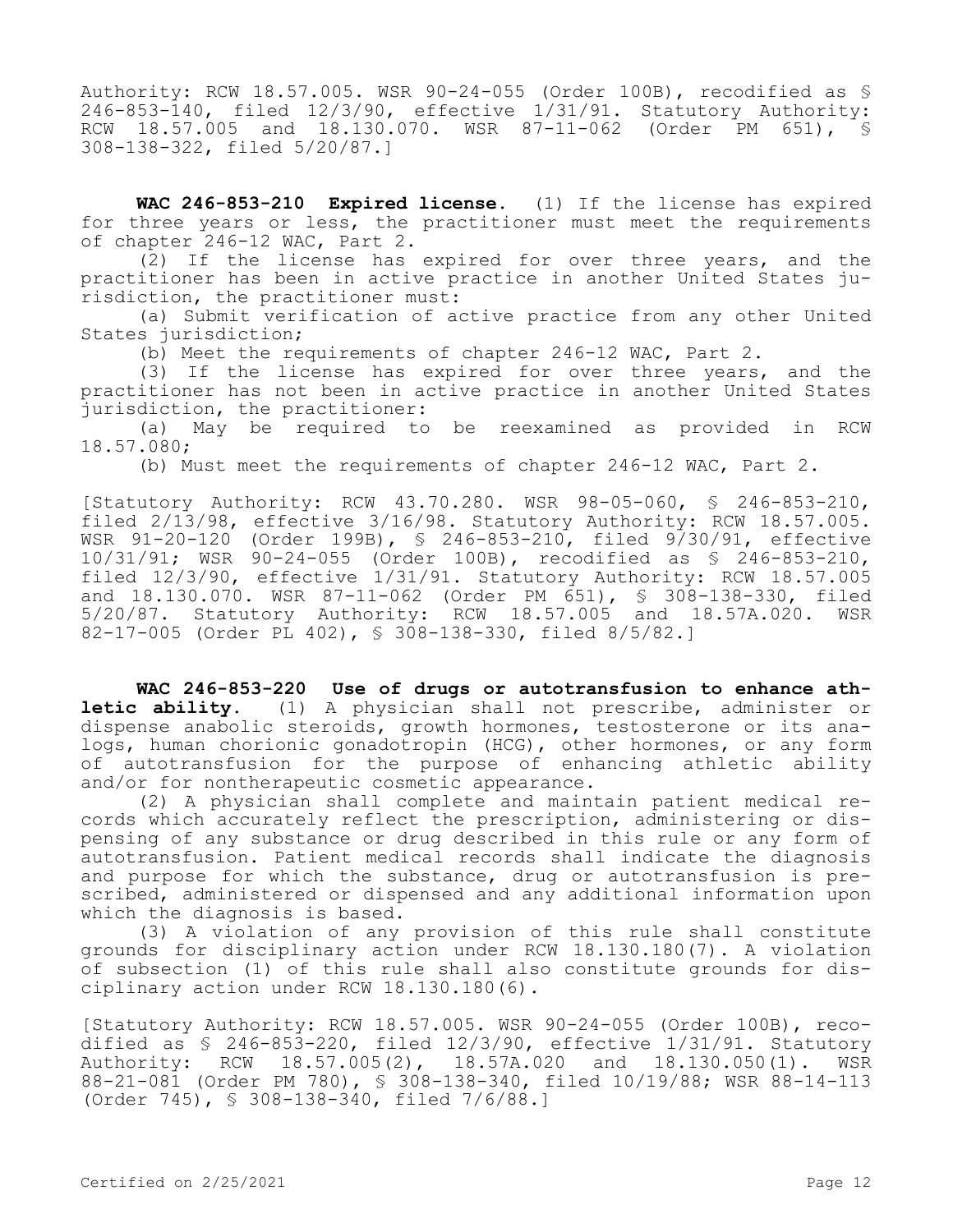Authority: RCW 18.57.005. WSR 90-24-055 (Order 100B), recodified as § 246-853-140, filed 12/3/90, effective 1/31/91. Statutory Authority: RCW 18.57.005 and 18.130.070. WSR 87-11-062 (Order PM 651), § 308-138-322, filed 5/20/87.]

**WAC 246-853-210 Expired license.** (1) If the license has expired for three years or less, the practitioner must meet the requirements of chapter 246-12 WAC, Part 2.

(2) If the license has expired for over three years, and the practitioner has been in active practice in another United States jurisdiction, the practitioner must:

(a) Submit verification of active practice from any other United States jurisdiction;

(b) Meet the requirements of chapter 246-12 WAC, Part 2.

(3) If the license has expired for over three years, and the practitioner has not been in active practice in another United States jurisdiction, the practitioner:

(a) May be required to be reexamined as provided in RCW 18.57.080;

(b) Must meet the requirements of chapter 246-12 WAC, Part 2.

[Statutory Authority: RCW 43.70.280. WSR 98-05-060, § 246-853-210, filed 2/13/98, effective 3/16/98. Statutory Authority: RCW 18.57.005. WSR 91-20-120 (Order 199B), § 246-853-210, filed 9/30/91, effective 10/31/91; WSR 90-24-055 (Order 100B), recodified as § 246-853-210, filed 12/3/90, effective 1/31/91. Statutory Authority: RCW 18.57.005 and 18.130.070. WSR 87-11-062 (Order PM 651), § 308-138-330, filed 5/20/87. Statutory Authority: RCW 18.57.005 and 18.57A.020. WSR 82-17-005 (Order PL 402), § 308-138-330, filed 8/5/82.]

**WAC 246-853-220 Use of drugs or autotransfusion to enhance athletic ability.** (1) A physician shall not prescribe, administer or dispense anabolic steroids, growth hormones, testosterone or its analogs, human chorionic gonadotropin (HCG), other hormones, or any form of autotransfusion for the purpose of enhancing athletic ability and/or for nontherapeutic cosmetic appearance.

(2) A physician shall complete and maintain patient medical records which accurately reflect the prescription, administering or dispensing of any substance or drug described in this rule or any form of autotransfusion. Patient medical records shall indicate the diagnosis and purpose for which the substance, drug or autotransfusion is prescribed, administered or dispensed and any additional information upon which the diagnosis is based.

(3) A violation of any provision of this rule shall constitute grounds for disciplinary action under RCW 18.130.180(7). A violation of subsection (1) of this rule shall also constitute grounds for disciplinary action under RCW 18.130.180(6).

[Statutory Authority: RCW 18.57.005. WSR 90-24-055 (Order 100B), recodified as § 246-853-220, filed 12/3/90, effective 1/31/91. Statutory Authority: RCW 18.57.005(2), 18.57A.020 and 18.130.050(1). WSR 88-21-081 (Order PM 780), § 308-138-340, filed 10/19/88; WSR 88-14-113 (Order 745), § 308-138-340, filed 7/6/88.]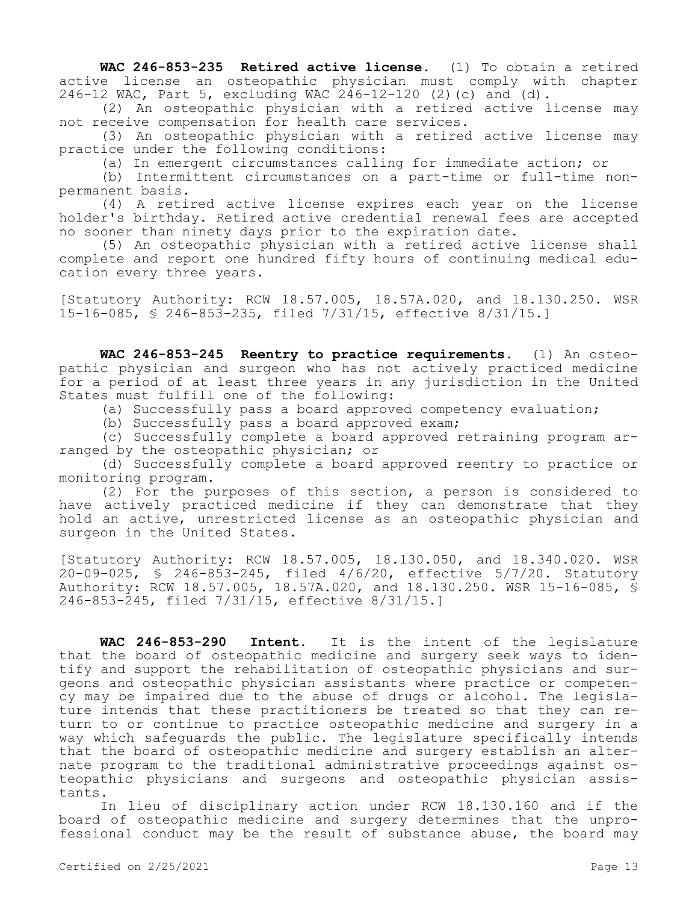**WAC 246-853-235 Retired active license.** (1) To obtain a retired active license an osteopathic physician must comply with chapter 246-12 WAC, Part 5, excluding WAC 246-12-120 (2)(c) and (d).

(2) An osteopathic physician with a retired active license may not receive compensation for health care services.

(3) An osteopathic physician with a retired active license may practice under the following conditions:

(a) In emergent circumstances calling for immediate action; or

(b) Intermittent circumstances on a part-time or full-time nonpermanent basis.

(4) A retired active license expires each year on the license holder's birthday. Retired active credential renewal fees are accepted no sooner than ninety days prior to the expiration date.

(5) An osteopathic physician with a retired active license shall complete and report one hundred fifty hours of continuing medical education every three years.

[Statutory Authority: RCW 18.57.005, 18.57A.020, and 18.130.250. WSR 15-16-085, § 246-853-235, filed 7/31/15, effective 8/31/15.]

**WAC 246-853-245 Reentry to practice requirements.** (1) An osteopathic physician and surgeon who has not actively practiced medicine for a period of at least three years in any jurisdiction in the United States must fulfill one of the following:

(a) Successfully pass a board approved competency evaluation;

(b) Successfully pass a board approved exam;

(c) Successfully complete a board approved retraining program arranged by the osteopathic physician; or

(d) Successfully complete a board approved reentry to practice or monitoring program.

(2) For the purposes of this section, a person is considered to have actively practiced medicine if they can demonstrate that they hold an active, unrestricted license as an osteopathic physician and surgeon in the United States.

[Statutory Authority: RCW 18.57.005, 18.130.050, and 18.340.020. WSR 20-09-025, § 246-853-245, filed 4/6/20, effective 5/7/20. Statutory Authority: RCW 18.57.005, 18.57A.020, and 18.130.250. WSR 15-16-085, § 246-853-245, filed 7/31/15, effective 8/31/15.]

**WAC 246-853-290 Intent.** It is the intent of the legislature that the board of osteopathic medicine and surgery seek ways to identify and support the rehabilitation of osteopathic physicians and surgeons and osteopathic physician assistants where practice or competency may be impaired due to the abuse of drugs or alcohol. The legislature intends that these practitioners be treated so that they can return to or continue to practice osteopathic medicine and surgery in a way which safeguards the public. The legislature specifically intends that the board of osteopathic medicine and surgery establish an alternate program to the traditional administrative proceedings against osteopathic physicians and surgeons and osteopathic physician assistants.

In lieu of disciplinary action under RCW 18.130.160 and if the board of osteopathic medicine and surgery determines that the unprofessional conduct may be the result of substance abuse, the board may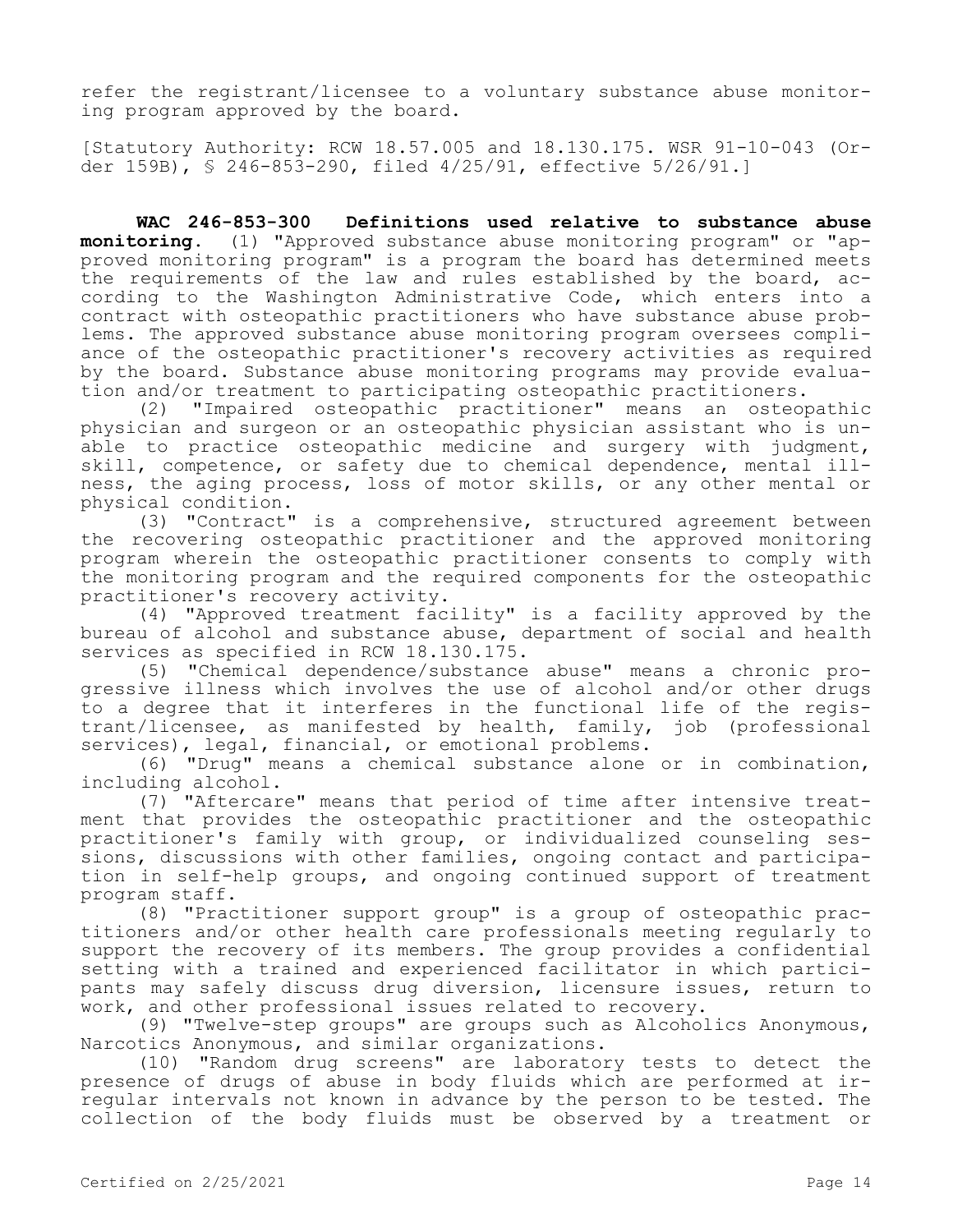refer the registrant/licensee to a voluntary substance abuse monitoring program approved by the board.

[Statutory Authority: RCW 18.57.005 and 18.130.175. WSR 91-10-043 (Order 159B), § 246-853-290, filed 4/25/91, effective 5/26/91.]

**WAC 246-853-300 Definitions used relative to substance abuse monitoring.** (1) "Approved substance abuse monitoring program" or "approved monitoring program" is a program the board has determined meets the requirements of the law and rules established by the board, according to the Washington Administrative Code, which enters into a contract with osteopathic practitioners who have substance abuse problems. The approved substance abuse monitoring program oversees compliance of the osteopathic practitioner's recovery activities as required by the board. Substance abuse monitoring programs may provide evaluation and/or treatment to participating osteopathic practitioners.

(2) "Impaired osteopathic practitioner" means an osteopathic physician and surgeon or an osteopathic physician assistant who is unable to practice osteopathic medicine and surgery with judgment, skill, competence, or safety due to chemical dependence, mental illness, the aging process, loss of motor skills, or any other mental or physical condition.

(3) "Contract" is a comprehensive, structured agreement between the recovering osteopathic practitioner and the approved monitoring program wherein the osteopathic practitioner consents to comply with the monitoring program and the required components for the osteopathic practitioner's recovery activity.

(4) "Approved treatment facility" is a facility approved by the bureau of alcohol and substance abuse, department of social and health services as specified in RCW 18.130.175.

(5) "Chemical dependence/substance abuse" means a chronic progressive illness which involves the use of alcohol and/or other drugs to a degree that it interferes in the functional life of the registrant/licensee, as manifested by health, family, job (professional services), legal, financial, or emotional problems.

(6) "Drug" means a chemical substance alone or in combination, including alcohol.

(7) "Aftercare" means that period of time after intensive treatment that provides the osteopathic practitioner and the osteopathic practitioner's family with group, or individualized counseling sessions, discussions with other families, ongoing contact and participation in self-help groups, and ongoing continued support of treatment program staff.

(8) "Practitioner support group" is a group of osteopathic practitioners and/or other health care professionals meeting regularly to support the recovery of its members. The group provides a confidential setting with a trained and experienced facilitator in which participants may safely discuss drug diversion, licensure issues, return to work, and other professional issues related to recovery.

(9) "Twelve-step groups" are groups such as Alcoholics Anonymous, Narcotics Anonymous, and similar organizations.

(10) "Random drug screens" are laboratory tests to detect the presence of drugs of abuse in body fluids which are performed at irregular intervals not known in advance by the person to be tested. The collection of the body fluids must be observed by a treatment or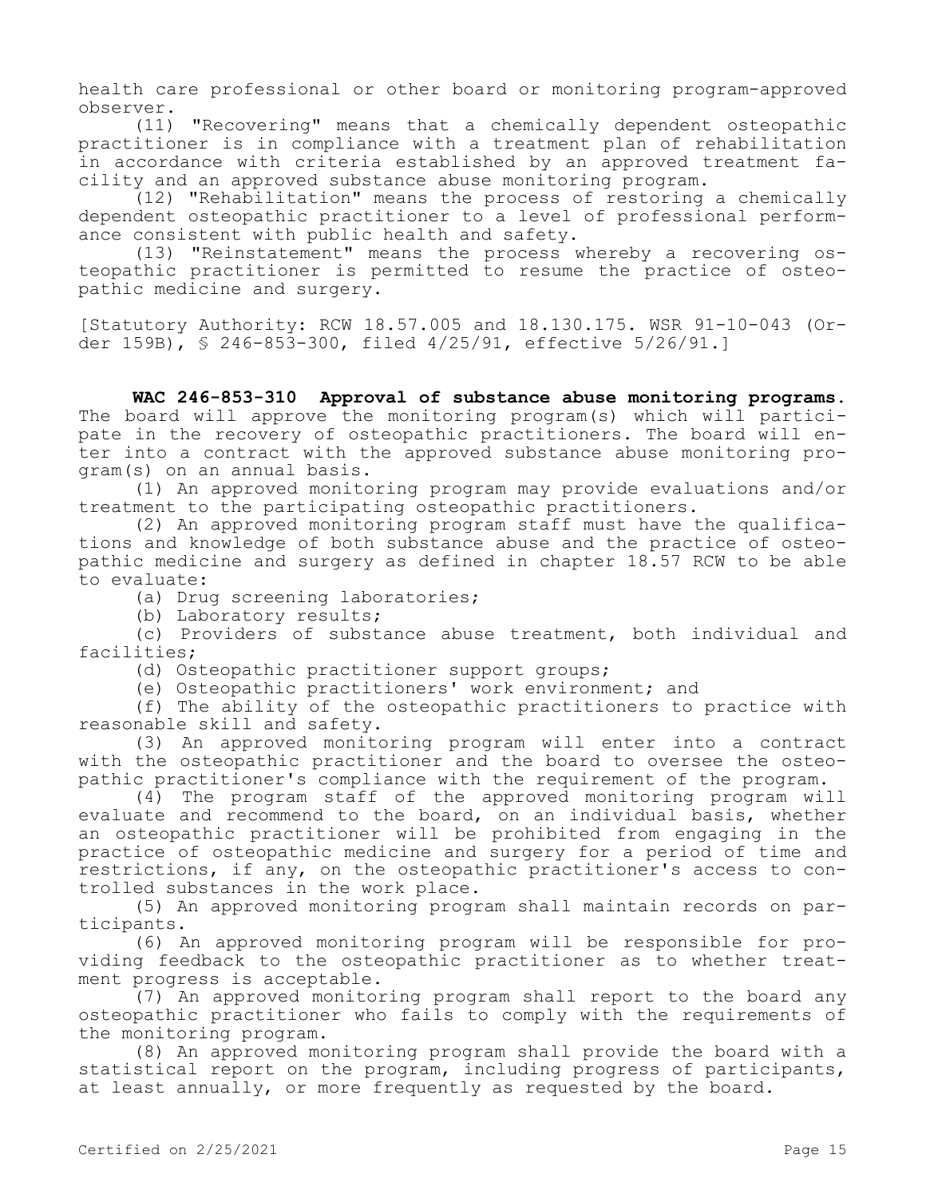health care professional or other board or monitoring program-approved observer.

(11) "Recovering" means that a chemically dependent osteopathic practitioner is in compliance with a treatment plan of rehabilitation in accordance with criteria established by an approved treatment facility and an approved substance abuse monitoring program.

(12) "Rehabilitation" means the process of restoring a chemically dependent osteopathic practitioner to a level of professional performance consistent with public health and safety.

(13) "Reinstatement" means the process whereby a recovering osteopathic practitioner is permitted to resume the practice of osteopathic medicine and surgery.

[Statutory Authority: RCW 18.57.005 and 18.130.175. WSR 91-10-043 (Order 159B), § 246-853-300, filed 4/25/91, effective 5/26/91.]

**WAC 246-853-310 Approval of substance abuse monitoring programs.** The board will approve the monitoring program(s) which will participate in the recovery of osteopathic practitioners. The board will enter into a contract with the approved substance abuse monitoring program(s) on an annual basis.

(1) An approved monitoring program may provide evaluations and/or treatment to the participating osteopathic practitioners.

(2) An approved monitoring program staff must have the qualifications and knowledge of both substance abuse and the practice of osteopathic medicine and surgery as defined in chapter 18.57 RCW to be able to evaluate:

(a) Drug screening laboratories;

(b) Laboratory results;

(c) Providers of substance abuse treatment, both individual and facilities;

(d) Osteopathic practitioner support groups;

(e) Osteopathic practitioners' work environment; and

(f) The ability of the osteopathic practitioners to practice with reasonable skill and safety.

(3) An approved monitoring program will enter into a contract with the osteopathic practitioner and the board to oversee the osteopathic practitioner's compliance with the requirement of the program.

(4) The program staff of the approved monitoring program will evaluate and recommend to the board, on an individual basis, whether an osteopathic practitioner will be prohibited from engaging in the practice of osteopathic medicine and surgery for a period of time and restrictions, if any, on the osteopathic practitioner's access to controlled substances in the work place.

(5) An approved monitoring program shall maintain records on participants.

(6) An approved monitoring program will be responsible for providing feedback to the osteopathic practitioner as to whether treatment progress is acceptable.

(7) An approved monitoring program shall report to the board any osteopathic practitioner who fails to comply with the requirements of the monitoring program.

(8) An approved monitoring program shall provide the board with a statistical report on the program, including progress of participants, at least annually, or more frequently as requested by the board.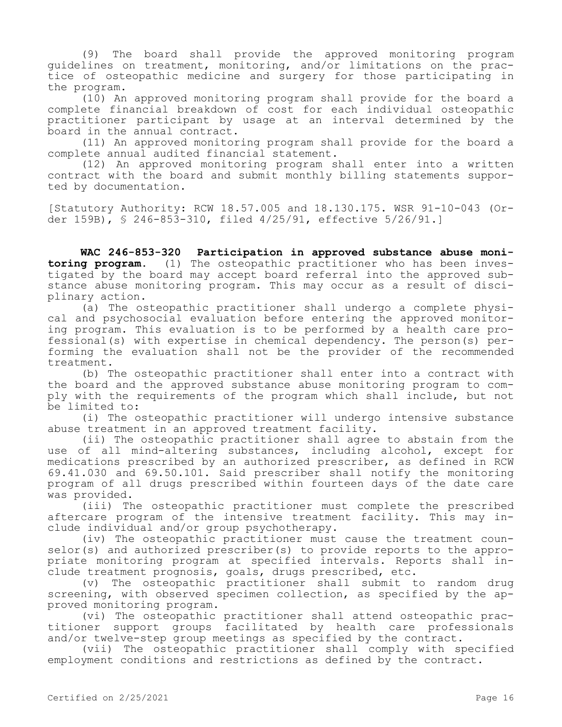(9) The board shall provide the approved monitoring program guidelines on treatment, monitoring, and/or limitations on the practice of osteopathic medicine and surgery for those participating in the program.

(10) An approved monitoring program shall provide for the board a complete financial breakdown of cost for each individual osteopathic practitioner participant by usage at an interval determined by the board in the annual contract.

(11) An approved monitoring program shall provide for the board a complete annual audited financial statement.

(12) An approved monitoring program shall enter into a written contract with the board and submit monthly billing statements supported by documentation.

[Statutory Authority: RCW 18.57.005 and 18.130.175. WSR 91-10-043 (Order 159B), § 246-853-310, filed 4/25/91, effective 5/26/91.]

**WAC 246-853-320 Participation in approved substance abuse monitoring program.** (1) The osteopathic practitioner who has been investigated by the board may accept board referral into the approved substance abuse monitoring program. This may occur as a result of disciplinary action.

(a) The osteopathic practitioner shall undergo a complete physical and psychosocial evaluation before entering the approved monitoring program. This evaluation is to be performed by a health care professional(s) with expertise in chemical dependency. The person(s) performing the evaluation shall not be the provider of the recommended treatment.

(b) The osteopathic practitioner shall enter into a contract with the board and the approved substance abuse monitoring program to comply with the requirements of the program which shall include, but not be limited to:

(i) The osteopathic practitioner will undergo intensive substance abuse treatment in an approved treatment facility.

(ii) The osteopathic practitioner shall agree to abstain from the use of all mind-altering substances, including alcohol, except for medications prescribed by an authorized prescriber, as defined in RCW 69.41.030 and 69.50.101. Said prescriber shall notify the monitoring program of all drugs prescribed within fourteen days of the date care was provided.

(iii) The osteopathic practitioner must complete the prescribed aftercare program of the intensive treatment facility. This may include individual and/or group psychotherapy.

(iv) The osteopathic practitioner must cause the treatment counselor(s) and authorized prescriber(s) to provide reports to the appropriate monitoring program at specified intervals. Reports shall include treatment prognosis, goals, drugs prescribed, etc.

(v) The osteopathic practitioner shall submit to random drug screening, with observed specimen collection, as specified by the approved monitoring program.

(vi) The osteopathic practitioner shall attend osteopathic practitioner support groups facilitated by health care professionals and/or twelve-step group meetings as specified by the contract.

(vii) The osteopathic practitioner shall comply with specified employment conditions and restrictions as defined by the contract.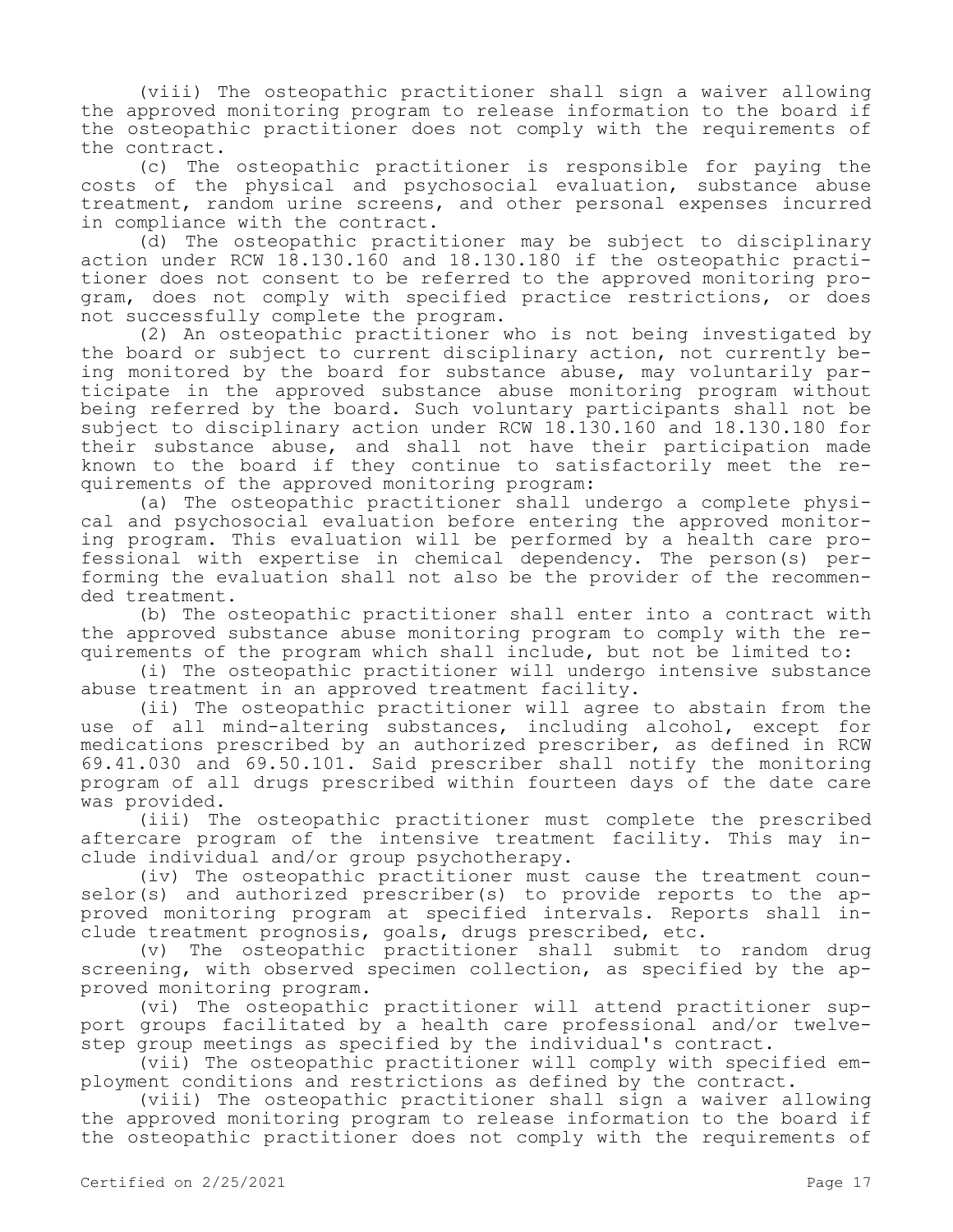(viii) The osteopathic practitioner shall sign a waiver allowing the approved monitoring program to release information to the board if the osteopathic practitioner does not comply with the requirements of the contract.

(c) The osteopathic practitioner is responsible for paying the costs of the physical and psychosocial evaluation, substance abuse treatment, random urine screens, and other personal expenses incurred in compliance with the contract.

(d) The osteopathic practitioner may be subject to disciplinary action under RCW 18.130.160 and 18.130.180 if the osteopathic practitioner does not consent to be referred to the approved monitoring program, does not comply with specified practice restrictions, or does not successfully complete the program.

(2) An osteopathic practitioner who is not being investigated by the board or subject to current disciplinary action, not currently being monitored by the board for substance abuse, may voluntarily participate in the approved substance abuse monitoring program without being referred by the board. Such voluntary participants shall not be subject to disciplinary action under RCW 18.130.160 and 18.130.180 for their substance abuse, and shall not have their participation made known to the board if they continue to satisfactorily meet the requirements of the approved monitoring program:

(a) The osteopathic practitioner shall undergo a complete physical and psychosocial evaluation before entering the approved monitoring program. This evaluation will be performed by a health care professional with expertise in chemical dependency. The person(s) performing the evaluation shall not also be the provider of the recommended treatment.

(b) The osteopathic practitioner shall enter into a contract with the approved substance abuse monitoring program to comply with the requirements of the program which shall include, but not be limited to:

(i) The osteopathic practitioner will undergo intensive substance abuse treatment in an approved treatment facility.

(ii) The osteopathic practitioner will agree to abstain from the use of all mind-altering substances, including alcohol, except for medications prescribed by an authorized prescriber, as defined in RCW 69.41.030 and 69.50.101. Said prescriber shall notify the monitoring program of all drugs prescribed within fourteen days of the date care was provided.

(iii) The osteopathic practitioner must complete the prescribed aftercare program of the intensive treatment facility. This may include individual and/or group psychotherapy.

(iv) The osteopathic practitioner must cause the treatment counselor(s) and authorized prescriber(s) to provide reports to the approved monitoring program at specified intervals. Reports shall include treatment prognosis, goals, drugs prescribed, etc.

(v) The osteopathic practitioner shall submit to random drug screening, with observed specimen collection, as specified by the approved monitoring program.

(vi) The osteopathic practitioner will attend practitioner support groups facilitated by a health care professional and/or twelve-step group meetings as specified by the individual's contract.

(vii) The osteopathic practitioner will comply with specified employment conditions and restrictions as defined by the contract.

(viii) The osteopathic practitioner shall sign a waiver allowing the approved monitoring program to release information to the board if the osteopathic practitioner does not comply with the requirements of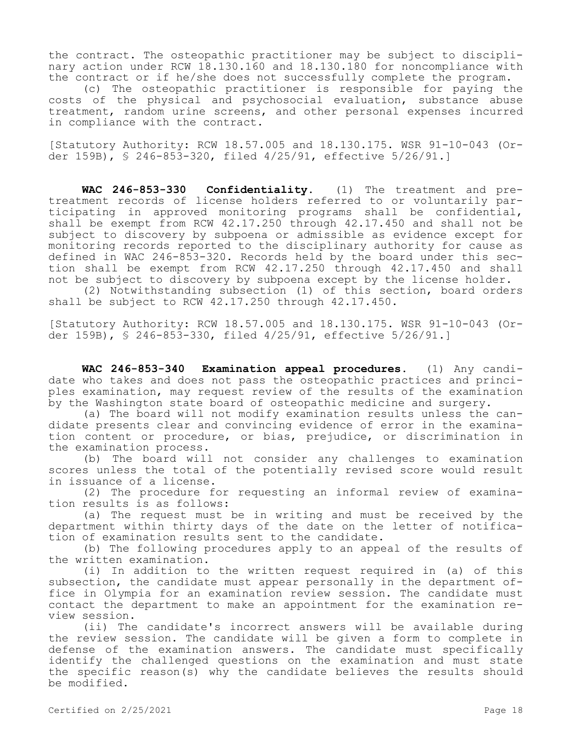the contract. The osteopathic practitioner may be subject to disciplinary action under RCW 18.130.160 and 18.130.180 for noncompliance with the contract or if he/she does not successfully complete the program.

(c) The osteopathic practitioner is responsible for paying the costs of the physical and psychosocial evaluation, substance abuse treatment, random urine screens, and other personal expenses incurred in compliance with the contract.

[Statutory Authority: RCW 18.57.005 and 18.130.175. WSR 91-10-043 (Order 159B), § 246-853-320, filed 4/25/91, effective 5/26/91.]

**WAC 246-853-330 Confidentiality.** (1) The treatment and pretreatment records of license holders referred to or voluntarily participating in approved monitoring programs shall be confidential, shall be exempt from RCW 42.17.250 through 42.17.450 and shall not be subject to discovery by subpoena or admissible as evidence except for monitoring records reported to the disciplinary authority for cause as defined in WAC 246-853-320. Records held by the board under this section shall be exempt from RCW 42.17.250 through 42.17.450 and shall not be subject to discovery by subpoena except by the license holder.

(2) Notwithstanding subsection (1) of this section, board orders shall be subject to RCW 42.17.250 through 42.17.450.

[Statutory Authority: RCW 18.57.005 and 18.130.175. WSR 91-10-043 (Order 159B), § 246-853-330, filed 4/25/91, effective 5/26/91.]

**WAC 246-853-340 Examination appeal procedures.** (1) Any candidate who takes and does not pass the osteopathic practices and principles examination, may request review of the results of the examination by the Washington state board of osteopathic medicine and surgery.

(a) The board will not modify examination results unless the candidate presents clear and convincing evidence of error in the examination content or procedure, or bias, prejudice, or discrimination in the examination process.

(b) The board will not consider any challenges to examination scores unless the total of the potentially revised score would result in issuance of a license.

(2) The procedure for requesting an informal review of examination results is as follows:

(a) The request must be in writing and must be received by the department within thirty days of the date on the letter of notification of examination results sent to the candidate.

(b) The following procedures apply to an appeal of the results of the written examination.

(i) In addition to the written request required in (a) of this subsection, the candidate must appear personally in the department office in Olympia for an examination review session. The candidate must contact the department to make an appointment for the examination review session.

(ii) The candidate's incorrect answers will be available during the review session. The candidate will be given a form to complete in defense of the examination answers. The candidate must specifically identify the challenged questions on the examination and must state the specific reason(s) why the candidate believes the results should be modified.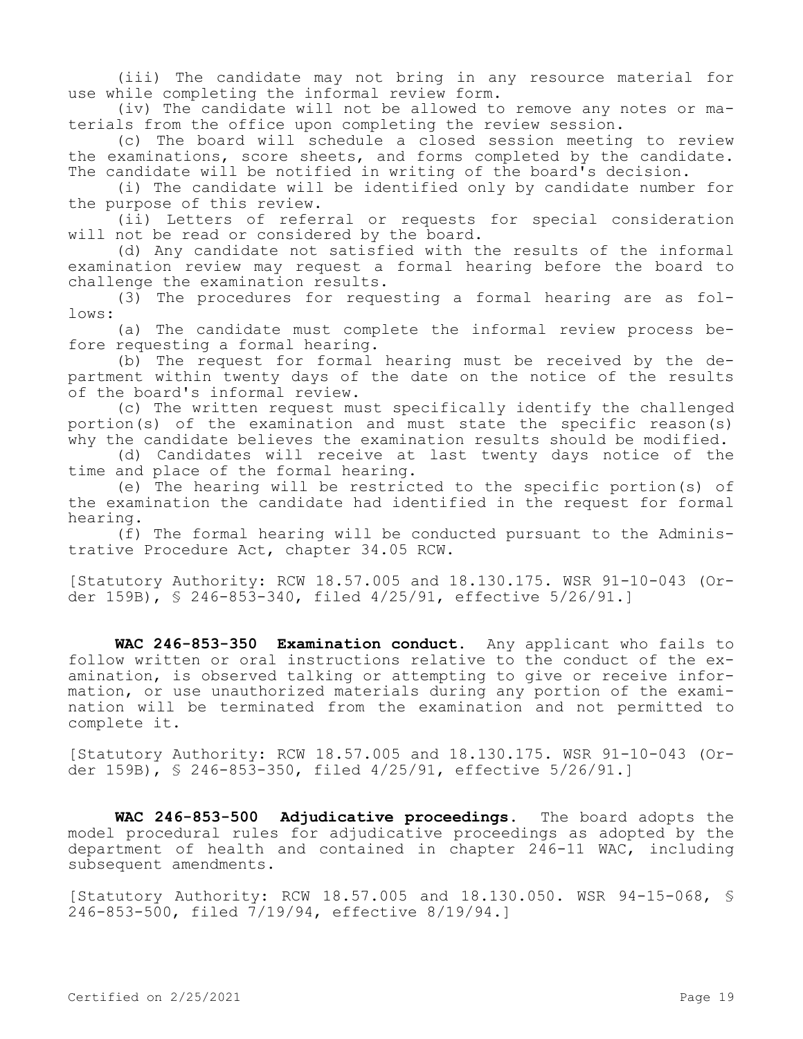(iii) The candidate may not bring in any resource material for use while completing the informal review form.

(iv) The candidate will not be allowed to remove any notes or materials from the office upon completing the review session.

(c) The board will schedule a closed session meeting to review the examinations, score sheets, and forms completed by the candidate. The candidate will be notified in writing of the board's decision.

(i) The candidate will be identified only by candidate number for the purpose of this review.

(ii) Letters of referral or requests for special consideration will not be read or considered by the board.

(d) Any candidate not satisfied with the results of the informal examination review may request a formal hearing before the board to challenge the examination results.

(3) The procedures for requesting a formal hearing are as follows:

(a) The candidate must complete the informal review process before requesting a formal hearing.

(b) The request for formal hearing must be received by the department within twenty days of the date on the notice of the results of the board's informal review.

(c) The written request must specifically identify the challenged portion(s) of the examination and must state the specific reason(s) why the candidate believes the examination results should be modified.

(d) Candidates will receive at last twenty days notice of the time and place of the formal hearing.

(e) The hearing will be restricted to the specific portion(s) of the examination the candidate had identified in the request for formal hearing.

(f) The formal hearing will be conducted pursuant to the Administrative Procedure Act, chapter 34.05 RCW.

[Statutory Authority: RCW 18.57.005 and 18.130.175. WSR 91-10-043 (Order 159B), § 246-853-340, filed 4/25/91, effective 5/26/91.]

**WAC 246-853-350 Examination conduct.** Any applicant who fails to follow written or oral instructions relative to the conduct of the examination, is observed talking or attempting to give or receive information, or use unauthorized materials during any portion of the examination will be terminated from the examination and not permitted to complete it.

[Statutory Authority: RCW 18.57.005 and 18.130.175. WSR 91-10-043 (Order 159B), § 246-853-350, filed 4/25/91, effective 5/26/91.]

**WAC 246-853-500 Adjudicative proceedings.** The board adopts the model procedural rules for adjudicative proceedings as adopted by the department of health and contained in chapter 246-11 WAC, including subsequent amendments.

[Statutory Authority: RCW 18.57.005 and 18.130.050. WSR 94-15-068, § 246-853-500, filed 7/19/94, effective 8/19/94.]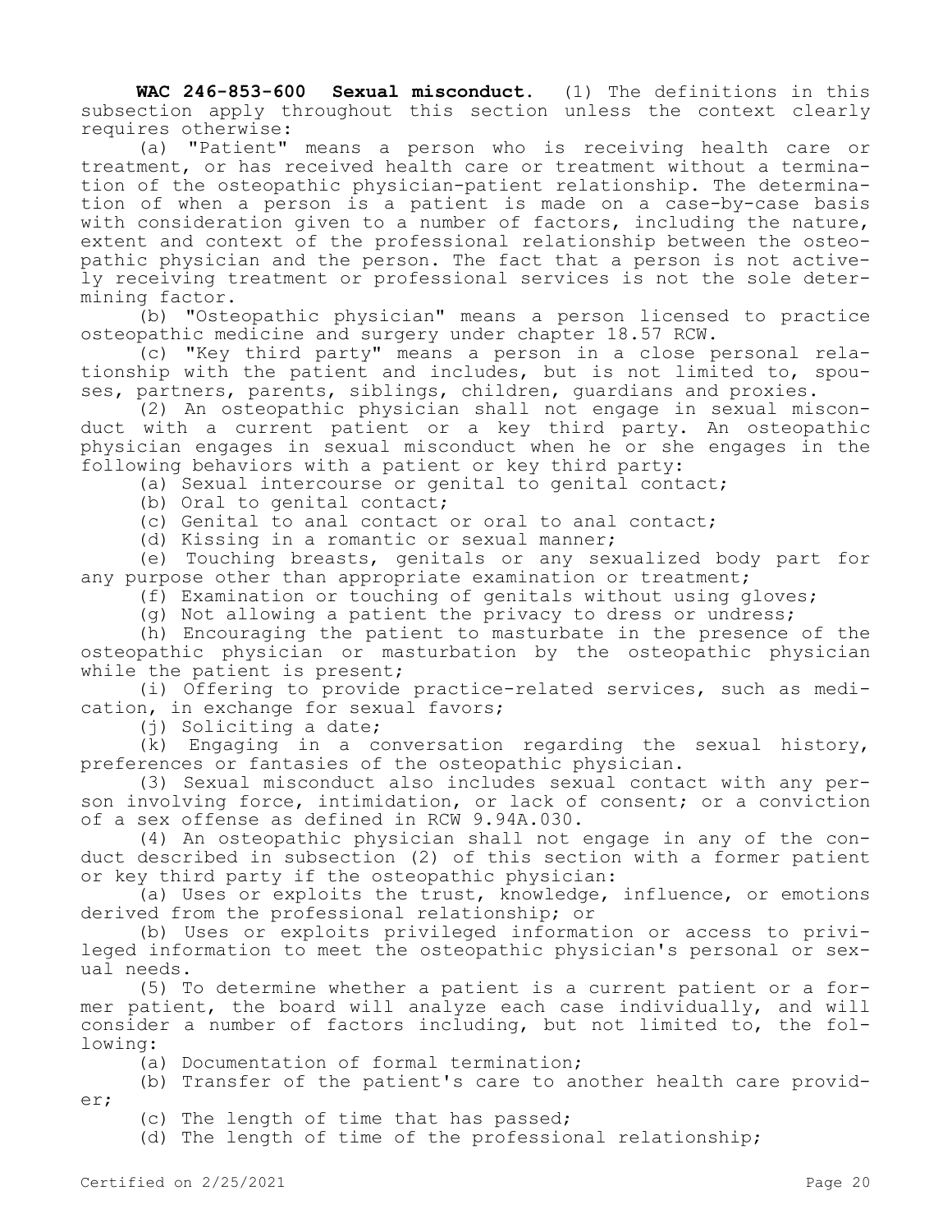**WAC 246-853-600 Sexual misconduct.** (1) The definitions in this subsection apply throughout this section unless the context clearly requires otherwise:

(a) "Patient" means a person who is receiving health care or treatment, or has received health care or treatment without a termination of the osteopathic physician-patient relationship. The determination of when a person is a patient is made on a case-by-case basis with consideration given to a number of factors, including the nature, extent and context of the professional relationship between the osteopathic physician and the person. The fact that a person is not actively receiving treatment or professional services is not the sole determining factor.

(b) "Osteopathic physician" means a person licensed to practice osteopathic medicine and surgery under chapter 18.57 RCW.

(c) "Key third party" means a person in a close personal relationship with the patient and includes, but is not limited to, spouses, partners, parents, siblings, children, guardians and proxies.

(2) An osteopathic physician shall not engage in sexual misconduct with a current patient or a key third party. An osteopathic physician engages in sexual misconduct when he or she engages in the following behaviors with a patient or key third party:

(a) Sexual intercourse or genital to genital contact;

(b) Oral to genital contact;

(c) Genital to anal contact or oral to anal contact;

(d) Kissing in a romantic or sexual manner;

(e) Touching breasts, genitals or any sexualized body part for any purpose other than appropriate examination or treatment;

(f) Examination or touching of genitals without using gloves;

(g) Not allowing a patient the privacy to dress or undress;

(h) Encouraging the patient to masturbate in the presence of the osteopathic physician or masturbation by the osteopathic physician while the patient is present;

(i) Offering to provide practice-related services, such as medication, in exchange for sexual favors;

(j) Soliciting a date;

(k) Engaging in a conversation regarding the sexual history, preferences or fantasies of the osteopathic physician.

(3) Sexual misconduct also includes sexual contact with any person involving force, intimidation, or lack of consent; or a conviction of a sex offense as defined in RCW 9.94A.030.

(4) An osteopathic physician shall not engage in any of the conduct described in subsection (2) of this section with a former patient or key third party if the osteopathic physician:

(a) Uses or exploits the trust, knowledge, influence, or emotions derived from the professional relationship; or

(b) Uses or exploits privileged information or access to privileged information to meet the osteopathic physician's personal or sexual needs.

(5) To determine whether a patient is a current patient or a former patient, the board will analyze each case individually, and will consider a number of factors including, but not limited to, the following:

(a) Documentation of formal termination;

(b) Transfer of the patient's care to another health care provider;

(c) The length of time that has passed;

(d) The length of time of the professional relationship;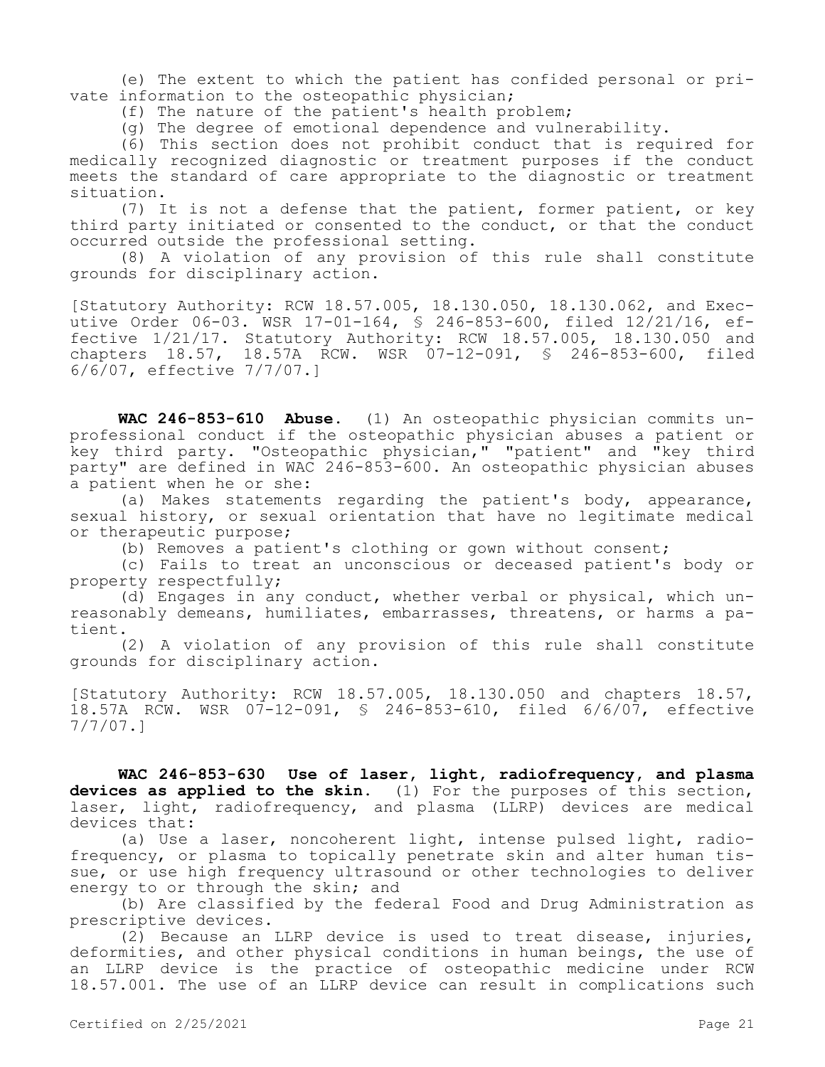(e) The extent to which the patient has confided personal or private information to the osteopathic physician;

(f) The nature of the patient's health problem;

(g) The degree of emotional dependence and vulnerability.

(6) This section does not prohibit conduct that is required for medically recognized diagnostic or treatment purposes if the conduct meets the standard of care appropriate to the diagnostic or treatment situation.

(7) It is not a defense that the patient, former patient, or key third party initiated or consented to the conduct, or that the conduct occurred outside the professional setting.

(8) A violation of any provision of this rule shall constitute grounds for disciplinary action.

[Statutory Authority: RCW 18.57.005, 18.130.050, 18.130.062, and Executive Order 06-03. WSR 17-01-164, § 246-853-600, filed 12/21/16, effective 1/21/17. Statutory Authority: RCW 18.57.005, 18.130.050 and chapters 18.57, 18.57A RCW. WSR 07-12-091, § 246-853-600, filed 6/6/07, effective 7/7/07.]

**WAC 246-853-610 Abuse.** (1) An osteopathic physician commits unprofessional conduct if the osteopathic physician abuses a patient or key third party. "Osteopathic physician," "patient" and "key third party" are defined in WAC 246-853-600. An osteopathic physician abuses a patient when he or she:

(a) Makes statements regarding the patient's body, appearance, sexual history, or sexual orientation that have no legitimate medical or therapeutic purpose;

(b) Removes a patient's clothing or gown without consent;

(c) Fails to treat an unconscious or deceased patient's body or property respectfully;

(d) Engages in any conduct, whether verbal or physical, which unreasonably demeans, humiliates, embarrasses, threatens, or harms a patient.

(2) A violation of any provision of this rule shall constitute grounds for disciplinary action.

[Statutory Authority: RCW 18.57.005, 18.130.050 and chapters 18.57, 18.57A RCW. WSR 07-12-091, § 246-853-610, filed 6/6/07, effective 7/7/07.]

**WAC 246-853-630 Use of laser, light, radiofrequency, and plasma devices as applied to the skin.** (1) For the purposes of this section, laser, light, radiofrequency, and plasma (LLRP) devices are medical devices that:

(a) Use a laser, noncoherent light, intense pulsed light, radiofrequency, or plasma to topically penetrate skin and alter human tissue, or use high frequency ultrasound or other technologies to deliver energy to or through the skin; and

(b) Are classified by the federal Food and Drug Administration as prescriptive devices.

(2) Because an LLRP device is used to treat disease, injuries, deformities, and other physical conditions in human beings, the use of an LLRP device is the practice of osteopathic medicine under RCW 18.57.001. The use of an LLRP device can result in complications such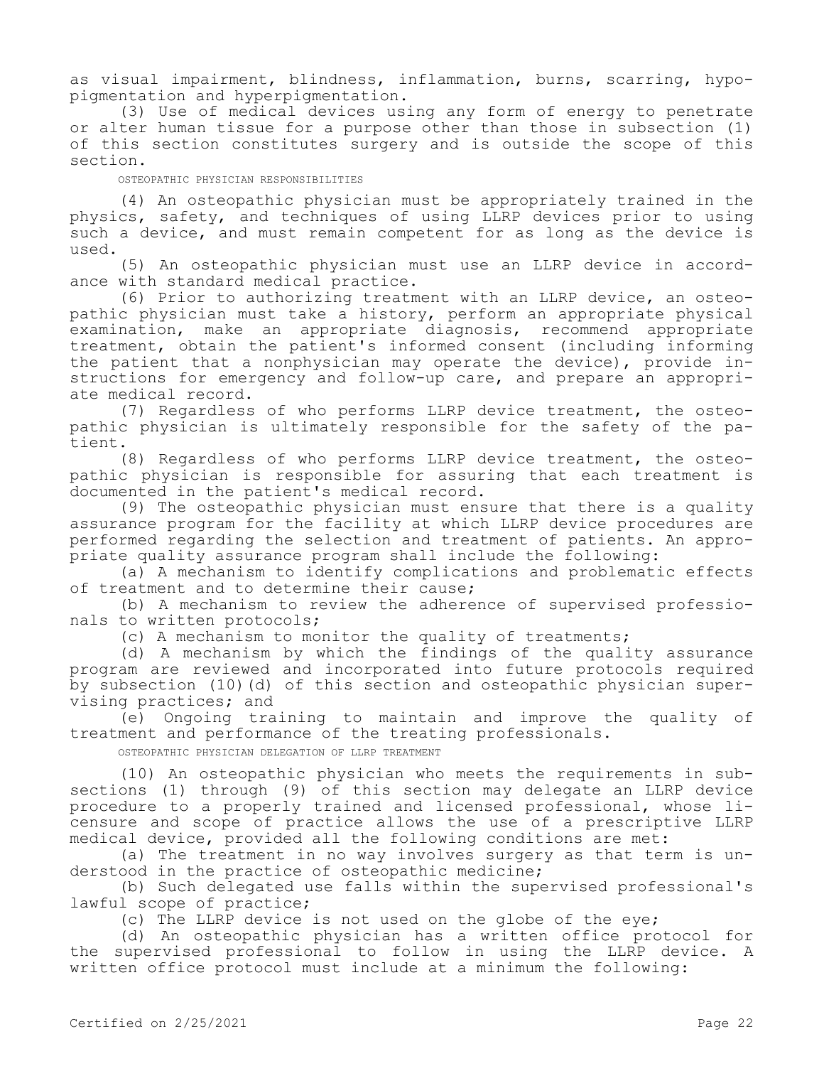as visual impairment, blindness, inflammation, burns, scarring, hypopigmentation and hyperpigmentation.

(3) Use of medical devices using any form of energy to penetrate or alter human tissue for a purpose other than those in subsection (1) of this section constitutes surgery and is outside the scope of this section.

OSTEOPATHIC PHYSICIAN RESPONSIBILITIES

(4) An osteopathic physician must be appropriately trained in the physics, safety, and techniques of using LLRP devices prior to using such a device, and must remain competent for as long as the device is used.

(5) An osteopathic physician must use an LLRP device in accordance with standard medical practice.

(6) Prior to authorizing treatment with an LLRP device, an osteopathic physician must take a history, perform an appropriate physical examination, make an appropriate diagnosis, recommend appropriate treatment, obtain the patient's informed consent (including informing the patient that a nonphysician may operate the device), provide instructions for emergency and follow-up care, and prepare an appropriate medical record.

(7) Regardless of who performs LLRP device treatment, the osteopathic physician is ultimately responsible for the safety of the patient.

(8) Regardless of who performs LLRP device treatment, the osteopathic physician is responsible for assuring that each treatment is documented in the patient's medical record.

(9) The osteopathic physician must ensure that there is a quality assurance program for the facility at which LLRP device procedures are performed regarding the selection and treatment of patients. An appropriate quality assurance program shall include the following:

(a) A mechanism to identify complications and problematic effects of treatment and to determine their cause;

(b) A mechanism to review the adherence of supervised professionals to written protocols;

(c) A mechanism to monitor the quality of treatments;

(d) A mechanism by which the findings of the quality assurance program are reviewed and incorporated into future protocols required by subsection (10)(d) of this section and osteopathic physician supervising practices; and

(e) Ongoing training to maintain and improve the quality of treatment and performance of the treating professionals.

OSTEOPATHIC PHYSICIAN DELEGATION OF LLRP TREATMENT

(10) An osteopathic physician who meets the requirements in subsections (1) through (9) of this section may delegate an LLRP device procedure to a properly trained and licensed professional, whose licensure and scope of practice allows the use of a prescriptive LLRP medical device, provided all the following conditions are met:

(a) The treatment in no way involves surgery as that term is understood in the practice of osteopathic medicine;

(b) Such delegated use falls within the supervised professional's lawful scope of practice;

(c) The LLRP device is not used on the globe of the eye;

(d) An osteopathic physician has a written office protocol for the supervised professional to follow in using the LLRP device. A written office protocol must include at a minimum the following: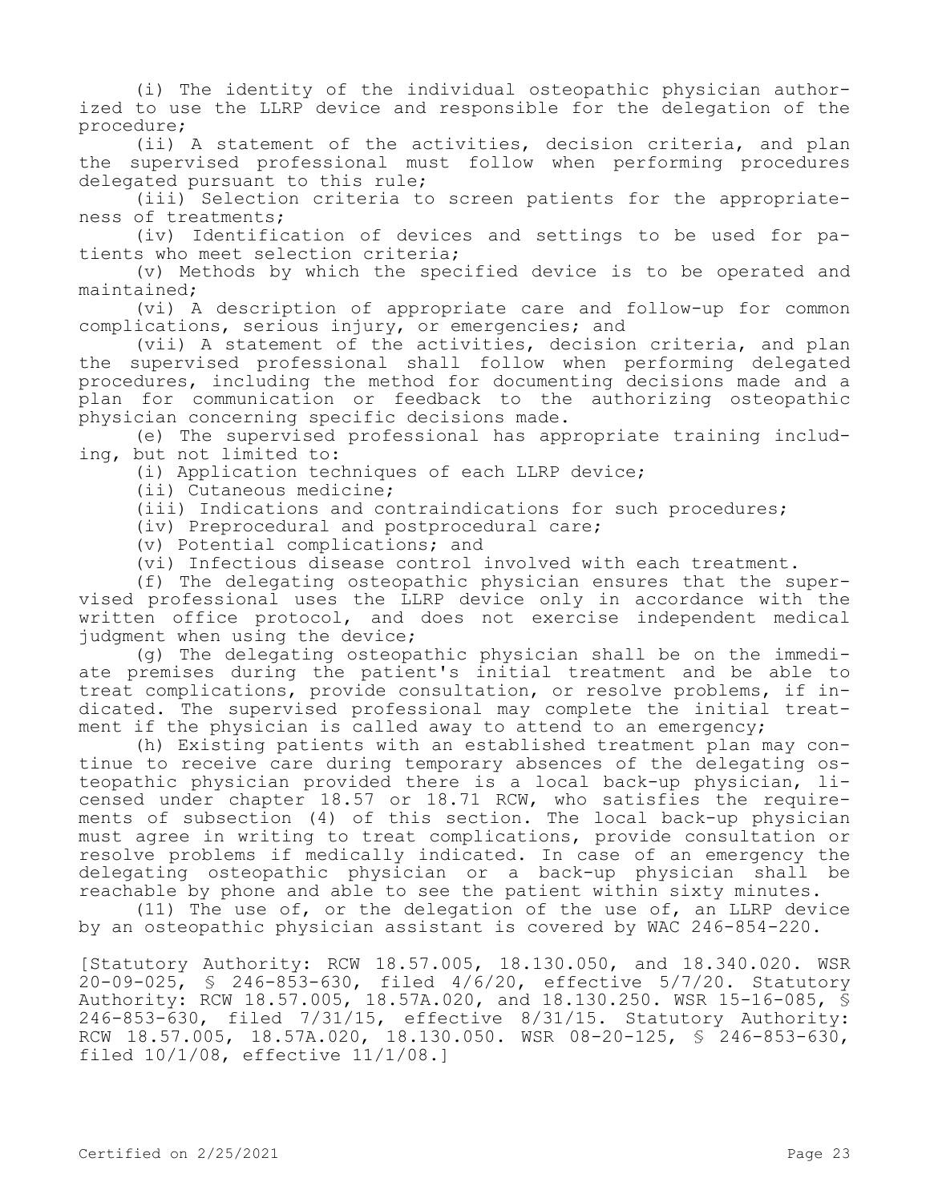(i) The identity of the individual osteopathic physician authorized to use the LLRP device and responsible for the delegation of the procedure;

(ii) A statement of the activities, decision criteria, and plan the supervised professional must follow when performing procedures delegated pursuant to this rule;

(iii) Selection criteria to screen patients for the appropriateness of treatments;

(iv) Identification of devices and settings to be used for patients who meet selection criteria;

(v) Methods by which the specified device is to be operated and maintained;

(vi) A description of appropriate care and follow-up for common complications, serious injury, or emergencies; and

(vii) A statement of the activities, decision criteria, and plan the supervised professional shall follow when performing delegated procedures, including the method for documenting decisions made and a plan for communication or feedback to the authorizing osteopathic physician concerning specific decisions made.

(e) The supervised professional has appropriate training including, but not limited to:

(i) Application techniques of each LLRP device;

(ii) Cutaneous medicine;

(iii) Indications and contraindications for such procedures;

(iv) Preprocedural and postprocedural care;

(v) Potential complications; and

(vi) Infectious disease control involved with each treatment.

(f) The delegating osteopathic physician ensures that the supervised professional uses the LLRP device only in accordance with the written office protocol, and does not exercise independent medical judgment when using the device;

(g) The delegating osteopathic physician shall be on the immediate premises during the patient's initial treatment and be able to treat complications, provide consultation, or resolve problems, if indicated. The supervised professional may complete the initial treatment if the physician is called away to attend to an emergency;

(h) Existing patients with an established treatment plan may continue to receive care during temporary absences of the delegating osteopathic physician provided there is a local back-up physician, licensed under chapter 18.57 or 18.71 RCW, who satisfies the requirements of subsection (4) of this section. The local back-up physician must agree in writing to treat complications, provide consultation or resolve problems if medically indicated. In case of an emergency the delegating osteopathic physician or a back-up physician shall be reachable by phone and able to see the patient within sixty minutes.

(11) The use of, or the delegation of the use of, an LLRP device by an osteopathic physician assistant is covered by WAC 246-854-220.

[Statutory Authority: RCW 18.57.005, 18.130.050, and 18.340.020. WSR 20-09-025, § 246-853-630, filed 4/6/20, effective 5/7/20. Statutory Authority: RCW 18.57.005, 18.57A.020, and 18.130.250. WSR 15-16-085, § 246-853-630, filed 7/31/15, effective 8/31/15. Statutory Authority: RCW 18.57.005, 18.57A.020, 18.130.050. WSR 08-20-125, § 246-853-630, filed 10/1/08, effective 11/1/08.]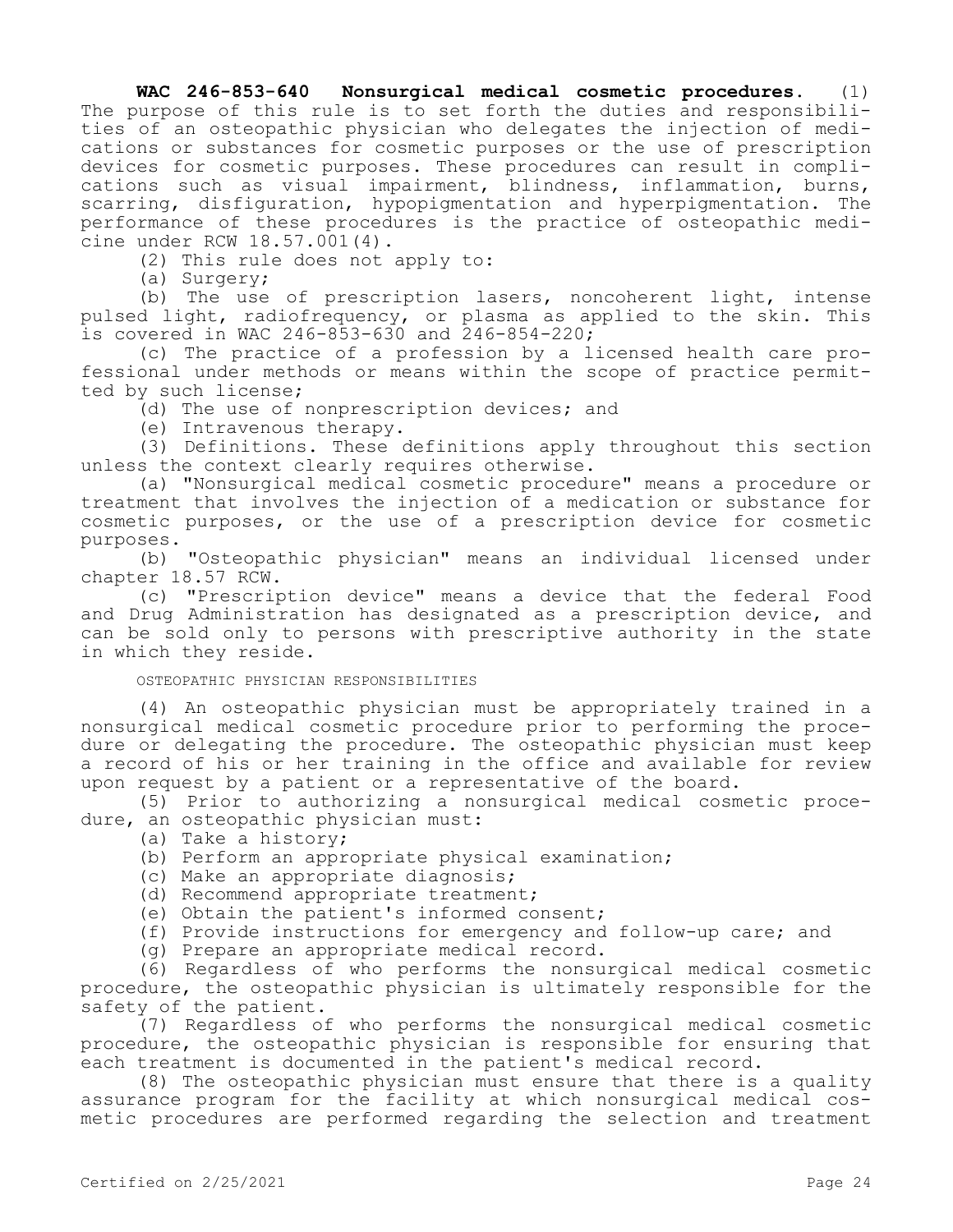**WAC 246-853-640 Nonsurgical medical cosmetic procedures.** (1) The purpose of this rule is to set forth the duties and responsibilities of an osteopathic physician who delegates the injection of medications or substances for cosmetic purposes or the use of prescription devices for cosmetic purposes. These procedures can result in complications such as visual impairment, blindness, inflammation, burns, scarring, disfiguration, hypopigmentation and hyperpigmentation. The performance of these procedures is the practice of osteopathic medicine under RCW 18.57.001(4).

(2) This rule does not apply to:

(a) Surgery;

(b) The use of prescription lasers, noncoherent light, intense pulsed light, radiofrequency, or plasma as applied to the skin. This is covered in WAC 246-853-630 and 246-854-220;

(c) The practice of a profession by a licensed health care professional under methods or means within the scope of practice permitted by such license;

(d) The use of nonprescription devices; and

(e) Intravenous therapy.

(3) Definitions. These definitions apply throughout this section unless the context clearly requires otherwise.

(a) "Nonsurgical medical cosmetic procedure" means a procedure or treatment that involves the injection of a medication or substance for cosmetic purposes, or the use of a prescription device for cosmetic purposes.

(b) "Osteopathic physician" means an individual licensed under chapter 18.57 RCW.

(c) "Prescription device" means a device that the federal Food and Drug Administration has designated as a prescription device, and can be sold only to persons with prescriptive authority in the state in which they reside.

OSTEOPATHIC PHYSICIAN RESPONSIBILITIES

(4) An osteopathic physician must be appropriately trained in a nonsurgical medical cosmetic procedure prior to performing the procedure or delegating the procedure. The osteopathic physician must keep a record of his or her training in the office and available for review upon request by a patient or a representative of the board.

(5) Prior to authorizing a nonsurgical medical cosmetic procedure, an osteopathic physician must:

(a) Take a history;

(b) Perform an appropriate physical examination;

(c) Make an appropriate diagnosis;

(d) Recommend appropriate treatment;

(e) Obtain the patient's informed consent;

(f) Provide instructions for emergency and follow-up care; and

(g) Prepare an appropriate medical record.

(6) Regardless of who performs the nonsurgical medical cosmetic procedure, the osteopathic physician is ultimately responsible for the safety of the patient.

(7) Regardless of who performs the nonsurgical medical cosmetic procedure, the osteopathic physician is responsible for ensuring that each treatment is documented in the patient's medical record.

(8) The osteopathic physician must ensure that there is a quality assurance program for the facility at which nonsurgical medical cosmetic procedures are performed regarding the selection and treatment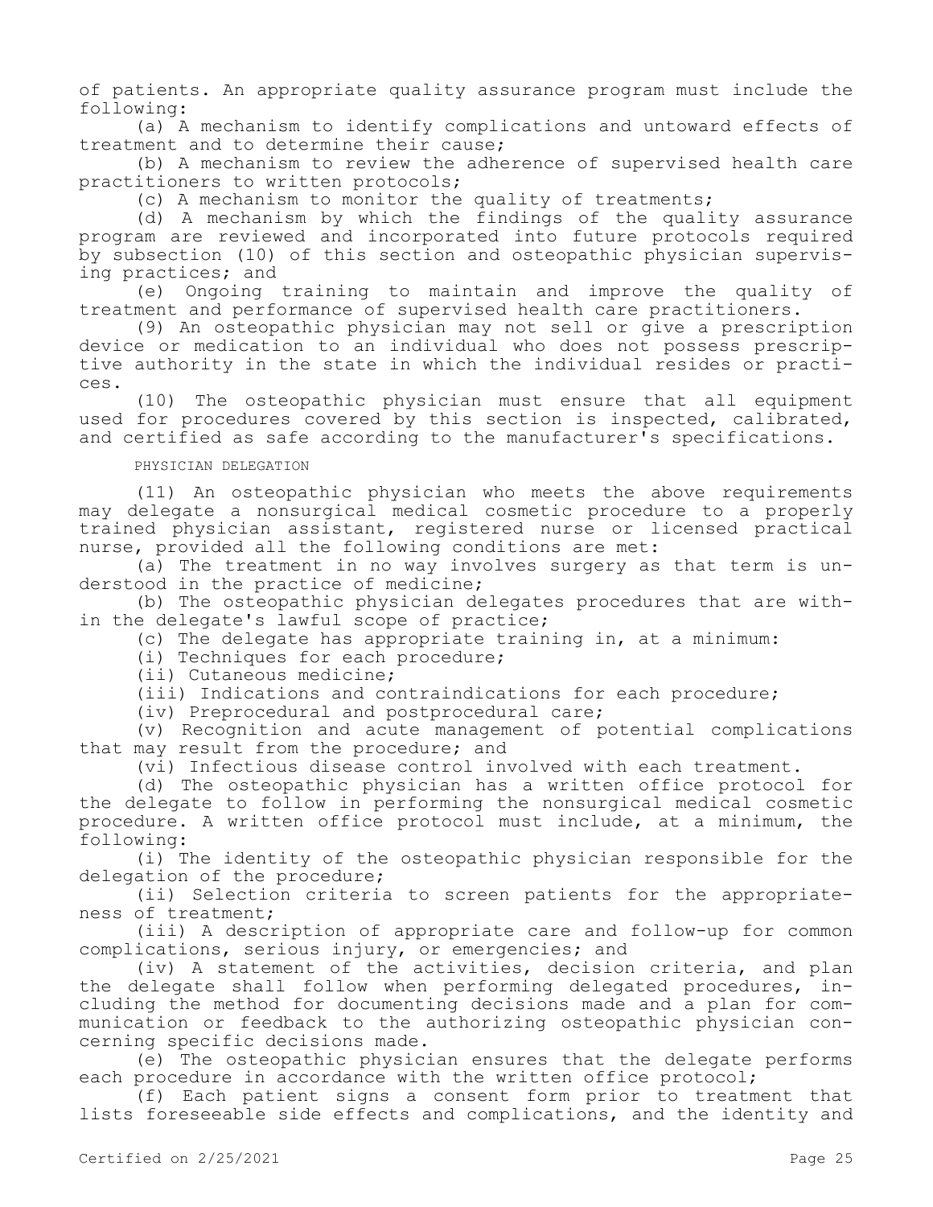of patients. An appropriate quality assurance program must include the following:

(a) A mechanism to identify complications and untoward effects of treatment and to determine their cause;

(b) A mechanism to review the adherence of supervised health care practitioners to written protocols;

(c) A mechanism to monitor the quality of treatments;

(d) A mechanism by which the findings of the quality assurance program are reviewed and incorporated into future protocols required by subsection (10) of this section and osteopathic physician supervising practices; and

(e) Ongoing training to maintain and improve the quality of treatment and performance of supervised health care practitioners.

(9) An osteopathic physician may not sell or give a prescription device or medication to an individual who does not possess prescriptive authority in the state in which the individual resides or practices.

(10) The osteopathic physician must ensure that all equipment used for procedures covered by this section is inspected, calibrated, and certified as safe according to the manufacturer's specifications.

PHYSICIAN DELEGATION

(11) An osteopathic physician who meets the above requirements may delegate a nonsurgical medical cosmetic procedure to a properly trained physician assistant, registered nurse or licensed practical nurse, provided all the following conditions are met:

(a) The treatment in no way involves surgery as that term is understood in the practice of medicine;

(b) The osteopathic physician delegates procedures that are within the delegate's lawful scope of practice;

(c) The delegate has appropriate training in, at a minimum:

(i) Techniques for each procedure;

(ii) Cutaneous medicine;

(iii) Indications and contraindications for each procedure;

(iv) Preprocedural and postprocedural care;

(v) Recognition and acute management of potential complications that may result from the procedure; and

(vi) Infectious disease control involved with each treatment.

(d) The osteopathic physician has a written office protocol for the delegate to follow in performing the nonsurgical medical cosmetic procedure. A written office protocol must include, at a minimum, the following:

(i) The identity of the osteopathic physician responsible for the delegation of the procedure;

(ii) Selection criteria to screen patients for the appropriateness of treatment;

(iii) A description of appropriate care and follow-up for common complications, serious injury, or emergencies; and

(iv) A statement of the activities, decision criteria, and plan the delegate shall follow when performing delegated procedures, including the method for documenting decisions made and a plan for communication or feedback to the authorizing osteopathic physician concerning specific decisions made.

(e) The osteopathic physician ensures that the delegate performs each procedure in accordance with the written office protocol;

(f) Each patient signs a consent form prior to treatment that lists foreseeable side effects and complications, and the identity and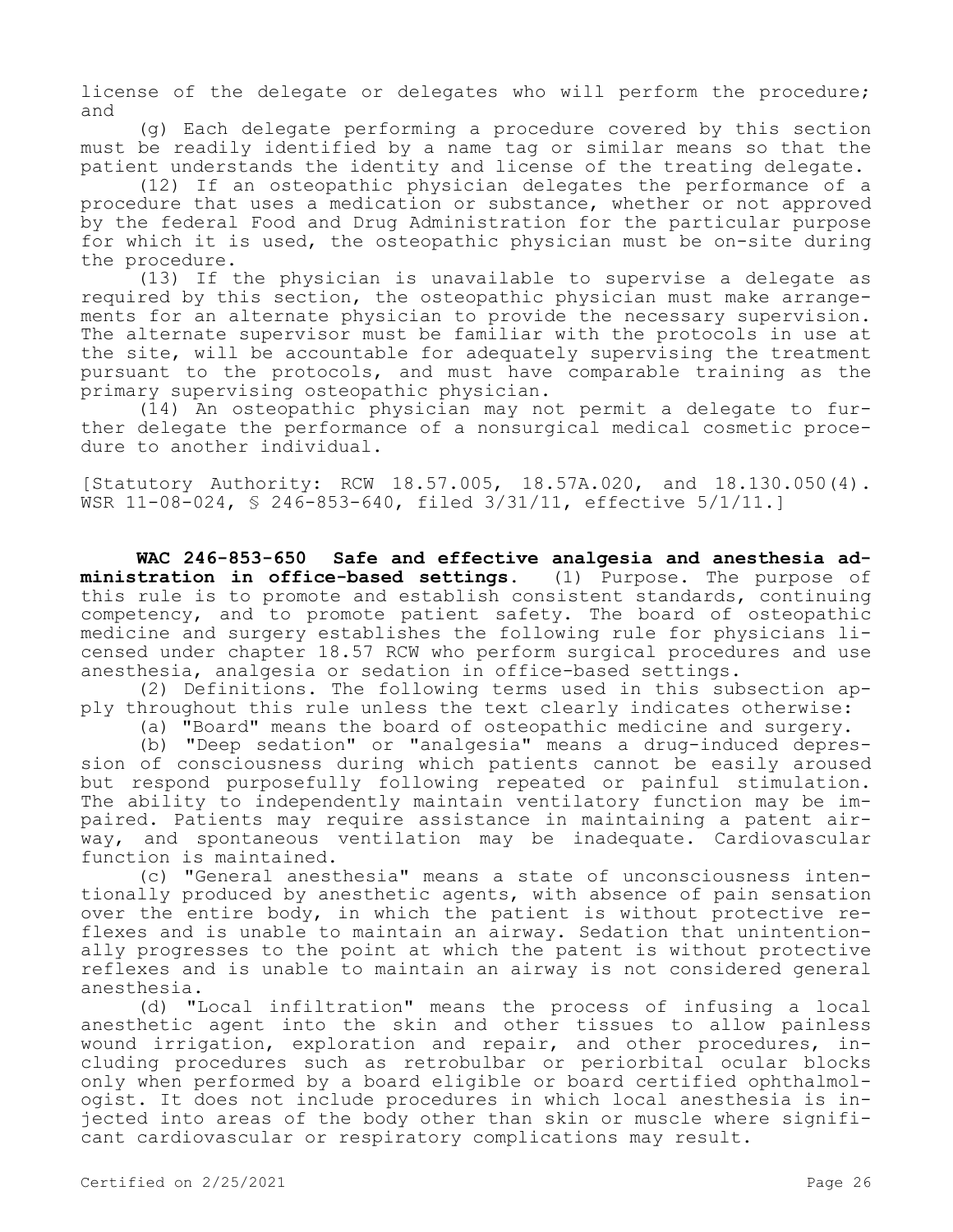license of the delegate or delegates who will perform the procedure; and

(g) Each delegate performing a procedure covered by this section must be readily identified by a name tag or similar means so that the patient understands the identity and license of the treating delegate.

(12) If an osteopathic physician delegates the performance of a procedure that uses a medication or substance, whether or not approved by the federal Food and Drug Administration for the particular purpose for which it is used, the osteopathic physician must be on-site during the procedure.

(13) If the physician is unavailable to supervise a delegate as required by this section, the osteopathic physician must make arrangements for an alternate physician to provide the necessary supervision. The alternate supervisor must be familiar with the protocols in use at the site, will be accountable for adequately supervising the treatment pursuant to the protocols, and must have comparable training as the primary supervising osteopathic physician.

(14) An osteopathic physician may not permit a delegate to further delegate the performance of a nonsurgical medical cosmetic procedure to another individual.

[Statutory Authority: RCW 18.57.005, 18.57A.020, and 18.130.050(4). WSR 11-08-024, § 246-853-640, filed 3/31/11, effective 5/1/11.]

**WAC 246-853-650 Safe and effective analgesia and anesthesia administration in office-based settings.** (1) Purpose. The purpose of this rule is to promote and establish consistent standards, continuing competency, and to promote patient safety. The board of osteopathic medicine and surgery establishes the following rule for physicians licensed under chapter 18.57 RCW who perform surgical procedures and use anesthesia, analgesia or sedation in office-based settings.

(2) Definitions. The following terms used in this subsection apply throughout this rule unless the text clearly indicates otherwise:

(a) "Board" means the board of osteopathic medicine and surgery.

(b) "Deep sedation" or "analgesia" means a drug-induced depression of consciousness during which patients cannot be easily aroused but respond purposefully following repeated or painful stimulation. The ability to independently maintain ventilatory function may be impaired. Patients may require assistance in maintaining a patent airway, and spontaneous ventilation may be inadequate. Cardiovascular function is maintained.

(c) "General anesthesia" means a state of unconsciousness intentionally produced by anesthetic agents, with absence of pain sensation over the entire body, in which the patient is without protective reflexes and is unable to maintain an airway. Sedation that unintentionally progresses to the point at which the patent is without protective reflexes and is unable to maintain an airway is not considered general anesthesia.

(d) "Local infiltration" means the process of infusing a local anesthetic agent into the skin and other tissues to allow painless wound irrigation, exploration and repair, and other procedures, including procedures such as retrobulbar or periorbital ocular blocks only when performed by a board eligible or board certified ophthalmologist. It does not include procedures in which local anesthesia is injected into areas of the body other than skin or muscle where significant cardiovascular or respiratory complications may result.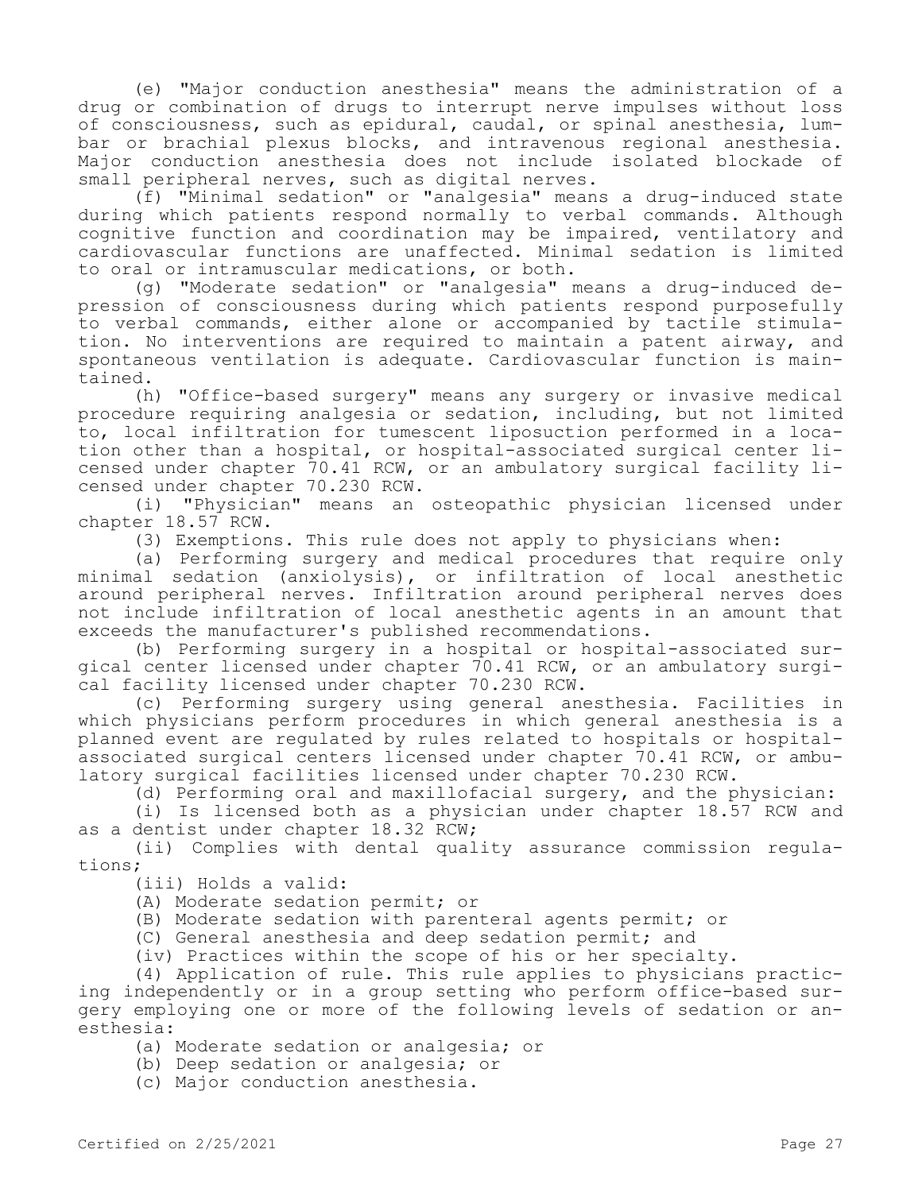(e) "Major conduction anesthesia" means the administration of a drug or combination of drugs to interrupt nerve impulses without loss of consciousness, such as epidural, caudal, or spinal anesthesia, lumbar or brachial plexus blocks, and intravenous regional anesthesia. Major conduction anesthesia does not include isolated blockade of small peripheral nerves, such as digital nerves.

(f) "Minimal sedation" or "analgesia" means a drug-induced state during which patients respond normally to verbal commands. Although cognitive function and coordination may be impaired, ventilatory and cardiovascular functions are unaffected. Minimal sedation is limited to oral or intramuscular medications, or both.

(g) "Moderate sedation" or "analgesia" means a drug-induced depression of consciousness during which patients respond purposefully to verbal commands, either alone or accompanied by tactile stimulation. No interventions are required to maintain a patent airway, and spontaneous ventilation is adequate. Cardiovascular function is maintained.

(h) "Office-based surgery" means any surgery or invasive medical procedure requiring analgesia or sedation, including, but not limited to, local infiltration for tumescent liposuction performed in a location other than a hospital, or hospital-associated surgical center licensed under chapter 70.41 RCW, or an ambulatory surgical facility licensed under chapter 70.230 RCW.

(i) "Physician" means an osteopathic physician licensed under chapter 18.57 RCW.

(3) Exemptions. This rule does not apply to physicians when:

(a) Performing surgery and medical procedures that require only minimal sedation (anxiolysis), or infiltration of local anesthetic around peripheral nerves. Infiltration around peripheral nerves does not include infiltration of local anesthetic agents in an amount that exceeds the manufacturer's published recommendations.

(b) Performing surgery in a hospital or hospital-associated surgical center licensed under chapter 70.41 RCW, or an ambulatory surgical facility licensed under chapter 70.230 RCW.

(c) Performing surgery using general anesthesia. Facilities in which physicians perform procedures in which general anesthesia is a planned event are regulated by rules related to hospitals or hospital-associated surgical centers licensed under chapter 70.41 RCW, or ambulatory surgical facilities licensed under chapter 70.230 RCW.

(d) Performing oral and maxillofacial surgery, and the physician:

(i) Is licensed both as a physician under chapter 18.57 RCW and as a dentist under chapter 18.32 RCW;

(ii) Complies with dental quality assurance commission regulations;

(iii) Holds a valid:

(A) Moderate sedation permit; or

(B) Moderate sedation with parenteral agents permit; or

(C) General anesthesia and deep sedation permit; and

(iv) Practices within the scope of his or her specialty.

(4) Application of rule. This rule applies to physicians practicing independently or in a group setting who perform office-based surgery employing one or more of the following levels of sedation or anesthesia:

(a) Moderate sedation or analgesia; or

(b) Deep sedation or analgesia; or

(c) Major conduction anesthesia.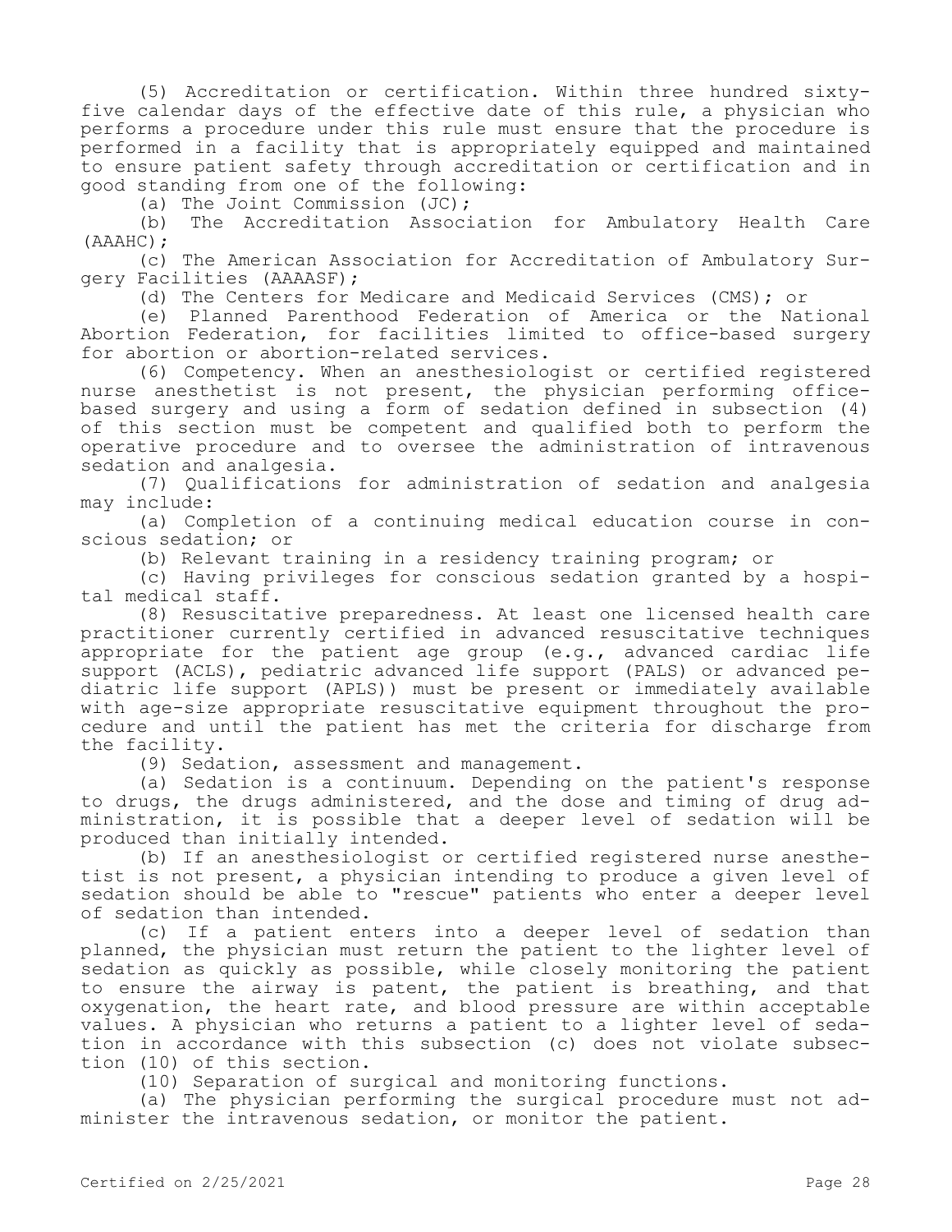(5) Accreditation or certification. Within three hundred sixty-five calendar days of the effective date of this rule, a physician who performs a procedure under this rule must ensure that the procedure is performed in a facility that is appropriately equipped and maintained to ensure patient safety through accreditation or certification and in good standing from one of the following:

(a) The Joint Commission (JC);

(b) The Accreditation Association for Ambulatory Health Care (AAAHC);

(c) The American Association for Accreditation of Ambulatory Surgery Facilities (AAAASF);

(d) The Centers for Medicare and Medicaid Services (CMS); or

(e) Planned Parenthood Federation of America or the National Abortion Federation, for facilities limited to office-based surgery for abortion or abortion-related services.

(6) Competency. When an anesthesiologist or certified registered nurse anesthetist is not present, the physician performing office-based surgery and using a form of sedation defined in subsection (4) of this section must be competent and qualified both to perform the operative procedure and to oversee the administration of intravenous sedation and analgesia.

(7) Qualifications for administration of sedation and analgesia may include:

(a) Completion of a continuing medical education course in conscious sedation; or

(b) Relevant training in a residency training program; or

(c) Having privileges for conscious sedation granted by a hospital medical staff.

(8) Resuscitative preparedness. At least one licensed health care practitioner currently certified in advanced resuscitative techniques appropriate for the patient age group (e.g., advanced cardiac life support (ACLS), pediatric advanced life support (PALS) or advanced pediatric life support (APLS)) must be present or immediately available with age-size appropriate resuscitative equipment throughout the procedure and until the patient has met the criteria for discharge from the facility.

(9) Sedation, assessment and management.

(a) Sedation is a continuum. Depending on the patient's response to drugs, the drugs administered, and the dose and timing of drug administration, it is possible that a deeper level of sedation will be produced than initially intended.

(b) If an anesthesiologist or certified registered nurse anesthetist is not present, a physician intending to produce a given level of sedation should be able to "rescue" patients who enter a deeper level of sedation than intended.

(c) If a patient enters into a deeper level of sedation than planned, the physician must return the patient to the lighter level of sedation as quickly as possible, while closely monitoring the patient to ensure the airway is patent, the patient is breathing, and that oxygenation, the heart rate, and blood pressure are within acceptable values. A physician who returns a patient to a lighter level of sedation in accordance with this subsection (c) does not violate subsection (10) of this section.

(10) Separation of surgical and monitoring functions.

(a) The physician performing the surgical procedure must not administer the intravenous sedation, or monitor the patient.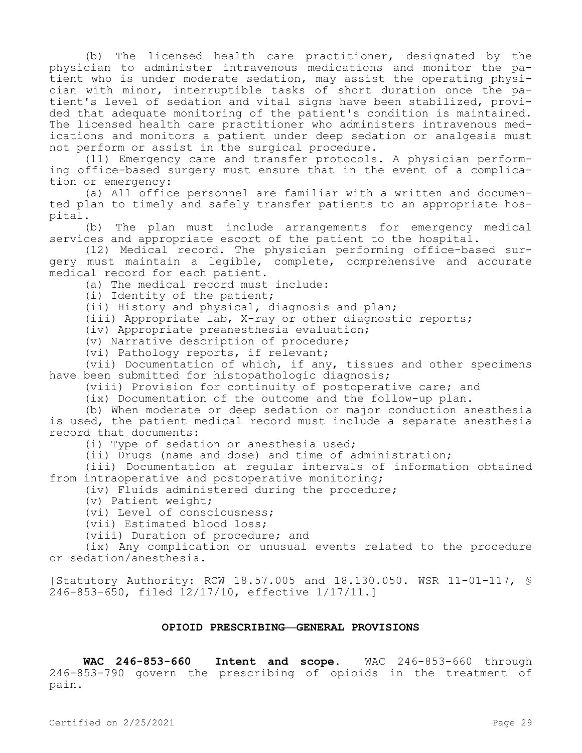(b) The licensed health care practitioner, designated by the physician to administer intravenous medications and monitor the patient who is under moderate sedation, may assist the operating physician with minor, interruptible tasks of short duration once the patient's level of sedation and vital signs have been stabilized, provided that adequate monitoring of the patient's condition is maintained. The licensed health care practitioner who administers intravenous medications and monitors a patient under deep sedation or analgesia must not perform or assist in the surgical procedure.

(11) Emergency care and transfer protocols. A physician performing office-based surgery must ensure that in the event of a complication or emergency:

(a) All office personnel are familiar with a written and documented plan to timely and safely transfer patients to an appropriate hospital.

(b) The plan must include arrangements for emergency medical services and appropriate escort of the patient to the hospital.

(12) Medical record. The physician performing office-based surgery must maintain a legible, complete, comprehensive and accurate medical record for each patient.

(a) The medical record must include:

(i) Identity of the patient;

(ii) History and physical, diagnosis and plan;

(iii) Appropriate lab, X-ray or other diagnostic reports;

(iv) Appropriate preanesthesia evaluation;

(v) Narrative description of procedure;

(vi) Pathology reports, if relevant;

(vii) Documentation of which, if any, tissues and other specimens have been submitted for histopathologic diagnosis;

(viii) Provision for continuity of postoperative care; and

(ix) Documentation of the outcome and the follow-up plan.

(b) When moderate or deep sedation or major conduction anesthesia is used, the patient medical record must include a separate anesthesia record that documents:

(i) Type of sedation or anesthesia used;

(ii) Drugs (name and dose) and time of administration;

(iii) Documentation at regular intervals of information obtained from intraoperative and postoperative monitoring;

(iv) Fluids administered during the procedure;

(v) Patient weight;

(vi) Level of consciousness;

(vii) Estimated blood loss;

(viii) Duration of procedure; and

(ix) Any complication or unusual events related to the procedure or sedation/anesthesia.

[Statutory Authority: RCW 18.57.005 and 18.130.050. WSR 11-01-117, § 246-853-650, filed 12/17/10, effective 1/17/11.]

## OPIOID PRESCRIBING—GENERAL PROVISIONS

**WAC 246-853-660 Intent and scope.** WAC 246-853-660 through 246-853-790 govern the prescribing of opioids in the treatment of pain.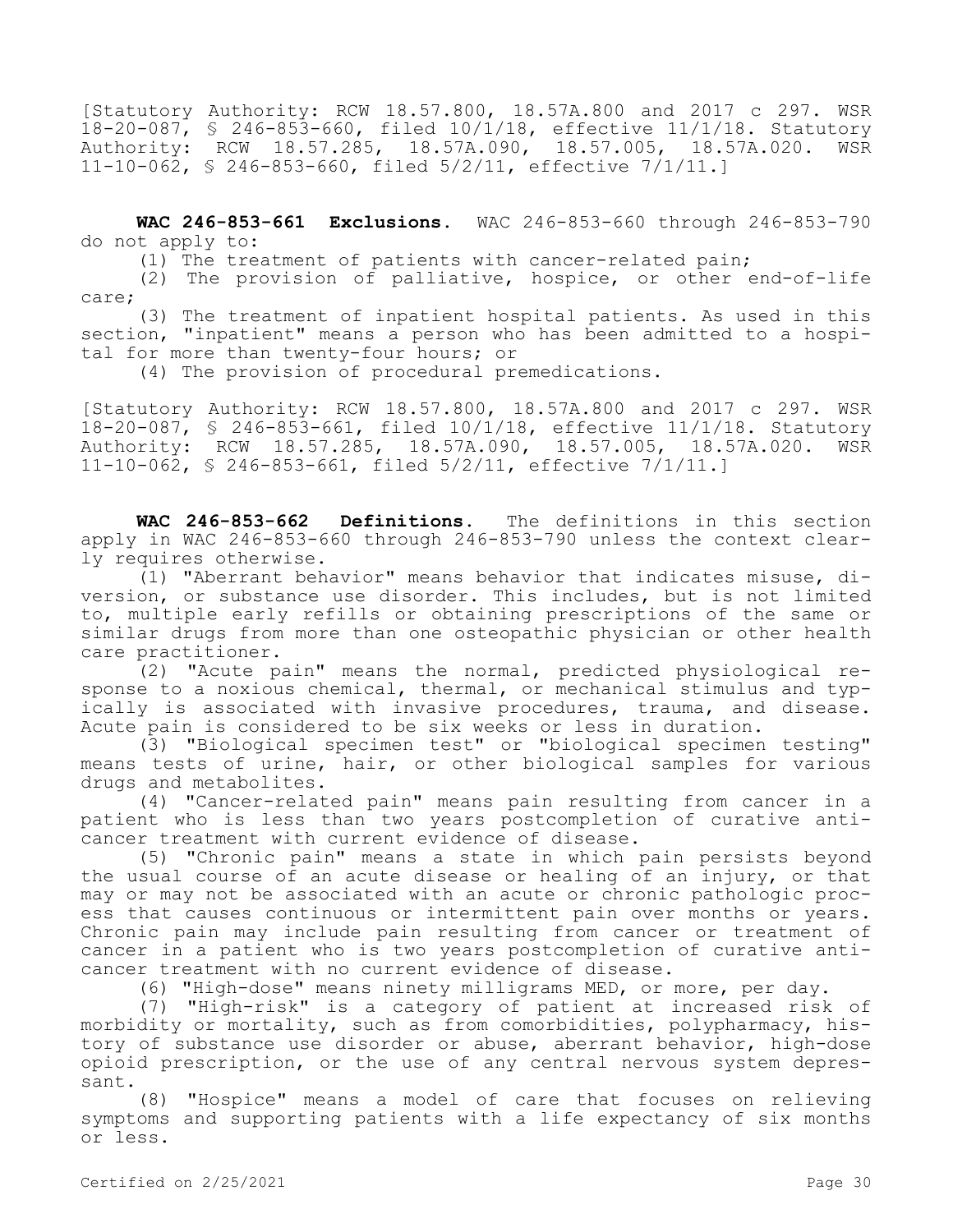[Statutory Authority: RCW 18.57.800, 18.57A.800 and 2017 c 297. WSR 18-20-087, § 246-853-660, filed 10/1/18, effective 11/1/18. Statutory Authority: RCW 18.57.285, 18.57A.090, 18.57.005, 18.57A.020. WSR 11-10-062, § 246-853-660, filed 5/2/11, effective 7/1/11.]

**WAC 246-853-661 Exclusions.** WAC 246-853-660 through 246-853-790 do not apply to:

(1) The treatment of patients with cancer-related pain;

(2) The provision of palliative, hospice, or other end-of-life care;

(3) The treatment of inpatient hospital patients. As used in this section, "inpatient" means a person who has been admitted to a hospital for more than twenty-four hours; or

(4) The provision of procedural premedications.

[Statutory Authority: RCW 18.57.800, 18.57A.800 and 2017 c 297. WSR 18-20-087, § 246-853-661, filed 10/1/18, effective 11/1/18. Statutory Authority: RCW 18.57.285, 18.57A.090, 18.57.005, 18.57A.020. WSR 11-10-062, § 246-853-661, filed 5/2/11, effective 7/1/11.]

**WAC 246-853-662 Definitions.** The definitions in this section apply in WAC 246-853-660 through 246-853-790 unless the context clearly requires otherwise.

(1) "Aberrant behavior" means behavior that indicates misuse, diversion, or substance use disorder. This includes, but is not limited to, multiple early refills or obtaining prescriptions of the same or similar drugs from more than one osteopathic physician or other health care practitioner.

(2) "Acute pain" means the normal, predicted physiological response to a noxious chemical, thermal, or mechanical stimulus and typically is associated with invasive procedures, trauma, and disease. Acute pain is considered to be six weeks or less in duration.

(3) "Biological specimen test" or "biological specimen testing" means tests of urine, hair, or other biological samples for various drugs and metabolites.

(4) "Cancer-related pain" means pain resulting from cancer in a patient who is less than two years postcompletion of curative anti-cancer treatment with current evidence of disease.

(5) "Chronic pain" means a state in which pain persists beyond the usual course of an acute disease or healing of an injury, or that may or may not be associated with an acute or chronic pathologic process that causes continuous or intermittent pain over months or years. Chronic pain may include pain resulting from cancer or treatment of cancer in a patient who is two years postcompletion of curative anti-cancer treatment with no current evidence of disease.

(6) "High-dose" means ninety milligrams MED, or more, per day.

(7) "High-risk" is a category of patient at increased risk of morbidity or mortality, such as from comorbidities, polypharmacy, history of substance use disorder or abuse, aberrant behavior, high-dose opioid prescription, or the use of any central nervous system depressant.

(8) "Hospice" means a model of care that focuses on relieving symptoms and supporting patients with a life expectancy of six months or less.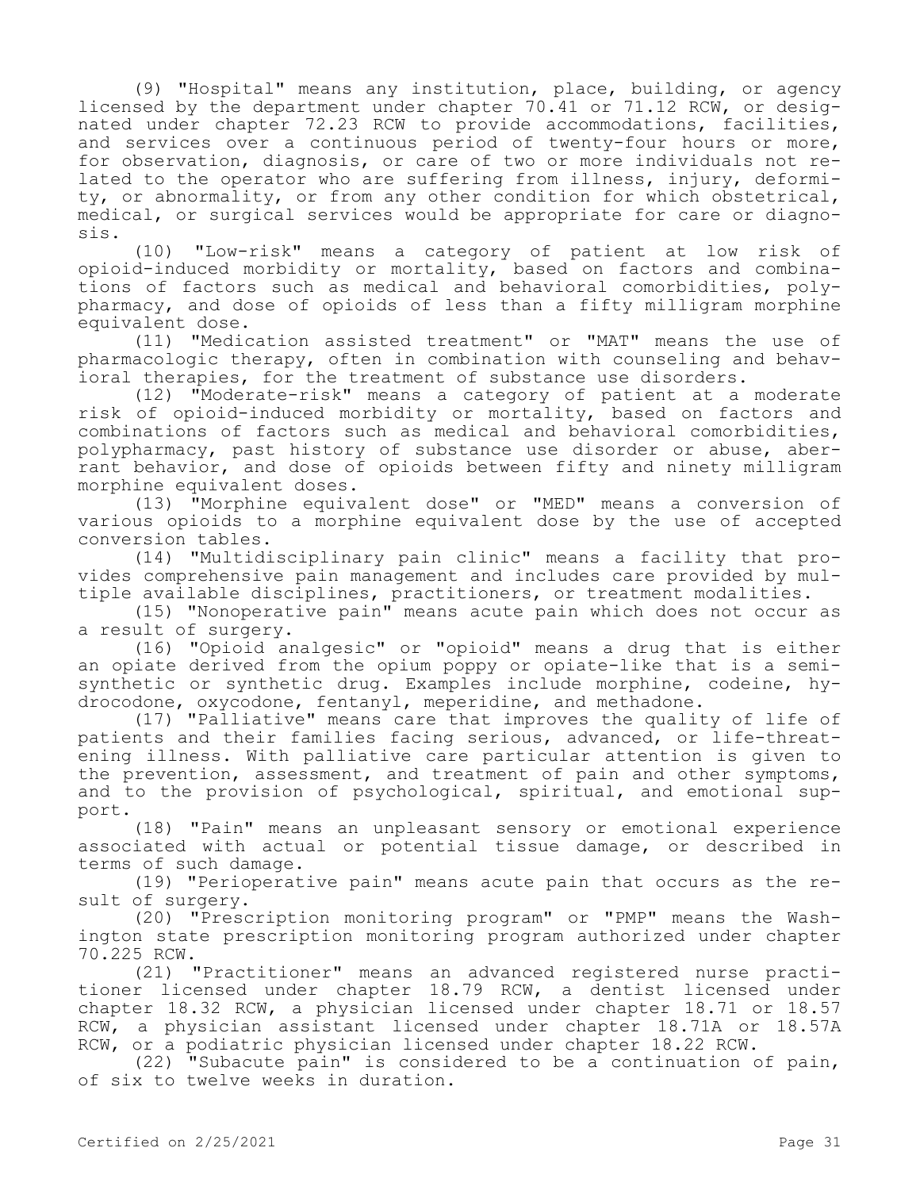(9) "Hospital" means any institution, place, building, or agency licensed by the department under chapter 70.41 or 71.12 RCW, or designated under chapter 72.23 RCW to provide accommodations, facilities, and services over a continuous period of twenty-four hours or more, for observation, diagnosis, or care of two or more individuals not related to the operator who are suffering from illness, injury, deformity, or abnormality, or from any other condition for which obstetrical, medical, or surgical services would be appropriate for care or diagnosis.

(10) "Low-risk" means a category of patient at low risk of opioid-induced morbidity or mortality, based on factors and combinations of factors such as medical and behavioral comorbidities, polypharmacy, and dose of opioids of less than a fifty milligram morphine equivalent dose.

(11) "Medication assisted treatment" or "MAT" means the use of pharmacologic therapy, often in combination with counseling and behavioral therapies, for the treatment of substance use disorders.

(12) "Moderate-risk" means a category of patient at a moderate risk of opioid-induced morbidity or mortality, based on factors and combinations of factors such as medical and behavioral comorbidities, polypharmacy, past history of substance use disorder or abuse, aberrant behavior, and dose of opioids between fifty and ninety milligram morphine equivalent doses.

(13) "Morphine equivalent dose" or "MED" means a conversion of various opioids to a morphine equivalent dose by the use of accepted conversion tables.

(14) "Multidisciplinary pain clinic" means a facility that provides comprehensive pain management and includes care provided by multiple available disciplines, practitioners, or treatment modalities.

(15) "Nonoperative pain" means acute pain which does not occur as a result of surgery.

(16) "Opioid analgesic" or "opioid" means a drug that is either an opiate derived from the opium poppy or opiate-like that is a semi-synthetic or synthetic drug. Examples include morphine, codeine, hydrocodone, oxycodone, fentanyl, meperidine, and methadone.

(17) "Palliative" means care that improves the quality of life of patients and their families facing serious, advanced, or life-threatening illness. With palliative care particular attention is given to the prevention, assessment, and treatment of pain and other symptoms, and to the provision of psychological, spiritual, and emotional support.

(18) "Pain" means an unpleasant sensory or emotional experience associated with actual or potential tissue damage, or described in terms of such damage.

(19) "Perioperative pain" means acute pain that occurs as the result of surgery.

(20) "Prescription monitoring program" or "PMP" means the Washington state prescription monitoring program authorized under chapter 70.225 RCW.

(21) "Practitioner" means an advanced registered nurse practitioner licensed under chapter 18.79 RCW, a dentist licensed under chapter 18.32 RCW, a physician licensed under chapter 18.71 or 18.57 RCW, a physician assistant licensed under chapter 18.71A or 18.57A RCW, or a podiatric physician licensed under chapter 18.22 RCW.

(22) "Subacute pain" is considered to be a continuation of pain, of six to twelve weeks in duration.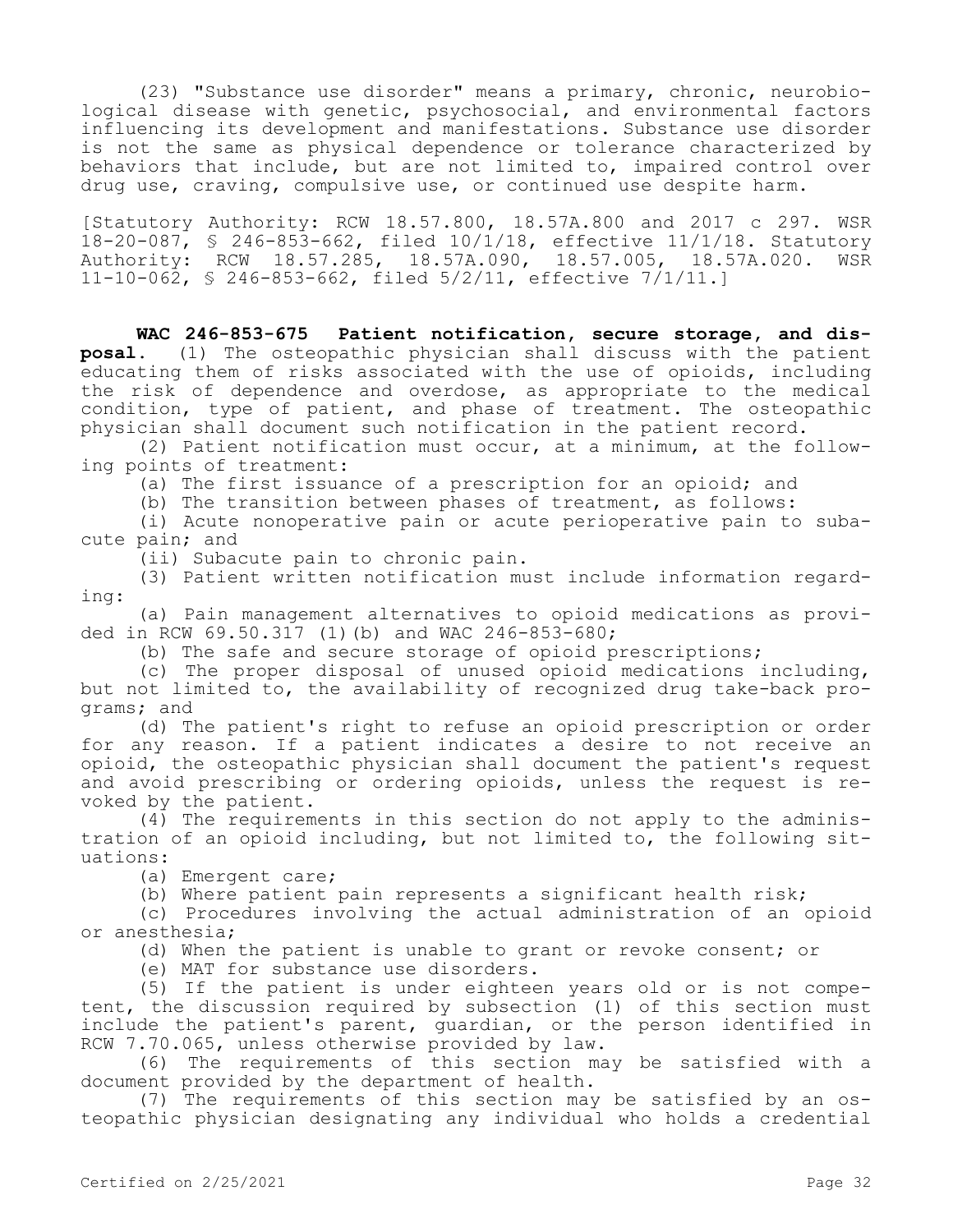(23) "Substance use disorder" means a primary, chronic, neurobiological disease with genetic, psychosocial, and environmental factors influencing its development and manifestations. Substance use disorder is not the same as physical dependence or tolerance characterized by behaviors that include, but are not limited to, impaired control over drug use, craving, compulsive use, or continued use despite harm.

[Statutory Authority: RCW 18.57.800, 18.57A.800 and 2017 c 297. WSR 18-20-087, § 246-853-662, filed 10/1/18, effective 11/1/18. Statutory Authority: RCW 18.57.285, 18.57A.090, 18.57.005, 18.57A.020. WSR 11-10-062, § 246-853-662, filed 5/2/11, effective 7/1/11.]

**WAC 246-853-675 Patient notification, secure storage, and disposal.** (1) The osteopathic physician shall discuss with the patient educating them of risks associated with the use of opioids, including the risk of dependence and overdose, as appropriate to the medical condition, type of patient, and phase of treatment. The osteopathic physician shall document such notification in the patient record.

(2) Patient notification must occur, at a minimum, at the following points of treatment:

(a) The first issuance of a prescription for an opioid; and

(b) The transition between phases of treatment, as follows:

(i) Acute nonoperative pain or acute perioperative pain to subacute pain; and

(ii) Subacute pain to chronic pain.

(3) Patient written notification must include information regarding:

(a) Pain management alternatives to opioid medications as provided in RCW 69.50.317 (1)(b) and WAC 246-853-680;

(b) The safe and secure storage of opioid prescriptions;

(c) The proper disposal of unused opioid medications including, but not limited to, the availability of recognized drug take-back programs; and

(d) The patient's right to refuse an opioid prescription or order for any reason. If a patient indicates a desire to not receive an opioid, the osteopathic physician shall document the patient's request and avoid prescribing or ordering opioids, unless the request is revoked by the patient.

(4) The requirements in this section do not apply to the administration of an opioid including, but not limited to, the following situations:

(a) Emergent care;

(b) Where patient pain represents a significant health risk;

(c) Procedures involving the actual administration of an opioid or anesthesia;

(d) When the patient is unable to grant or revoke consent; or

(e) MAT for substance use disorders.

(5) If the patient is under eighteen years old or is not competent, the discussion required by subsection (1) of this section must include the patient's parent, guardian, or the person identified in RCW 7.70.065, unless otherwise provided by law.

(6) The requirements of this section may be satisfied with a document provided by the department of health.

(7) The requirements of this section may be satisfied by an osteopathic physician designating any individual who holds a credential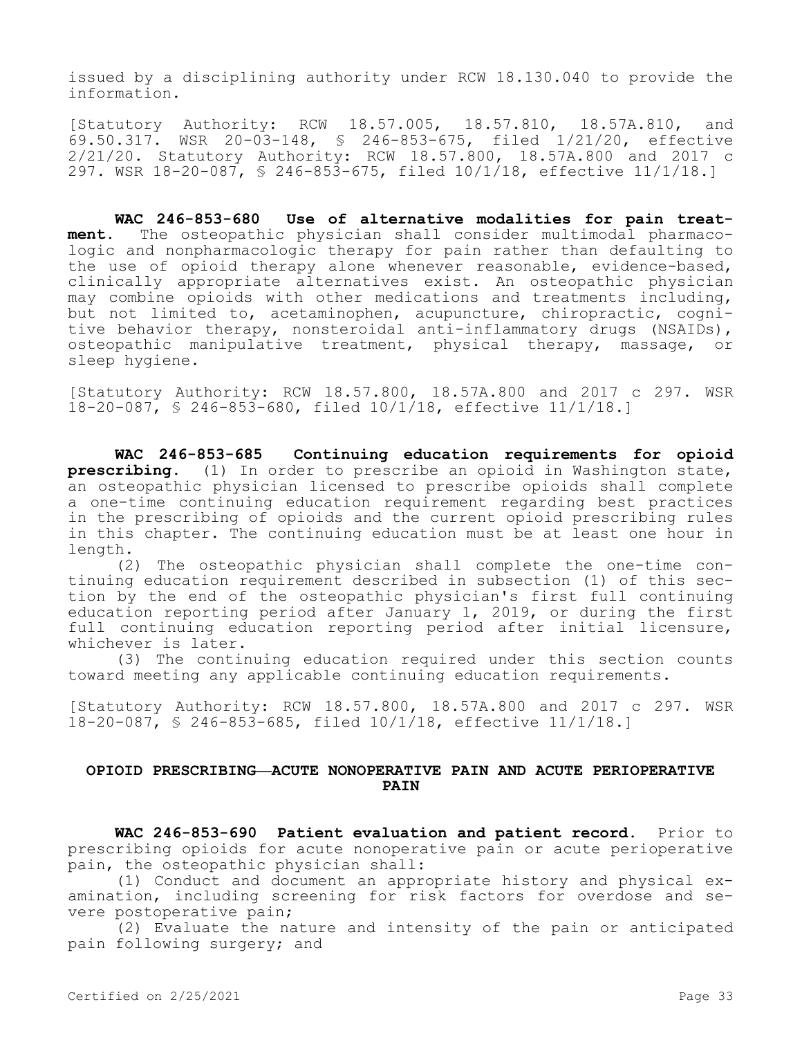issued by a disciplining authority under RCW 18.130.040 to provide the information.

[Statutory Authority: RCW 18.57.005, 18.57.810, 18.57A.810, and 69.50.317. WSR 20-03-148, § 246-853-675, filed 1/21/20, effective 2/21/20. Statutory Authority: RCW 18.57.800, 18.57A.800 and 2017 c 297. WSR 18-20-087, § 246-853-675, filed 10/1/18, effective 11/1/18.]

**WAC 246-853-680 Use of alternative modalities for pain treatment.** The osteopathic physician shall consider multimodal pharmacologic and nonpharmacologic therapy for pain rather than defaulting to the use of opioid therapy alone whenever reasonable, evidence-based, clinically appropriate alternatives exist. An osteopathic physician may combine opioids with other medications and treatments including, but not limited to, acetaminophen, acupuncture, chiropractic, cognitive behavior therapy, nonsteroidal anti-inflammatory drugs (NSAIDs), osteopathic manipulative treatment, physical therapy, massage, or sleep hygiene.

[Statutory Authority: RCW 18.57.800, 18.57A.800 and 2017 c 297. WSR 18-20-087, § 246-853-680, filed 10/1/18, effective 11/1/18.]

**WAC 246-853-685 Continuing education requirements for opioid prescribing.** (1) In order to prescribe an opioid in Washington state, an osteopathic physician licensed to prescribe opioids shall complete a one-time continuing education requirement regarding best practices in the prescribing of opioids and the current opioid prescribing rules in this chapter. The continuing education must be at least one hour in length.

(2) The osteopathic physician shall complete the one-time continuing education requirement described in subsection (1) of this section by the end of the osteopathic physician's first full continuing education reporting period after January 1, 2019, or during the first full continuing education reporting period after initial licensure, whichever is later.

(3) The continuing education required under this section counts toward meeting any applicable continuing education requirements.

[Statutory Authority: RCW 18.57.800, 18.57A.800 and 2017 c 297. WSR 18-20-087, § 246-853-685, filed 10/1/18, effective 11/1/18.]

## OPIOID PRESCRIBING—ACUTE NONOPERATIVE PAIN AND ACUTE PERIOPERATIVE PAIN

**WAC 246-853-690 Patient evaluation and patient record.** Prior to prescribing opioids for acute nonoperative pain or acute perioperative pain, the osteopathic physician shall:

(1) Conduct and document an appropriate history and physical examination, including screening for risk factors for overdose and severe postoperative pain;

(2) Evaluate the nature and intensity of the pain or anticipated pain following surgery; and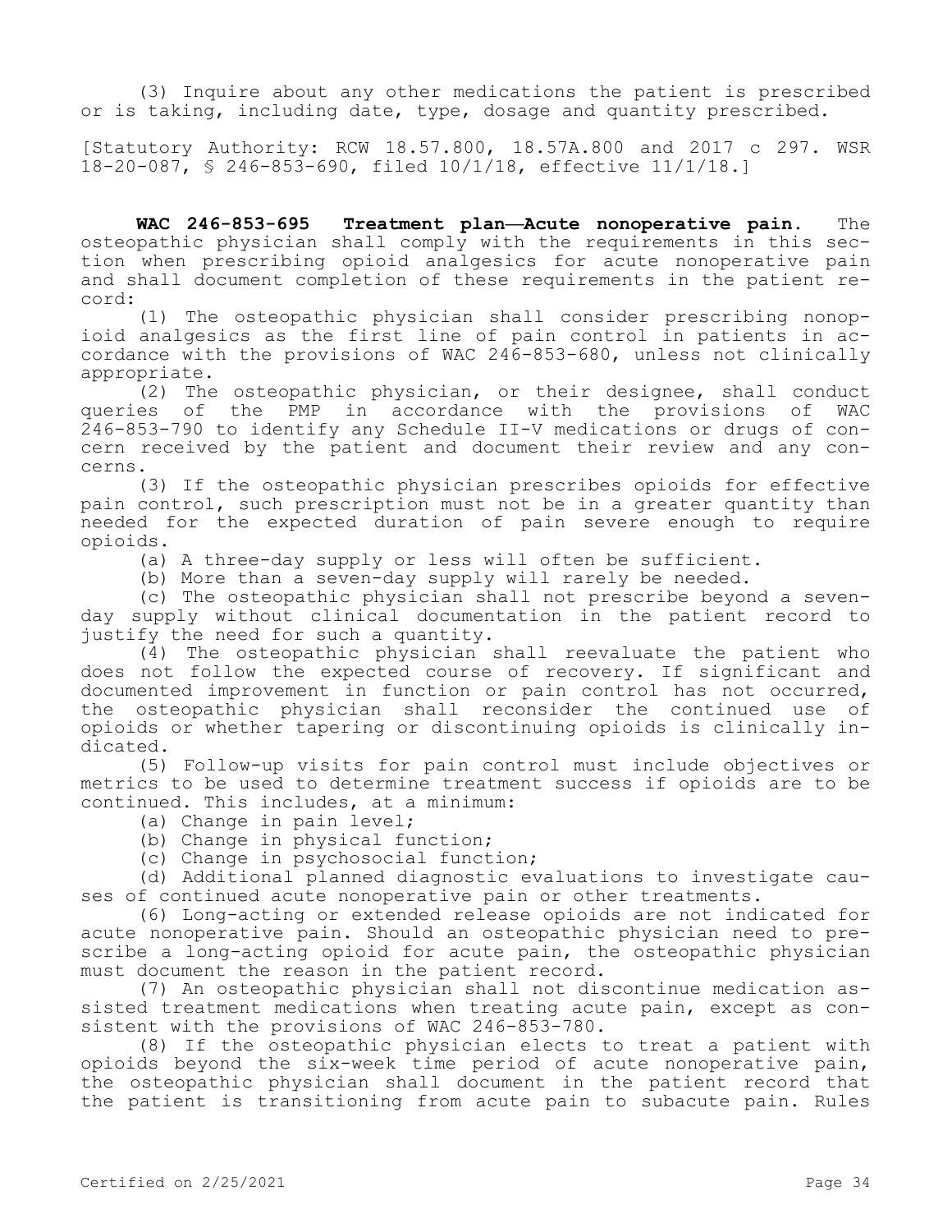(3) Inquire about any other medications the patient is prescribed or is taking, including date, type, dosage and quantity prescribed.

[Statutory Authority: RCW 18.57.800, 18.57A.800 and 2017 c 297. WSR 18-20-087, § 246-853-690, filed 10/1/18, effective 11/1/18.]

**WAC 246-853-695 Treatment plan—Acute nonoperative pain.** The osteopathic physician shall comply with the requirements in this section when prescribing opioid analgesics for acute nonoperative pain and shall document completion of these requirements in the patient record:

(1) The osteopathic physician shall consider prescribing nonopioid analgesics as the first line of pain control in patients in accordance with the provisions of WAC 246-853-680, unless not clinically appropriate.

(2) The osteopathic physician, or their designee, shall conduct queries of the PMP in accordance with the provisions of WAC 246-853-790 to identify any Schedule II-V medications or drugs of concern received by the patient and document their review and any concerns.

(3) If the osteopathic physician prescribes opioids for effective pain control, such prescription must not be in a greater quantity than needed for the expected duration of pain severe enough to require opioids.

(a) A three-day supply or less will often be sufficient.

(b) More than a seven-day supply will rarely be needed.

(c) The osteopathic physician shall not prescribe beyond a seven-day supply without clinical documentation in the patient record to justify the need for such a quantity.

(4) The osteopathic physician shall reevaluate the patient who does not follow the expected course of recovery. If significant and documented improvement in function or pain control has not occurred, the osteopathic physician shall reconsider the continued use of opioids or whether tapering or discontinuing opioids is clinically indicated.

(5) Follow-up visits for pain control must include objectives or metrics to be used to determine treatment success if opioids are to be continued. This includes, at a minimum:

(a) Change in pain level;

(b) Change in physical function;

(c) Change in psychosocial function;

(d) Additional planned diagnostic evaluations to investigate causes of continued acute nonoperative pain or other treatments.

(6) Long-acting or extended release opioids are not indicated for acute nonoperative pain. Should an osteopathic physician need to prescribe a long-acting opioid for acute pain, the osteopathic physician must document the reason in the patient record.

(7) An osteopathic physician shall not discontinue medication assisted treatment medications when treating acute pain, except as consistent with the provisions of WAC 246-853-780.

(8) If the osteopathic physician elects to treat a patient with opioids beyond the six-week time period of acute nonoperative pain, the osteopathic physician shall document in the patient record that the patient is transitioning from acute pain to subacute pain. Rules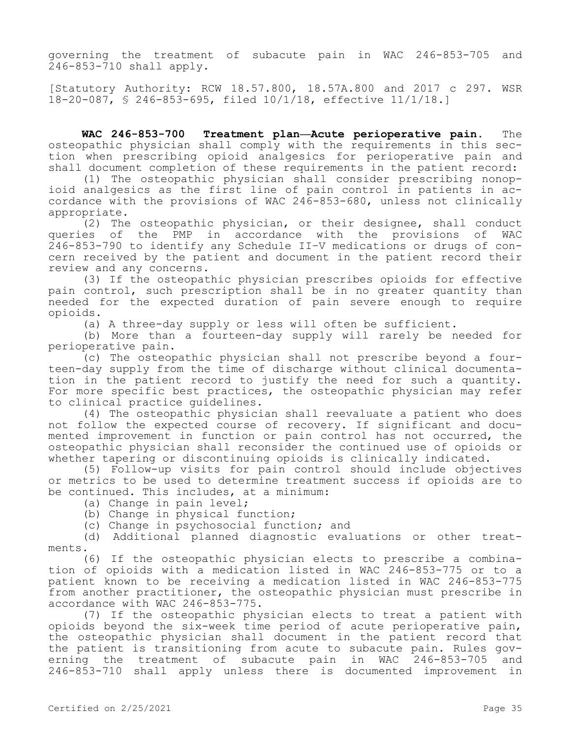governing the treatment of subacute pain in WAC 246-853-705 and 246-853-710 shall apply.

[Statutory Authority: RCW 18.57.800, 18.57A.800 and 2017 c 297. WSR 18-20-087, § 246-853-695, filed 10/1/18, effective 11/1/18.]

**WAC 246-853-700 Treatment plan—Acute perioperative pain.** The osteopathic physician shall comply with the requirements in this section when prescribing opioid analgesics for perioperative pain and shall document completion of these requirements in the patient record:

(1) The osteopathic physician shall consider prescribing nonopioid analgesics as the first line of pain control in patients in accordance with the provisions of WAC 246-853-680, unless not clinically appropriate.

(2) The osteopathic physician, or their designee, shall conduct queries of the PMP in accordance with the provisions of WAC 246-853-790 to identify any Schedule II-V medications or drugs of concern received by the patient and document in the patient record their review and any concerns.

(3) If the osteopathic physician prescribes opioids for effective pain control, such prescription shall be in no greater quantity than needed for the expected duration of pain severe enough to require opioids.

(a) A three-day supply or less will often be sufficient.

(b) More than a fourteen-day supply will rarely be needed for perioperative pain.

(c) The osteopathic physician shall not prescribe beyond a fourteen-day supply from the time of discharge without clinical documentation in the patient record to justify the need for such a quantity. For more specific best practices, the osteopathic physician may refer to clinical practice guidelines.

(4) The osteopathic physician shall reevaluate a patient who does not follow the expected course of recovery. If significant and documented improvement in function or pain control has not occurred, the osteopathic physician shall reconsider the continued use of opioids or whether tapering or discontinuing opioids is clinically indicated.

(5) Follow-up visits for pain control should include objectives or metrics to be used to determine treatment success if opioids are to be continued. This includes, at a minimum:

(a) Change in pain level;

(b) Change in physical function;

(c) Change in psychosocial function; and

(d) Additional planned diagnostic evaluations or other treatments.

(6) If the osteopathic physician elects to prescribe a combination of opioids with a medication listed in WAC 246-853-775 or to a patient known to be receiving a medication listed in WAC 246-853-775 from another practitioner, the osteopathic physician must prescribe in accordance with WAC 246-853-775.

(7) If the osteopathic physician elects to treat a patient with opioids beyond the six-week time period of acute perioperative pain, the osteopathic physician shall document in the patient record that the patient is transitioning from acute to subacute pain. Rules governing the treatment of subacute pain in WAC 246-853-705 and 246-853-710 shall apply unless there is documented improvement in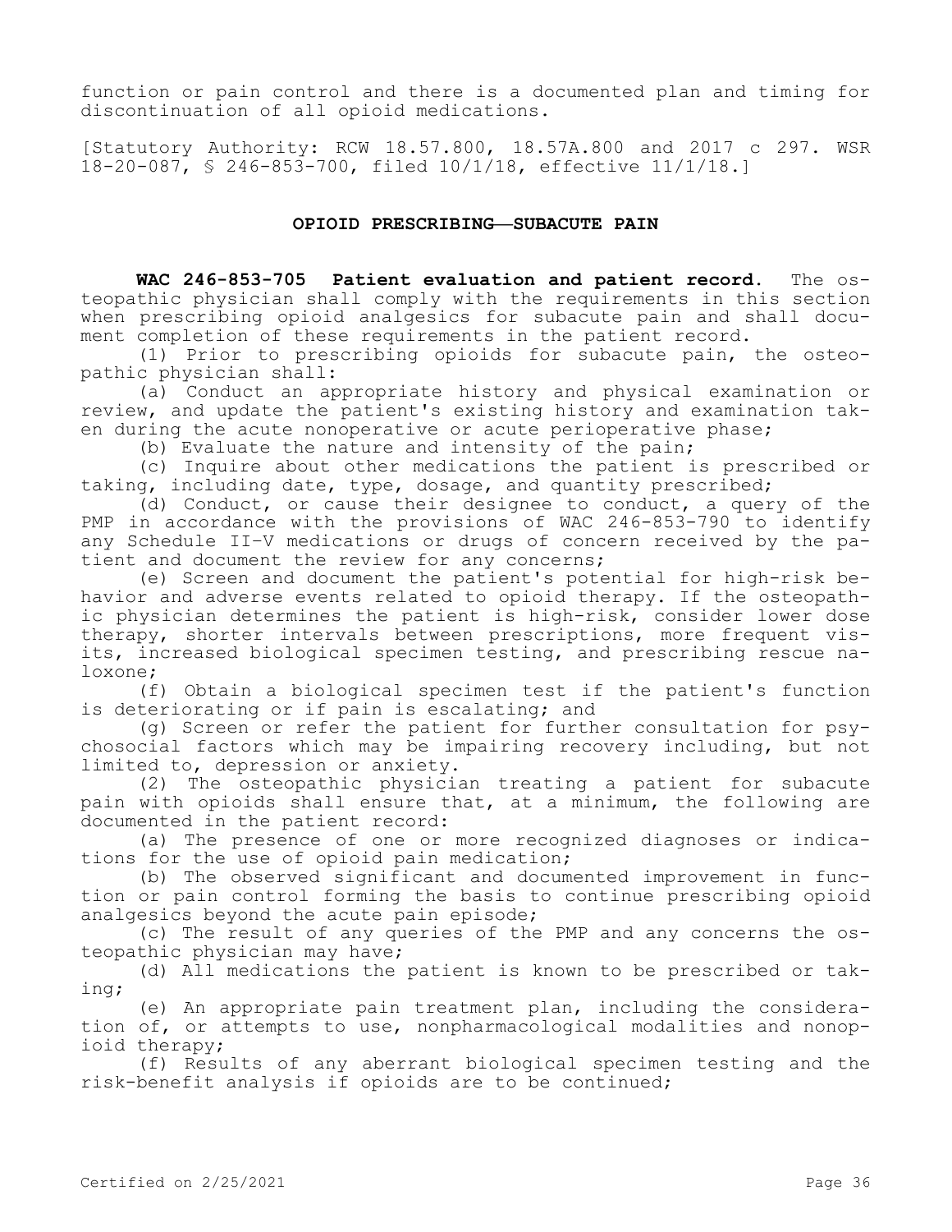function or pain control and there is a documented plan and timing for discontinuation of all opioid medications.

[Statutory Authority: RCW 18.57.800, 18.57A.800 and 2017 c 297. WSR 18-20-087, § 246-853-700, filed 10/1/18, effective 11/1/18.]

## OPIOID PRESCRIBING—SUBACUTE PAIN

**WAC 246-853-705 Patient evaluation and patient record.** The osteopathic physician shall comply with the requirements in this section when prescribing opioid analgesics for subacute pain and shall document completion of these requirements in the patient record.

(1) Prior to prescribing opioids for subacute pain, the osteopathic physician shall:

(a) Conduct an appropriate history and physical examination or review, and update the patient's existing history and examination taken during the acute nonoperative or acute perioperative phase;

(b) Evaluate the nature and intensity of the pain;

(c) Inquire about other medications the patient is prescribed or taking, including date, type, dosage, and quantity prescribed;

(d) Conduct, or cause their designee to conduct, a query of the PMP in accordance with the provisions of WAC 246-853-790 to identify any Schedule II-V medications or drugs of concern received by the patient and document the review for any concerns;

(e) Screen and document the patient's potential for high-risk behavior and adverse events related to opioid therapy. If the osteopathic physician determines the patient is high-risk, consider lower dose therapy, shorter intervals between prescriptions, more frequent visits, increased biological specimen testing, and prescribing rescue naloxone;

(f) Obtain a biological specimen test if the patient's function is deteriorating or if pain is escalating; and

(g) Screen or refer the patient for further consultation for psychosocial factors which may be impairing recovery including, but not limited to, depression or anxiety.

(2) The osteopathic physician treating a patient for subacute pain with opioids shall ensure that, at a minimum, the following are documented in the patient record:

(a) The presence of one or more recognized diagnoses or indications for the use of opioid pain medication;

(b) The observed significant and documented improvement in function or pain control forming the basis to continue prescribing opioid analgesics beyond the acute pain episode;

(c) The result of any queries of the PMP and any concerns the osteopathic physician may have;

(d) All medications the patient is known to be prescribed or taking;

(e) An appropriate pain treatment plan, including the consideration of, or attempts to use, nonpharmacological modalities and nonopioid therapy;

(f) Results of any aberrant biological specimen testing and the risk-benefit analysis if opioids are to be continued;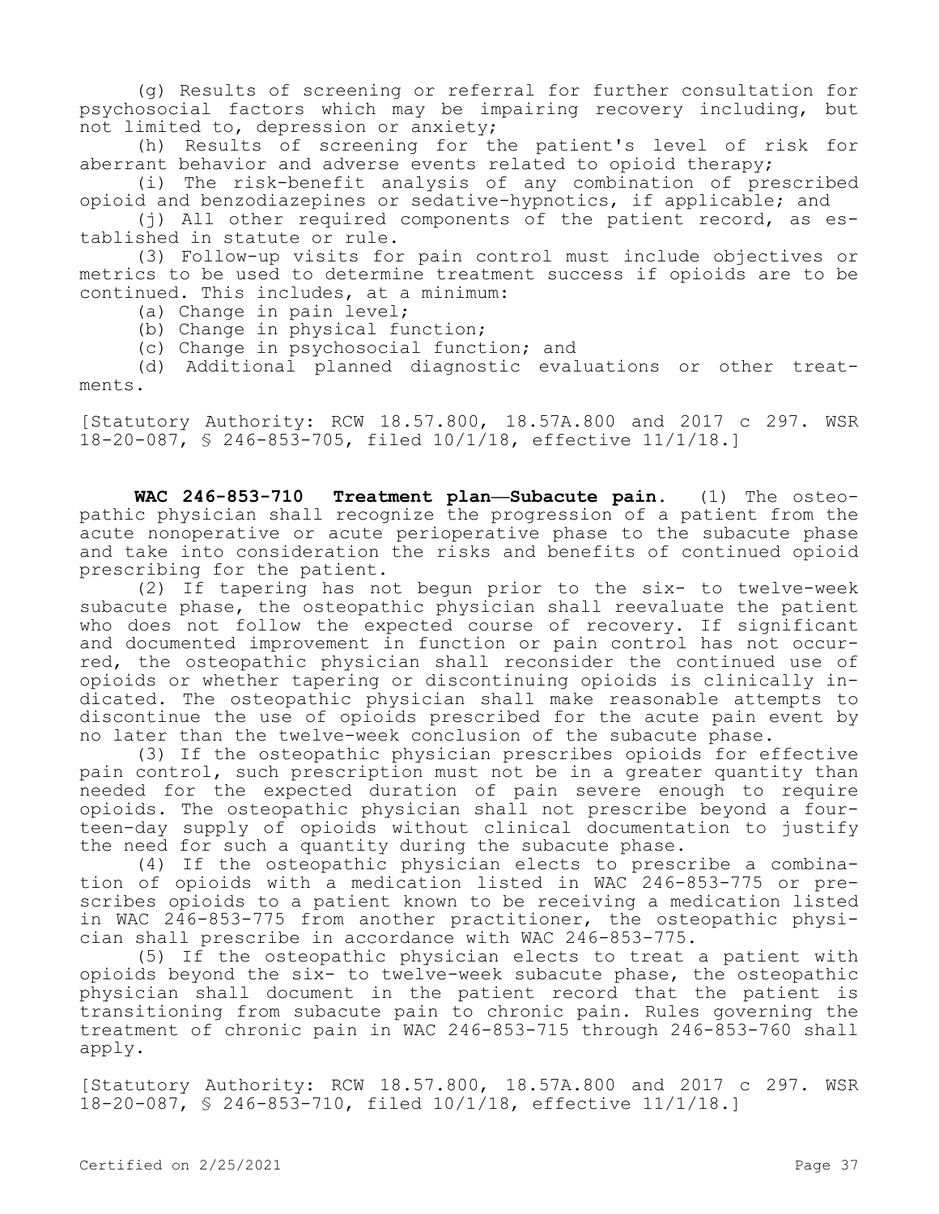(g) Results of screening or referral for further consultation for psychosocial factors which may be impairing recovery including, but not limited to, depression or anxiety;

(h) Results of screening for the patient's level of risk for aberrant behavior and adverse events related to opioid therapy;

(i) The risk-benefit analysis of any combination of prescribed opioid and benzodiazepines or sedative-hypnotics, if applicable; and

(j) All other required components of the patient record, as established in statute or rule.

(3) Follow-up visits for pain control must include objectives or metrics to be used to determine treatment success if opioids are to be continued. This includes, at a minimum:

(a) Change in pain level;

(b) Change in physical function;

(c) Change in psychosocial function; and

(d) Additional planned diagnostic evaluations or other treatments.

[Statutory Authority: RCW 18.57.800, 18.57A.800 and 2017 c 297. WSR 18-20-087, § 246-853-705, filed 10/1/18, effective 11/1/18.]

**WAC 246-853-710 Treatment plan—Subacute pain.** (1) The osteopathic physician shall recognize the progression of a patient from the acute nonoperative or acute perioperative phase to the subacute phase and take into consideration the risks and benefits of continued opioid prescribing for the patient.

(2) If tapering has not begun prior to the six- to twelve-week subacute phase, the osteopathic physician shall reevaluate the patient who does not follow the expected course of recovery. If significant and documented improvement in function or pain control has not occurred, the osteopathic physician shall reconsider the continued use of opioids or whether tapering or discontinuing opioids is clinically indicated. The osteopathic physician shall make reasonable attempts to discontinue the use of opioids prescribed for the acute pain event by no later than the twelve-week conclusion of the subacute phase.

(3) If the osteopathic physician prescribes opioids for effective pain control, such prescription must not be in a greater quantity than needed for the expected duration of pain severe enough to require opioids. The osteopathic physician shall not prescribe beyond a fourteen-day supply of opioids without clinical documentation to justify the need for such a quantity during the subacute phase.

(4) If the osteopathic physician elects to prescribe a combination of opioids with a medication listed in WAC 246-853-775 or prescribes opioids to a patient known to be receiving a medication listed in WAC 246-853-775 from another practitioner, the osteopathic physician shall prescribe in accordance with WAC 246-853-775.

(5) If the osteopathic physician elects to treat a patient with opioids beyond the six- to twelve-week subacute phase, the osteopathic physician shall document in the patient record that the patient is transitioning from subacute pain to chronic pain. Rules governing the treatment of chronic pain in WAC 246-853-715 through 246-853-760 shall apply.

[Statutory Authority: RCW 18.57.800, 18.57A.800 and 2017 c 297. WSR 18-20-087, § 246-853-710, filed 10/1/18, effective 11/1/18.]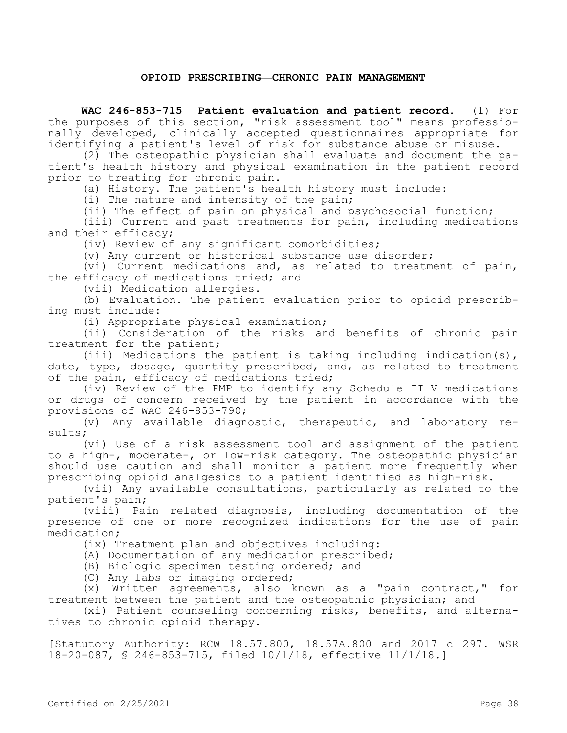## OPIOID PRESCRIBING—CHRONIC PAIN MANAGEMENT

**WAC 246-853-715 Patient evaluation and patient record.** (1) For the purposes of this section, "risk assessment tool" means professionally developed, clinically accepted questionnaires appropriate for identifying a patient's level of risk for substance abuse or misuse.

(2) The osteopathic physician shall evaluate and document the patient's health history and physical examination in the patient record prior to treating for chronic pain.

(a) History. The patient's health history must include:

(i) The nature and intensity of the pain;

(ii) The effect of pain on physical and psychosocial function;

(iii) Current and past treatments for pain, including medications and their efficacy;

(iv) Review of any significant comorbidities;

(v) Any current or historical substance use disorder;

(vi) Current medications and, as related to treatment of pain, the efficacy of medications tried; and

(vii) Medication allergies.

(b) Evaluation. The patient evaluation prior to opioid prescribing must include:

(i) Appropriate physical examination;

(ii) Consideration of the risks and benefits of chronic pain treatment for the patient;

(iii) Medications the patient is taking including indication(s), date, type, dosage, quantity prescribed, and, as related to treatment of the pain, efficacy of medications tried;

(iv) Review of the PMP to identify any Schedule II-V medications or drugs of concern received by the patient in accordance with the provisions of WAC 246-853-790;

(v) Any available diagnostic, therapeutic, and laboratory results;

(vi) Use of a risk assessment tool and assignment of the patient to a high-, moderate-, or low-risk category. The osteopathic physician should use caution and shall monitor a patient more frequently when prescribing opioid analgesics to a patient identified as high-risk.

(vii) Any available consultations, particularly as related to the patient's pain;

(viii) Pain related diagnosis, including documentation of the presence of one or more recognized indications for the use of pain medication;

(ix) Treatment plan and objectives including:

(A) Documentation of any medication prescribed;

(B) Biologic specimen testing ordered; and

(C) Any labs or imaging ordered;

(x) Written agreements, also known as a "pain contract," for treatment between the patient and the osteopathic physician; and

(xi) Patient counseling concerning risks, benefits, and alternatives to chronic opioid therapy.

[Statutory Authority: RCW 18.57.800, 18.57A.800 and 2017 c 297. WSR 18-20-087, § 246-853-715, filed 10/1/18, effective 11/1/18.]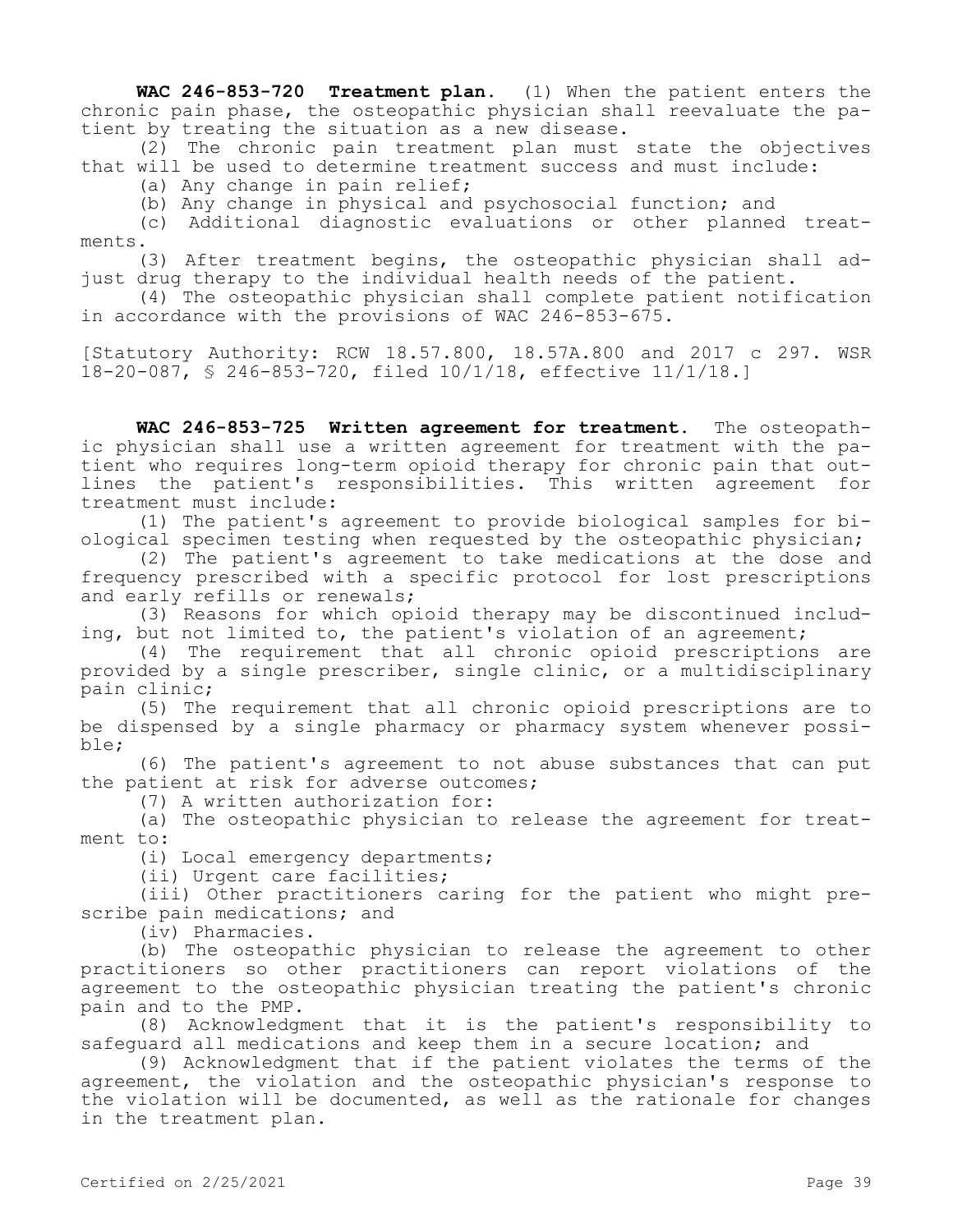**WAC 246-853-720 Treatment plan.** (1) When the patient enters the chronic pain phase, the osteopathic physician shall reevaluate the patient by treating the situation as a new disease.

(2) The chronic pain treatment plan must state the objectives that will be used to determine treatment success and must include:

(a) Any change in pain relief;

(b) Any change in physical and psychosocial function; and

(c) Additional diagnostic evaluations or other planned treatments.

(3) After treatment begins, the osteopathic physician shall adjust drug therapy to the individual health needs of the patient.

(4) The osteopathic physician shall complete patient notification in accordance with the provisions of WAC 246-853-675.

[Statutory Authority: RCW 18.57.800, 18.57A.800 and 2017 c 297. WSR 18-20-087, § 246-853-720, filed 10/1/18, effective 11/1/18.]

**WAC 246-853-725 Written agreement for treatment.** The osteopathic physician shall use a written agreement for treatment with the patient who requires long-term opioid therapy for chronic pain that outlines the patient's responsibilities. This written agreement for treatment must include:

(1) The patient's agreement to provide biological samples for biological specimen testing when requested by the osteopathic physician;

(2) The patient's agreement to take medications at the dose and frequency prescribed with a specific protocol for lost prescriptions and early refills or renewals;

(3) Reasons for which opioid therapy may be discontinued including, but not limited to, the patient's violation of an agreement;

(4) The requirement that all chronic opioid prescriptions are provided by a single prescriber, single clinic, or a multidisciplinary pain clinic;

(5) The requirement that all chronic opioid prescriptions are to be dispensed by a single pharmacy or pharmacy system whenever possible;

(6) The patient's agreement to not abuse substances that can put the patient at risk for adverse outcomes;

(7) A written authorization for:

(a) The osteopathic physician to release the agreement for treatment to:

(i) Local emergency departments;

(ii) Urgent care facilities;

(iii) Other practitioners caring for the patient who might prescribe pain medications; and

(iv) Pharmacies.

(b) The osteopathic physician to release the agreement to other practitioners so other practitioners can report violations of the agreement to the osteopathic physician treating the patient's chronic pain and to the PMP.

(8) Acknowledgment that it is the patient's responsibility to safeguard all medications and keep them in a secure location; and

(9) Acknowledgment that if the patient violates the terms of the agreement, the violation and the osteopathic physician's response to the violation will be documented, as well as the rationale for changes in the treatment plan.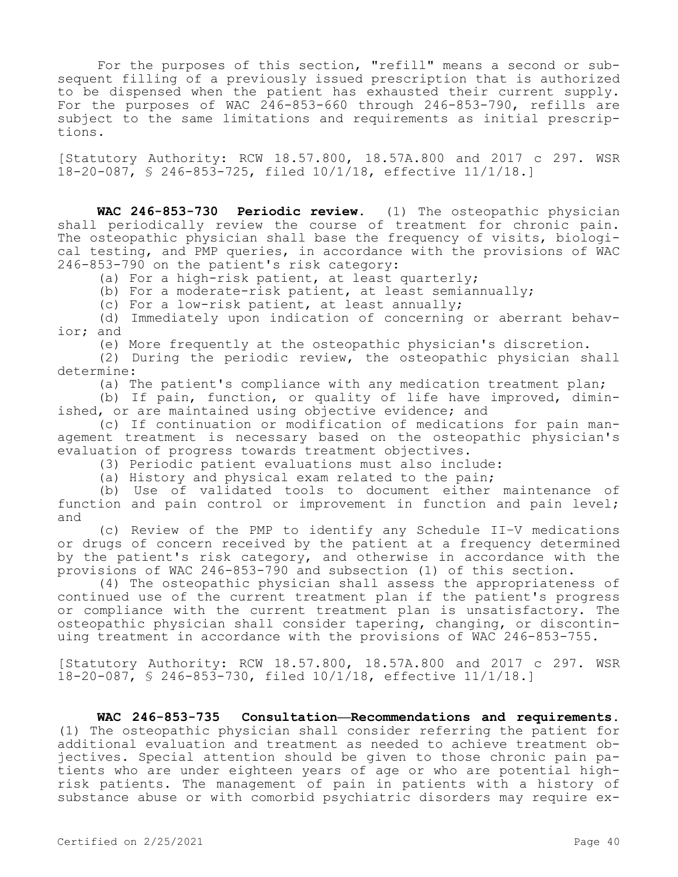For the purposes of this section, "refill" means a second or subsequent filling of a previously issued prescription that is authorized to be dispensed when the patient has exhausted their current supply. For the purposes of WAC 246-853-660 through 246-853-790, refills are subject to the same limitations and requirements as initial prescriptions.

[Statutory Authority: RCW 18.57.800, 18.57A.800 and 2017 c 297. WSR 18-20-087, § 246-853-725, filed 10/1/18, effective 11/1/18.]

**WAC 246-853-730 Periodic review.** (1) The osteopathic physician shall periodically review the course of treatment for chronic pain. The osteopathic physician shall base the frequency of visits, biological testing, and PMP queries, in accordance with the provisions of WAC 246-853-790 on the patient's risk category:

(a) For a high-risk patient, at least quarterly;

(b) For a moderate-risk patient, at least semiannually;

(c) For a low-risk patient, at least annually;

(d) Immediately upon indication of concerning or aberrant behavior; and

(e) More frequently at the osteopathic physician's discretion.

(2) During the periodic review, the osteopathic physician shall determine:

(a) The patient's compliance with any medication treatment plan;

(b) If pain, function, or quality of life have improved, diminished, or are maintained using objective evidence; and

(c) If continuation or modification of medications for pain management treatment is necessary based on the osteopathic physician's evaluation of progress towards treatment objectives.

(3) Periodic patient evaluations must also include:

(a) History and physical exam related to the pain;

(b) Use of validated tools to document either maintenance of function and pain control or improvement in function and pain level; and

(c) Review of the PMP to identify any Schedule II-V medications or drugs of concern received by the patient at a frequency determined by the patient's risk category, and otherwise in accordance with the provisions of WAC 246-853-790 and subsection (1) of this section.

(4) The osteopathic physician shall assess the appropriateness of continued use of the current treatment plan if the patient's progress or compliance with the current treatment plan is unsatisfactory. The osteopathic physician shall consider tapering, changing, or discontinuing treatment in accordance with the provisions of WAC 246-853-755.

[Statutory Authority: RCW 18.57.800, 18.57A.800 and 2017 c 297. WSR 18-20-087, § 246-853-730, filed 10/1/18, effective 11/1/18.]

**WAC 246-853-735 Consultation—Recommendations and requirements.** (1) The osteopathic physician shall consider referring the patient for additional evaluation and treatment as needed to achieve treatment objectives. Special attention should be given to those chronic pain patients who are under eighteen years of age or who are potential high-risk patients. The management of pain in patients with a history of substance abuse or with comorbid psychiatric disorders may require ex-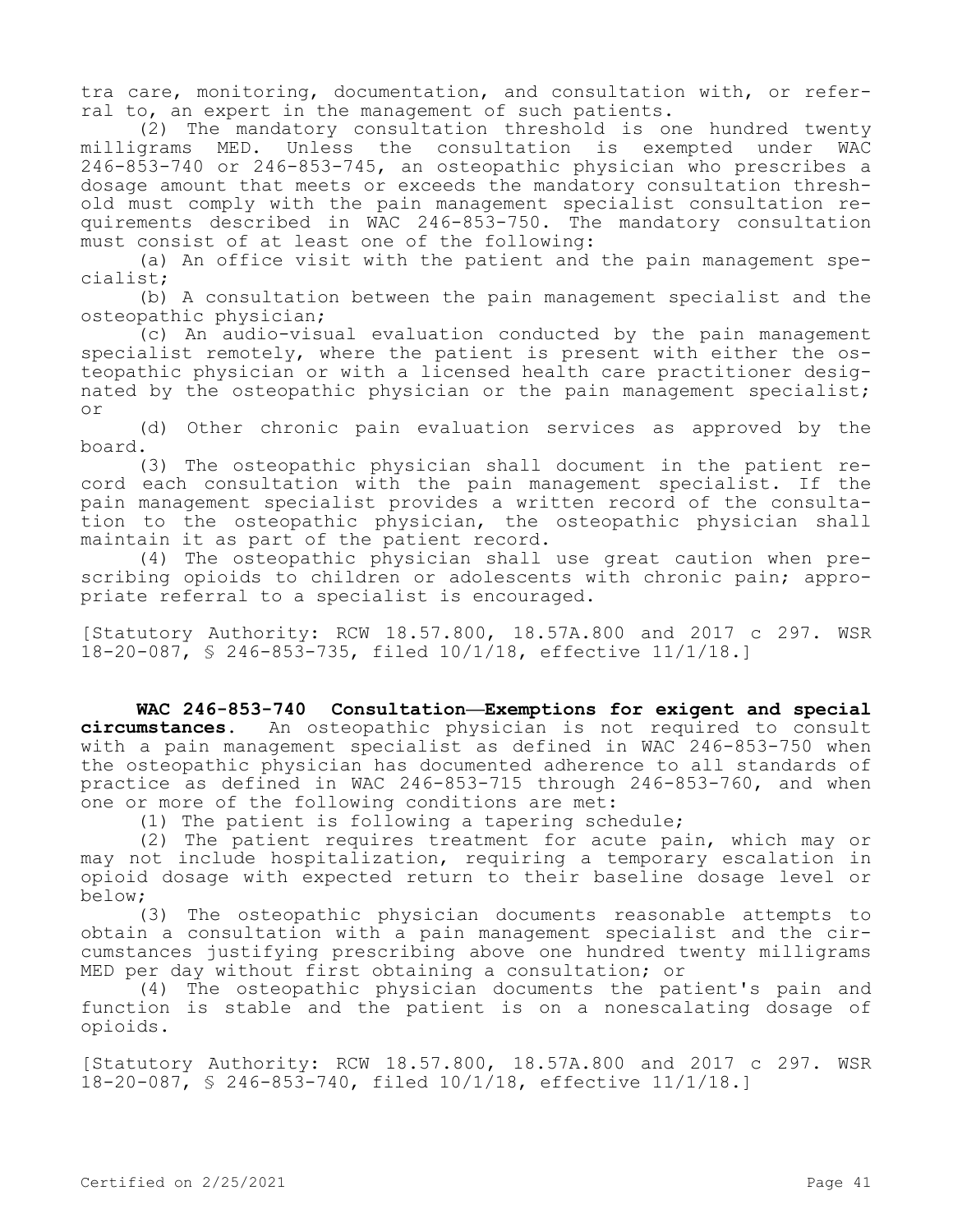tra care, monitoring, documentation, and consultation with, or referral to, an expert in the management of such patients.

(2) The mandatory consultation threshold is one hundred twenty milligrams MED. Unless the consultation is exempted under WAC 246-853-740 or 246-853-745, an osteopathic physician who prescribes a dosage amount that meets or exceeds the mandatory consultation threshold must comply with the pain management specialist consultation requirements described in WAC 246-853-750. The mandatory consultation must consist of at least one of the following:

(a) An office visit with the patient and the pain management specialist;

(b) A consultation between the pain management specialist and the osteopathic physician;

(c) An audio-visual evaluation conducted by the pain management specialist remotely, where the patient is present with either the osteopathic physician or with a licensed health care practitioner designated by the osteopathic physician or the pain management specialist; or

(d) Other chronic pain evaluation services as approved by the board.

(3) The osteopathic physician shall document in the patient record each consultation with the pain management specialist. If the pain management specialist provides a written record of the consultation to the osteopathic physician, the osteopathic physician shall maintain it as part of the patient record.

(4) The osteopathic physician shall use great caution when prescribing opioids to children or adolescents with chronic pain; appropriate referral to a specialist is encouraged.

[Statutory Authority: RCW 18.57.800, 18.57A.800 and 2017 c 297. WSR 18-20-087, § 246-853-735, filed 10/1/18, effective 11/1/18.]

**WAC 246-853-740 Consultation—Exemptions for exigent and special circumstances.** An osteopathic physician is not required to consult with a pain management specialist as defined in WAC 246-853-750 when the osteopathic physician has documented adherence to all standards of practice as defined in WAC 246-853-715 through 246-853-760, and when one or more of the following conditions are met:

(1) The patient is following a tapering schedule;

(2) The patient requires treatment for acute pain, which may or may not include hospitalization, requiring a temporary escalation in opioid dosage with expected return to their baseline dosage level or below;

(3) The osteopathic physician documents reasonable attempts to obtain a consultation with a pain management specialist and the circumstances justifying prescribing above one hundred twenty milligrams MED per day without first obtaining a consultation; or

(4) The osteopathic physician documents the patient's pain and function is stable and the patient is on a nonescalating dosage of opioids.

[Statutory Authority: RCW 18.57.800, 18.57A.800 and 2017 c 297. WSR 18-20-087, § 246-853-740, filed 10/1/18, effective 11/1/18.]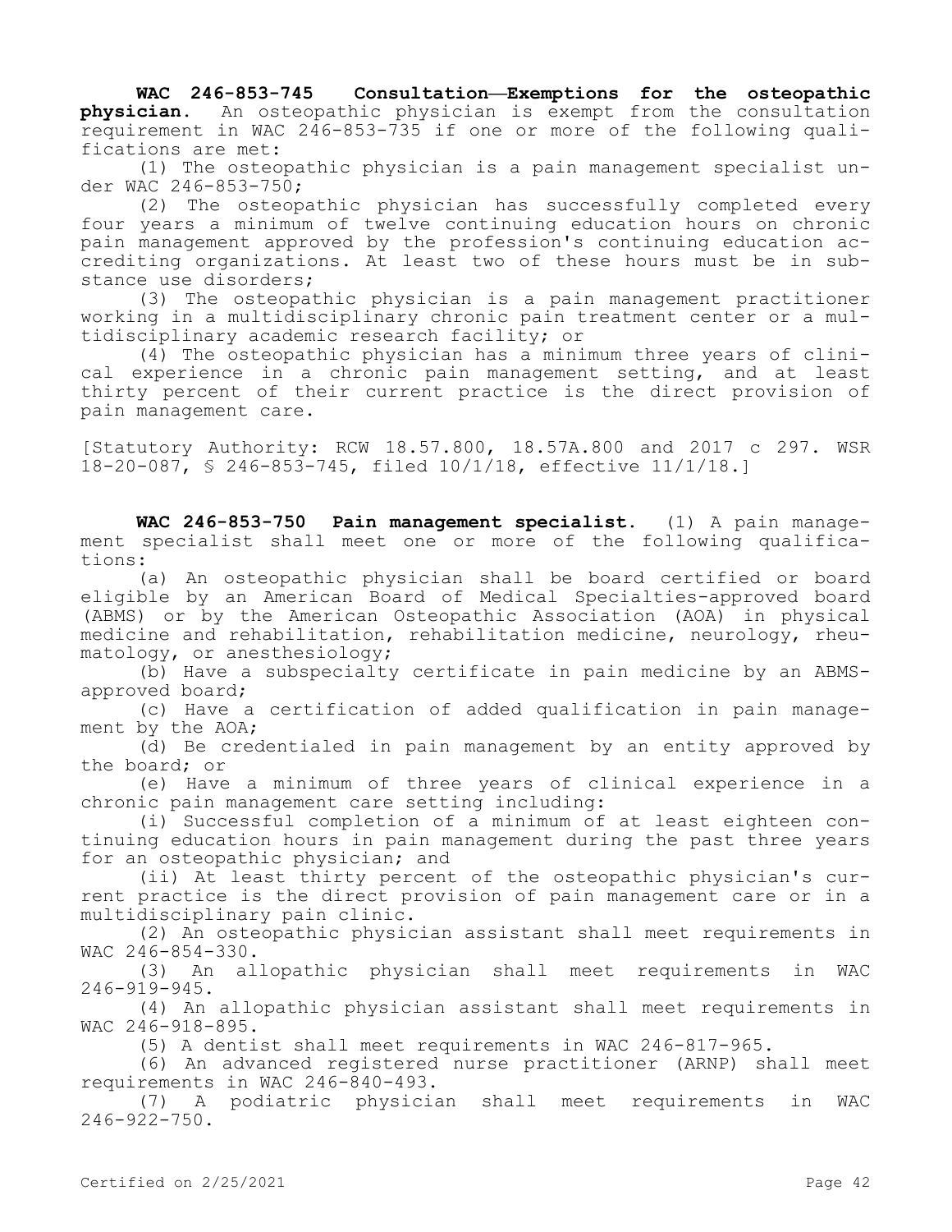**WAC 246-853-745 Consultation—Exemptions for the osteopathic physician.** An osteopathic physician is exempt from the consultation requirement in WAC 246-853-735 if one or more of the following qualifications are met:

(1) The osteopathic physician is a pain management specialist under WAC 246-853-750;

(2) The osteopathic physician has successfully completed every four years a minimum of twelve continuing education hours on chronic pain management approved by the profession's continuing education accrediting organizations. At least two of these hours must be in substance use disorders;

(3) The osteopathic physician is a pain management practitioner working in a multidisciplinary chronic pain treatment center or a multidisciplinary academic research facility; or

(4) The osteopathic physician has a minimum three years of clinical experience in a chronic pain management setting, and at least thirty percent of their current practice is the direct provision of pain management care.

[Statutory Authority: RCW 18.57.800, 18.57A.800 and 2017 c 297. WSR 18-20-087, § 246-853-745, filed 10/1/18, effective 11/1/18.]

**WAC 246-853-750 Pain management specialist.** (1) A pain management specialist shall meet one or more of the following qualifications:

(a) An osteopathic physician shall be board certified or board eligible by an American Board of Medical Specialties-approved board (ABMS) or by the American Osteopathic Association (AOA) in physical medicine and rehabilitation, rehabilitation medicine, neurology, rheumatology, or anesthesiology;

(b) Have a subspecialty certificate in pain medicine by an ABMS-approved board;

(c) Have a certification of added qualification in pain management by the AOA;

(d) Be credentialed in pain management by an entity approved by the board; or

(e) Have a minimum of three years of clinical experience in a chronic pain management care setting including:

(i) Successful completion of a minimum of at least eighteen continuing education hours in pain management during the past three years for an osteopathic physician; and

(ii) At least thirty percent of the osteopathic physician's current practice is the direct provision of pain management care or in a multidisciplinary pain clinic.

(2) An osteopathic physician assistant shall meet requirements in WAC 246-854-330.

(3) An allopathic physician shall meet requirements in WAC 246-919-945.

(4) An allopathic physician assistant shall meet requirements in WAC 246-918-895.

(5) A dentist shall meet requirements in WAC 246-817-965.

(6) An advanced registered nurse practitioner (ARNP) shall meet requirements in WAC 246-840-493.

(7) A podiatric physician shall meet requirements in WAC 246-922-750.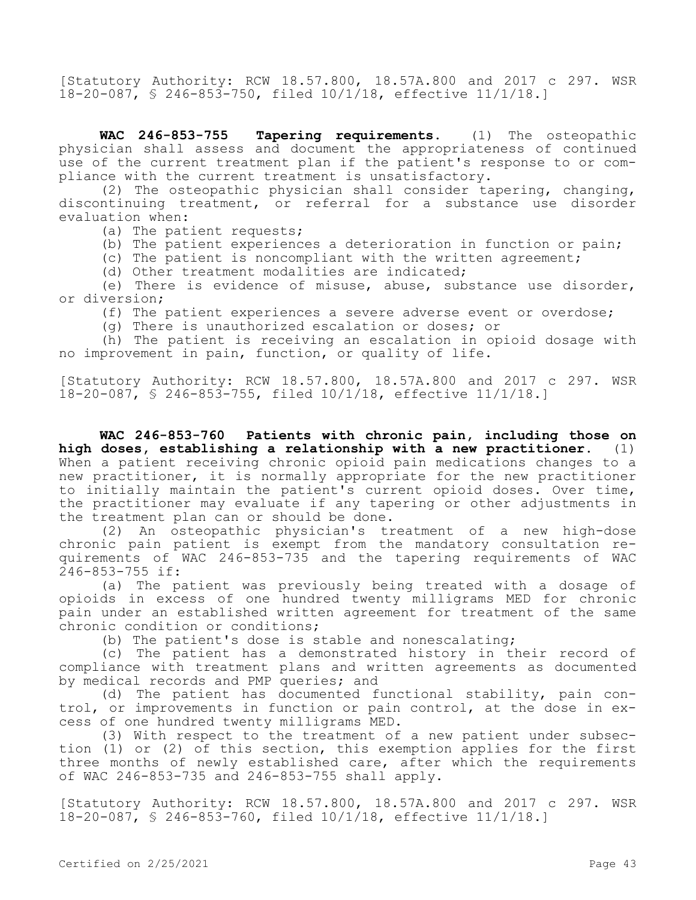[Statutory Authority: RCW 18.57.800, 18.57A.800 and 2017 c 297. WSR 18-20-087, § 246-853-750, filed 10/1/18, effective 11/1/18.]

**WAC 246-853-755 Tapering requirements.** (1) The osteopathic physician shall assess and document the appropriateness of continued use of the current treatment plan if the patient's response to or compliance with the current treatment is unsatisfactory.

(2) The osteopathic physician shall consider tapering, changing, discontinuing treatment, or referral for a substance use disorder evaluation when:

(a) The patient requests;

(b) The patient experiences a deterioration in function or pain;

(c) The patient is noncompliant with the written agreement;

(d) Other treatment modalities are indicated;

(e) There is evidence of misuse, abuse, substance use disorder, or diversion;

(f) The patient experiences a severe adverse event or overdose;

(g) There is unauthorized escalation or doses; or

(h) The patient is receiving an escalation in opioid dosage with no improvement in pain, function, or quality of life.

[Statutory Authority: RCW 18.57.800, 18.57A.800 and 2017 c 297. WSR 18-20-087, § 246-853-755, filed 10/1/18, effective 11/1/18.]

**WAC 246-853-760 Patients with chronic pain, including those on high doses, establishing a relationship with a new practitioner.** (1) When a patient receiving chronic opioid pain medications changes to a new practitioner, it is normally appropriate for the new practitioner to initially maintain the patient's current opioid doses. Over time, the practitioner may evaluate if any tapering or other adjustments in the treatment plan can or should be done.

(2) An osteopathic physician's treatment of a new high-dose chronic pain patient is exempt from the mandatory consultation requirements of WAC 246-853-735 and the tapering requirements of WAC 246-853-755 if:

(a) The patient was previously being treated with a dosage of opioids in excess of one hundred twenty milligrams MED for chronic pain under an established written agreement for treatment of the same chronic condition or conditions;

(b) The patient's dose is stable and nonescalating;

(c) The patient has a demonstrated history in their record of compliance with treatment plans and written agreements as documented by medical records and PMP queries; and

(d) The patient has documented functional stability, pain control, or improvements in function or pain control, at the dose in excess of one hundred twenty milligrams MED.

(3) With respect to the treatment of a new patient under subsection (1) or (2) of this section, this exemption applies for the first three months of newly established care, after which the requirements of WAC 246-853-735 and 246-853-755 shall apply.

[Statutory Authority: RCW 18.57.800, 18.57A.800 and 2017 c 297. WSR 18-20-087, § 246-853-760, filed 10/1/18, effective 11/1/18.]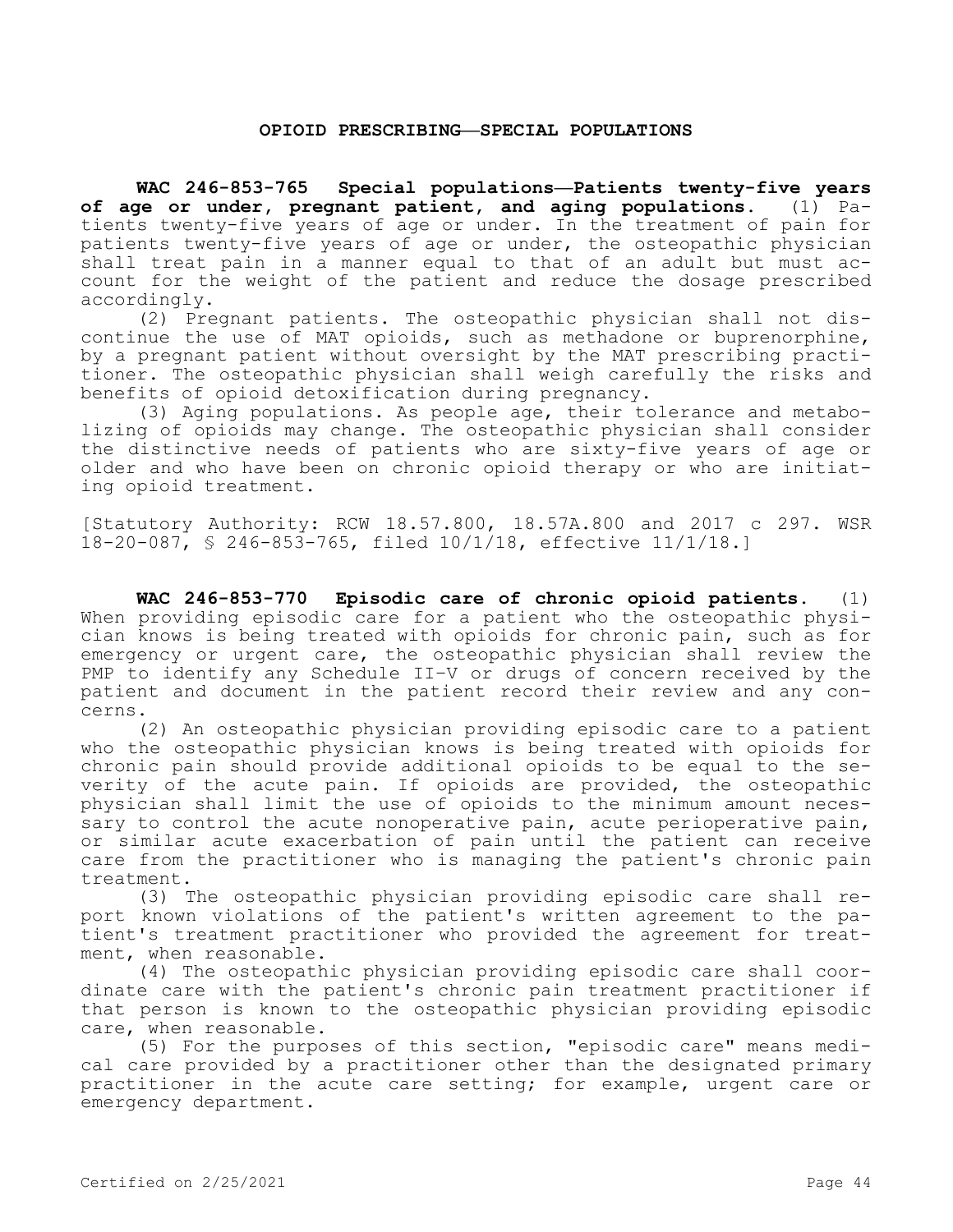## OPIOID PRESCRIBING—SPECIAL POPULATIONS

**WAC 246-853-765 Special populations—Patients twenty-five years of age or under, pregnant patient, and aging populations.** (1) Patients twenty-five years of age or under. In the treatment of pain for patients twenty-five years of age or under, the osteopathic physician shall treat pain in a manner equal to that of an adult but must account for the weight of the patient and reduce the dosage prescribed accordingly.

(2) Pregnant patients. The osteopathic physician shall not discontinue the use of MAT opioids, such as methadone or buprenorphine, by a pregnant patient without oversight by the MAT prescribing practitioner. The osteopathic physician shall weigh carefully the risks and benefits of opioid detoxification during pregnancy.

(3) Aging populations. As people age, their tolerance and metabolizing of opioids may change. The osteopathic physician shall consider the distinctive needs of patients who are sixty-five years of age or older and who have been on chronic opioid therapy or who are initiating opioid treatment.

[Statutory Authority: RCW 18.57.800, 18.57A.800 and 2017 c 297. WSR 18-20-087, § 246-853-765, filed 10/1/18, effective 11/1/18.]

**WAC 246-853-770 Episodic care of chronic opioid patients.** (1) When providing episodic care for a patient who the osteopathic physician knows is being treated with opioids for chronic pain, such as for emergency or urgent care, the osteopathic physician shall review the PMP to identify any Schedule II-V or drugs of concern received by the patient and document in the patient record their review and any concerns.

(2) An osteopathic physician providing episodic care to a patient who the osteopathic physician knows is being treated with opioids for chronic pain should provide additional opioids to be equal to the severity of the acute pain. If opioids are provided, the osteopathic physician shall limit the use of opioids to the minimum amount necessary to control the acute nonoperative pain, acute perioperative pain, or similar acute exacerbation of pain until the patient can receive care from the practitioner who is managing the patient's chronic pain treatment.

(3) The osteopathic physician providing episodic care shall report known violations of the patient's written agreement to the patient's treatment practitioner who provided the agreement for treatment, when reasonable.

(4) The osteopathic physician providing episodic care shall coordinate care with the patient's chronic pain treatment practitioner if that person is known to the osteopathic physician providing episodic care, when reasonable.

(5) For the purposes of this section, "episodic care" means medical care provided by a practitioner other than the designated primary practitioner in the acute care setting; for example, urgent care or emergency department.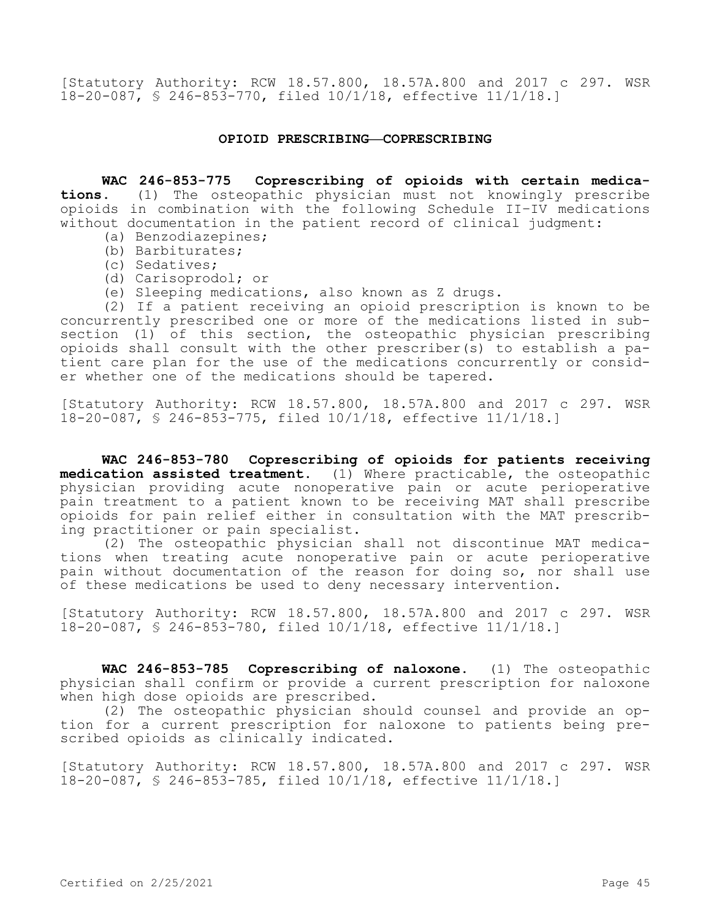[Statutory Authority: RCW 18.57.800, 18.57A.800 and 2017 c 297. WSR 18-20-087, § 246-853-770, filed 10/1/18, effective 11/1/18.]

### OPIOID PRESCRIBING—COPRESCRIBING

**WAC 246-853-775 Coprescribing of opioids with certain medications.** (1) The osteopathic physician must not knowingly prescribe opioids in combination with the following Schedule II-IV medications without documentation in the patient record of clinical judgment:

(a) Benzodiazepines;

(b) Barbiturates;

(c) Sedatives;

(d) Carisoprodol; or

(e) Sleeping medications, also known as Z drugs.

(2) If a patient receiving an opioid prescription is known to be concurrently prescribed one or more of the medications listed in subsection (1) of this section, the osteopathic physician prescribing opioids shall consult with the other prescriber(s) to establish a patient care plan for the use of the medications concurrently or consider whether one of the medications should be tapered.

[Statutory Authority: RCW 18.57.800, 18.57A.800 and 2017 c 297. WSR 18-20-087, § 246-853-775, filed 10/1/18, effective 11/1/18.]

**WAC 246-853-780 Coprescribing of opioids for patients receiving medication assisted treatment.** (1) Where practicable, the osteopathic physician providing acute nonoperative pain or acute perioperative pain treatment to a patient known to be receiving MAT shall prescribe opioids for pain relief either in consultation with the MAT prescribing practitioner or pain specialist.

(2) The osteopathic physician shall not discontinue MAT medications when treating acute nonoperative pain or acute perioperative pain without documentation of the reason for doing so, nor shall use of these medications be used to deny necessary intervention.

[Statutory Authority: RCW 18.57.800, 18.57A.800 and 2017 c 297. WSR 18-20-087, § 246-853-780, filed 10/1/18, effective 11/1/18.]

**WAC 246-853-785 Coprescribing of naloxone.** (1) The osteopathic physician shall confirm or provide a current prescription for naloxone when high dose opioids are prescribed.

(2) The osteopathic physician should counsel and provide an option for a current prescription for naloxone to patients being prescribed opioids as clinically indicated.

[Statutory Authority: RCW 18.57.800, 18.57A.800 and 2017 c 297. WSR 18-20-087, § 246-853-785, filed 10/1/18, effective 11/1/18.]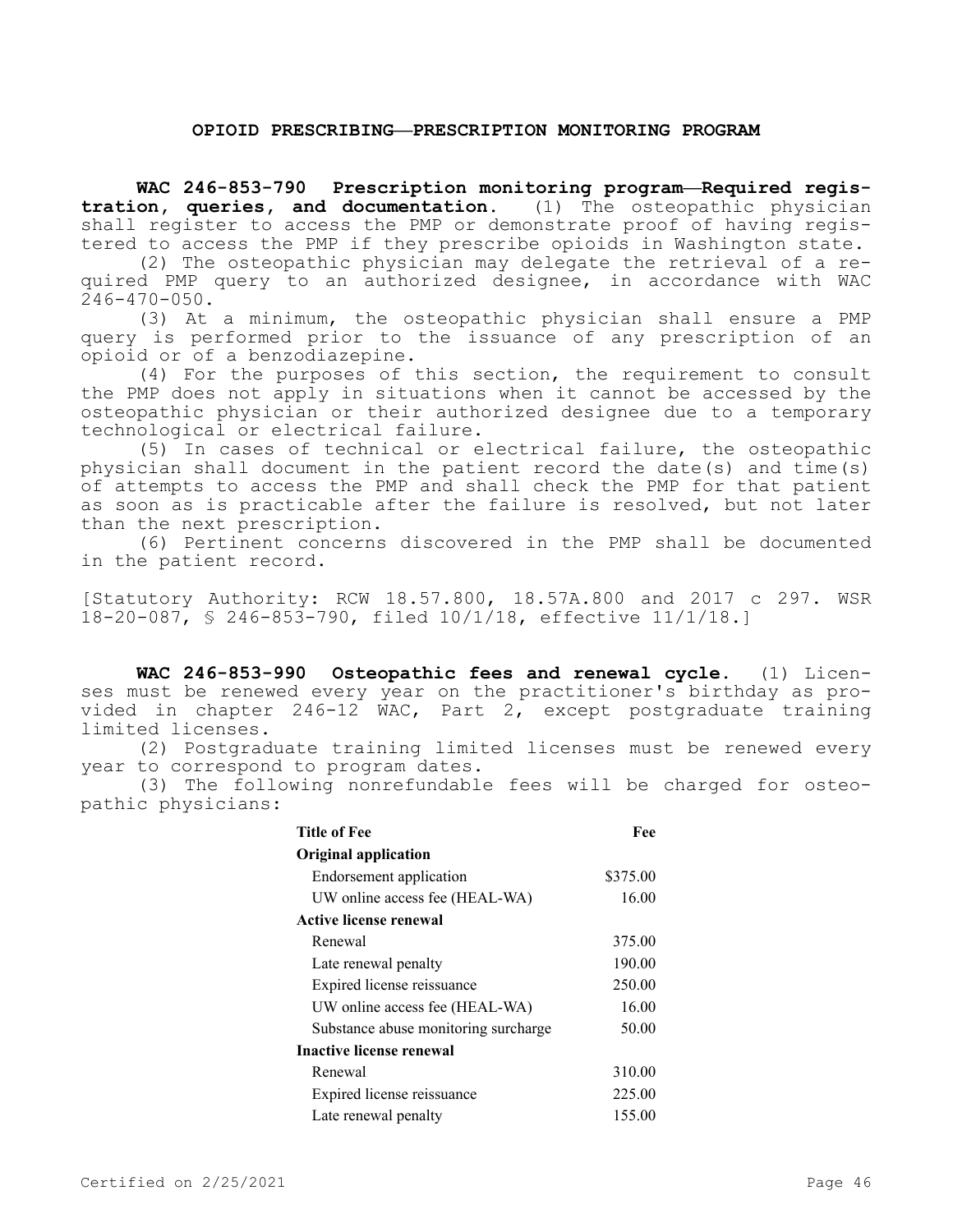## OPIOID PRESCRIBING—PRESCRIPTION MONITORING PROGRAM

**WAC 246-853-790 Prescription monitoring program—Required registration, queries, and documentation.** (1) The osteopathic physician shall register to access the PMP or demonstrate proof of having registered to access the PMP if they prescribe opioids in Washington state.

(2) The osteopathic physician may delegate the retrieval of a required PMP query to an authorized designee, in accordance with WAC 246-470-050.

(3) At a minimum, the osteopathic physician shall ensure a PMP query is performed prior to the issuance of any prescription of an opioid or of a benzodiazepine.

(4) For the purposes of this section, the requirement to consult the PMP does not apply in situations when it cannot be accessed by the osteopathic physician or their authorized designee due to a temporary technological or electrical failure.

(5) In cases of technical or electrical failure, the osteopathic physician shall document in the patient record the date(s) and time(s) of attempts to access the PMP and shall check the PMP for that patient as soon as is practicable after the failure is resolved, but not later than the next prescription.

(6) Pertinent concerns discovered in the PMP shall be documented in the patient record.

[Statutory Authority: RCW 18.57.800, 18.57A.800 and 2017 c 297. WSR 18-20-087, § 246-853-790, filed 10/1/18, effective 11/1/18.]

**WAC 246-853-990 Osteopathic fees and renewal cycle.** (1) Licenses must be renewed every year on the practitioner's birthday as provided in chapter 246-12 WAC, Part 2, except postgraduate training limited licenses.

(2) Postgraduate training limited licenses must be renewed every year to correspond to program dates.

(3) The following nonrefundable fees will be charged for osteopathic physicians:

| Title of Fee | Fee |
|---|---|
| **Original application** | |
| Endorsement application | $375.00 |
| UW online access fee (HEAL-WA) | 16.00 |
| **Active license renewal** | |
| Renewal | 375.00 |
| Late renewal penalty | 190.00 |
| Expired license reissuance | 250.00 |
| UW online access fee (HEAL-WA) | 16.00 |
| Substance abuse monitoring surcharge | 50.00 |
| **Inactive license renewal** | |
| Renewal | 310.00 |
| Expired license reissuance | 225.00 |
| Late renewal penalty | 155.00 |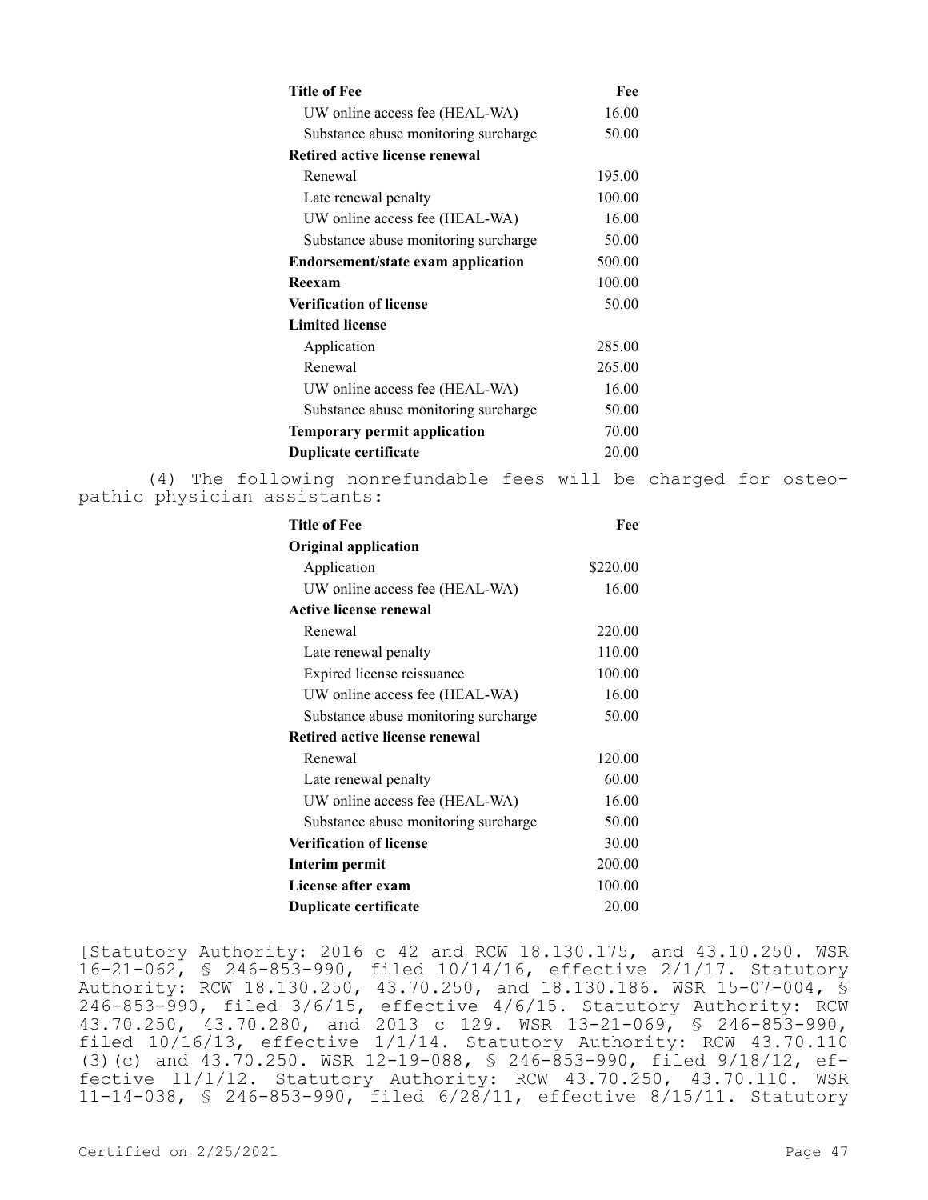| Title of Fee | Fee |
|---|---|
| UW online access fee (HEAL-WA) | 16.00 |
| Substance abuse monitoring surcharge | 50.00 |
| **Retired active license renewal** | |
| Renewal | 195.00 |
| Late renewal penalty | 100.00 |
| UW online access fee (HEAL-WA) | 16.00 |
| Substance abuse monitoring surcharge | 50.00 |
| **Endorsement/state exam application** | 500.00 |
| **Reexam** | 100.00 |
| **Verification of license** | 50.00 |
| **Limited license** | |
| Application | 285.00 |
| Renewal | 265.00 |
| UW online access fee (HEAL-WA) | 16.00 |
| Substance abuse monitoring surcharge | 50.00 |
| **Temporary permit application** | 70.00 |
| **Duplicate certificate** | 20.00 |

(4) The following nonrefundable fees will be charged for osteopathic physician assistants:

| Title of Fee | Fee |
|---|---|
| **Original application** | |
| Application | $220.00 |
| UW online access fee (HEAL-WA) | 16.00 |
| **Active license renewal** | |
| Renewal | 220.00 |
| Late renewal penalty | 110.00 |
| Expired license reissuance | 100.00 |
| UW online access fee (HEAL-WA) | 16.00 |
| Substance abuse monitoring surcharge | 50.00 |
| **Retired active license renewal** | |
| Renewal | 120.00 |
| Late renewal penalty | 60.00 |
| UW online access fee (HEAL-WA) | 16.00 |
| Substance abuse monitoring surcharge | 50.00 |
| **Verification of license** | 30.00 |
| **Interim permit** | 200.00 |
| **License after exam** | 100.00 |
| **Duplicate certificate** | 20.00 |

[Statutory Authority: 2016 c 42 and RCW 18.130.175, and 43.10.250. WSR 16-21-062, § 246-853-990, filed 10/14/16, effective 2/1/17. Statutory Authority: RCW 18.130.250, 43.70.250, and 18.130.186. WSR 15-07-004, § 246-853-990, filed 3/6/15, effective 4/6/15. Statutory Authority: RCW 43.70.250, 43.70.280, and 2013 c 129. WSR 13-21-069, § 246-853-990, filed 10/16/13, effective 1/1/14. Statutory Authority: RCW 43.70.110 (3)(c) and 43.70.250. WSR 12-19-088, § 246-853-990, filed 9/18/12, effective 11/1/12. Statutory Authority: RCW 43.70.250, 43.70.110. WSR 11-14-038, § 246-853-990, filed 6/28/11, effective 8/15/11. Statutory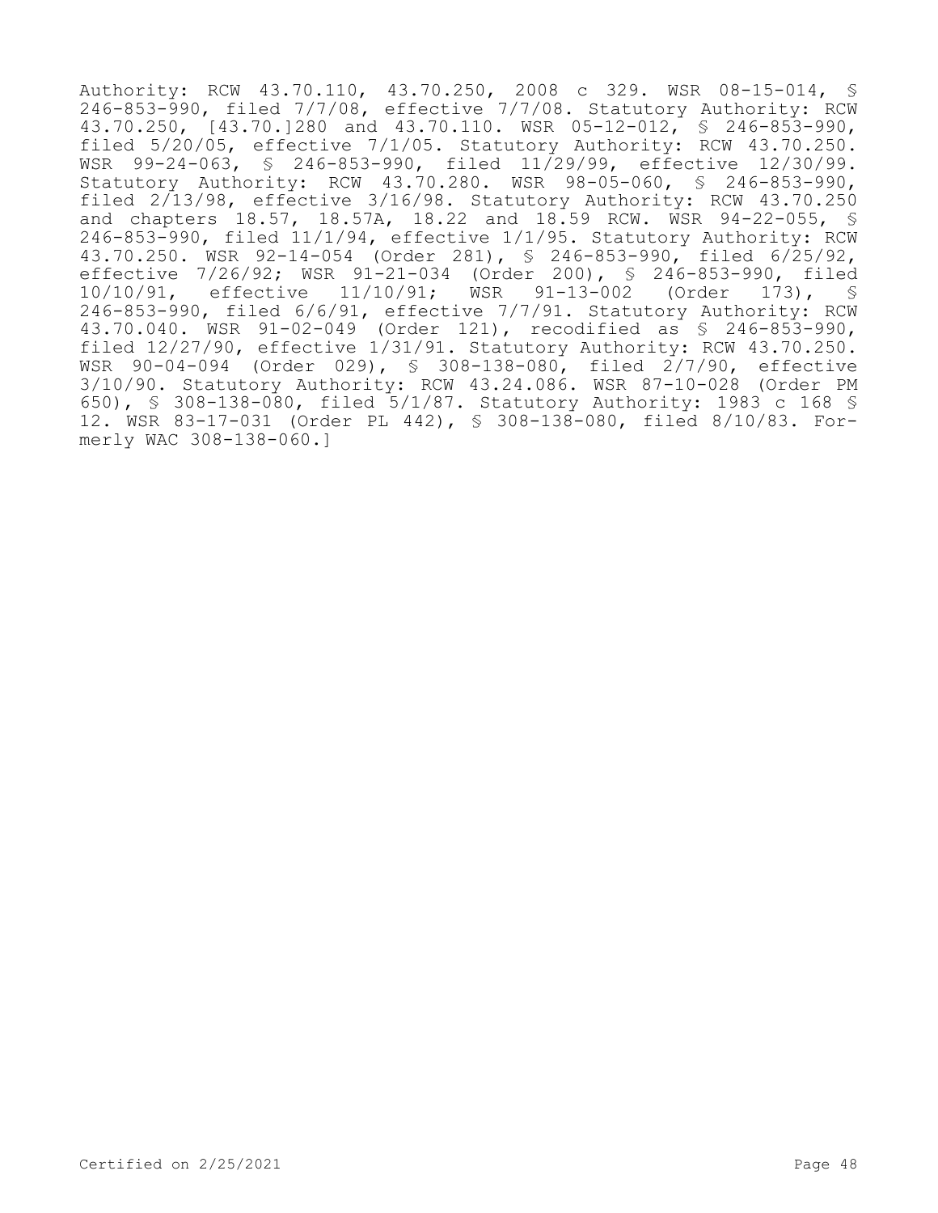Authority: RCW 43.70.110, 43.70.250, 2008 c 329. WSR 08-15-014, § 246-853-990, filed 7/7/08, effective 7/7/08. Statutory Authority: RCW 43.70.250, [43.70.]280 and 43.70.110. WSR 05-12-012, § 246-853-990, filed 5/20/05, effective 7/1/05. Statutory Authority: RCW 43.70.250. WSR 99-24-063, § 246-853-990, filed 11/29/99, effective 12/30/99. Statutory Authority: RCW 43.70.280. WSR 98-05-060, § 246-853-990, filed 2/13/98, effective 3/16/98. Statutory Authority: RCW 43.70.250 and chapters 18.57, 18.57A, 18.22 and 18.59 RCW. WSR 94-22-055, § 246-853-990, filed 11/1/94, effective 1/1/95. Statutory Authority: RCW 43.70.250. WSR 92-14-054 (Order 281), § 246-853-990, filed 6/25/92, effective 7/26/92; WSR 91-21-034 (Order 200), § 246-853-990, filed 10/10/91, effective 11/10/91; WSR 91-13-002 (Order 173), § 246-853-990, filed 6/6/91, effective 7/7/91. Statutory Authority: RCW 43.70.040. WSR 91-02-049 (Order 121), recodified as § 246-853-990, filed 12/27/90, effective 1/31/91. Statutory Authority: RCW 43.70.250. WSR 90-04-094 (Order 029), § 308-138-080, filed 2/7/90, effective 3/10/90. Statutory Authority: RCW 43.24.086. WSR 87-10-028 (Order PM 650), § 308-138-080, filed 5/1/87. Statutory Authority: 1983 c 168 § 12. WSR 83-17-031 (Order PL 442), § 308-138-080, filed 8/10/83. Formerly WAC 308-138-060.]